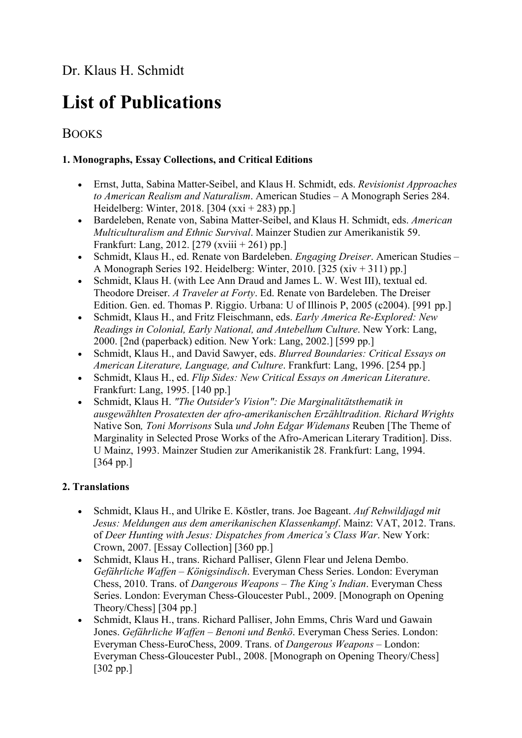Dr. Klaus H. Schmidt

# List of Publications

## BOOKS

### 1. Monographs, Essay Collections, and Critical Editions

- Ernst, Jutta, Sabina Matter-Seibel, and Klaus H. Schmidt, eds. *Revisionist Approaches to American Realism and Naturalism*. American Studies – A Monograph Series 284. Heidelberg: Winter, 2018. [304 (xxi + 283) pp.]
- Bardeleben, Renate von, Sabina Matter-Seibel, and Klaus H. Schmidt, eds. *American Multiculturalism and Ethnic Survival*. Mainzer Studien zur Amerikanistik 59. Frankfurt: Lang, 2012. [279 (xviii + 261) pp.]
- Schmidt, Klaus H., ed. Renate von Bardeleben. *Engaging Dreiser*. American Studies – A Monograph Series 192. Heidelberg: Winter, 2010. [325 (xiv + 311) pp.]
- Schmidt, Klaus H. (with Lee Ann Draud and James L. W. West III), textual ed. Theodore Dreiser. *A Traveler at Forty*. Ed. Renate von Bardeleben. The Dreiser Edition. Gen. ed. Thomas P. Riggio. Urbana: U of Illinois P, 2005 (c2004). [991 pp.]
- Schmidt, Klaus H., and Fritz Fleischmann, eds. *Early America Re-Explored: New Readings in Colonial, Early National, and Antebellum Culture*. New York: Lang, 2000. [2nd (paperback) edition. New York: Lang, 2002.] [599 pp.]
- Schmidt, Klaus H., and David Sawyer, eds. *Blurred Boundaries: Critical Essays on American Literature, Language, and Culture*. Frankfurt: Lang, 1996. [254 pp.]
- Schmidt, Klaus H., ed. *Flip Sides: New Critical Essays on American Literature*. Frankfurt: Lang, 1995. [140 pp.]
- Schmidt, Klaus H. *"The Outsider's Vision": Die Marginalitätsthematik in ausgewählten Prosatexten der afro-amerikanischen Erzähltradition. Richard Wrights* Native Son*, Toni Morrisons* Sula *und John Edgar Widemans* Reuben [The Theme of Marginality in Selected Prose Works of the Afro-American Literary Tradition]. Diss. U Mainz, 1993. Mainzer Studien zur Amerikanistik 28. Frankfurt: Lang, 1994. [364 pp.]

### 2. Translations

- Schmidt, Klaus H., and Ulrike E. Köstler, trans. Joe Bageant. *Auf Rehwildjagd mit Jesus: Meldungen aus dem amerikanischen Klassenkampf*. Mainz: VAT, 2012. Trans. of *Deer Hunting with Jesus: Dispatches from America's Class War*. New York: Crown, 2007. [Essay Collection] [360 pp.]
- Schmidt, Klaus H., trans. Richard Palliser, Glenn Flear und Jelena Dembo. *Gefährliche Waffen – Königsindisch*. Everyman Chess Series. London: Everyman Chess, 2010. Trans. of *Dangerous Weapons – The King's Indian*. Everyman Chess Series. London: Everyman Chess-Gloucester Publ., 2009. [Monograph on Opening Theory/Chess] [304 pp.]
- Schmidt, Klaus H., trans. Richard Palliser, John Emms, Chris Ward und Gawain Jones. *Gefährliche Waffen – Benoni und Benkö*. Everyman Chess Series. London: Everyman Chess-EuroChess, 2009. Trans. of *Dangerous Weapons* – London: Everyman Chess-Gloucester Publ., 2008. [Monograph on Opening Theory/Chess] [302 pp.]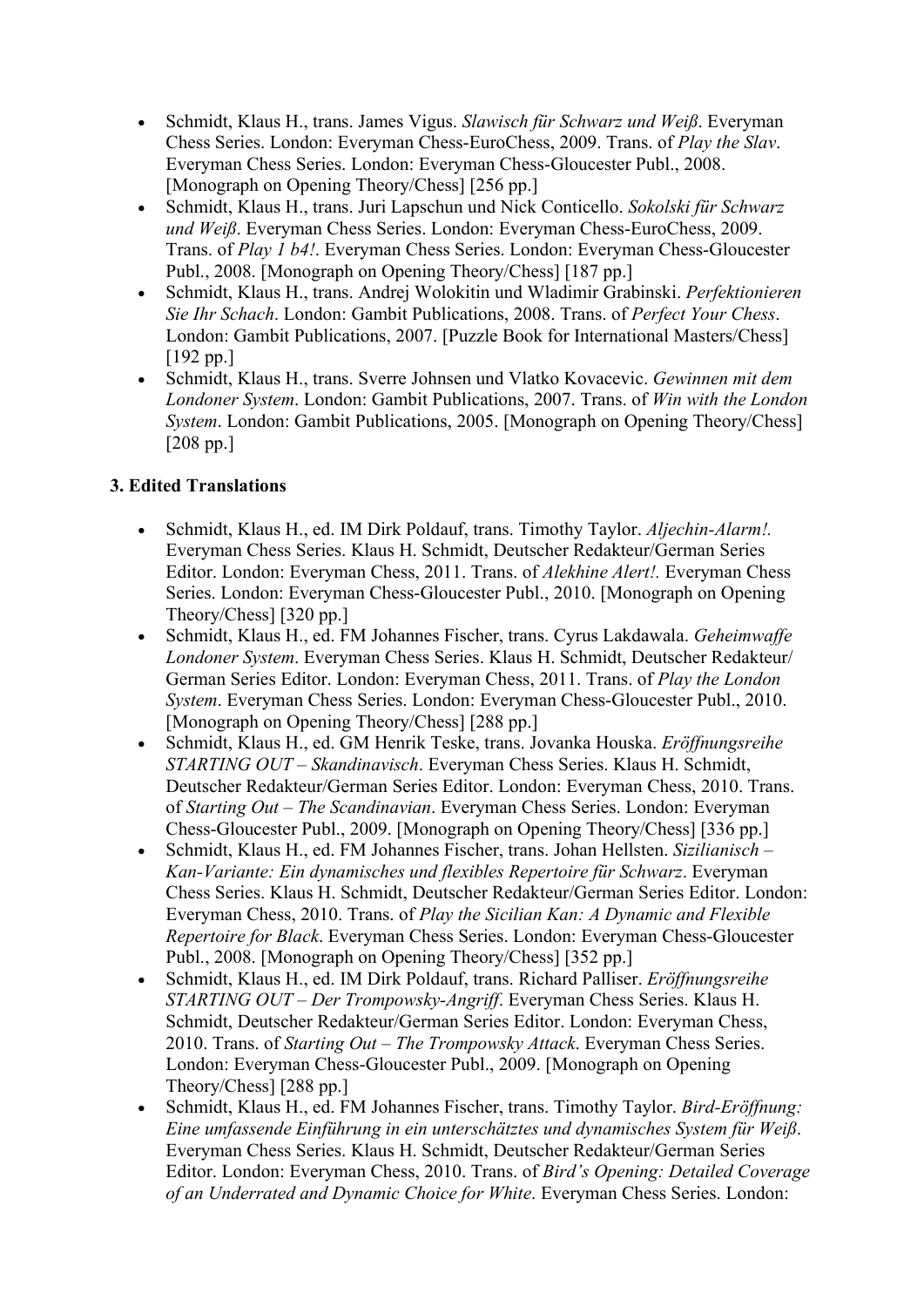- Schmidt, Klaus H., trans. James Vigus. *Slawisch für Schwarz und Weiß*. Everyman Chess Series. London: Everyman Chess-EuroChess, 2009. Trans. of *Play the Slav*. Everyman Chess Series. London: Everyman Chess-Gloucester Publ., 2008. [Monograph on Opening Theory/Chess] [256 pp.]
- Schmidt, Klaus H., trans. Juri Lapschun und Nick Conticello. *Sokolski für Schwarz und Weiß*. Everyman Chess Series. London: Everyman Chess-EuroChess, 2009. Trans. of *Play 1 b4!*. Everyman Chess Series. London: Everyman Chess-Gloucester Publ., 2008. [Monograph on Opening Theory/Chess] [187 pp.]
- Schmidt, Klaus H., trans. Andrej Wolokitin und Wladimir Grabinski. *Perfektionieren Sie Ihr Schach*. London: Gambit Publications, 2008. Trans. of *Perfect Your Chess*. London: Gambit Publications, 2007. [Puzzle Book for International Masters/Chess] [192 pp.]
- Schmidt, Klaus H., trans. Sverre Johnsen und Vlatko Kovacevic. *Gewinnen mit dem Londoner System*. London: Gambit Publications, 2007. Trans. of *Win with the London System*. London: Gambit Publications, 2005. [Monograph on Opening Theory/Chess] [208 pp.]

### 3. Edited Translations

- Schmidt, Klaus H., ed. IM Dirk Poldauf, trans. Timothy Taylor. *Aljechin-Alarm!.* Everyman Chess Series. Klaus H. Schmidt, Deutscher Redakteur/German Series Editor. London: Everyman Chess, 2011. Trans. of *Alekhine Alert!.* Everyman Chess Series. London: Everyman Chess-Gloucester Publ., 2010. [Monograph on Opening Theory/Chess] [320 pp.]
- Schmidt, Klaus H., ed. FM Johannes Fischer, trans. Cyrus Lakdawala. *Geheimwaffe Londoner System*. Everyman Chess Series. Klaus H. Schmidt, Deutscher Redakteur/ German Series Editor. London: Everyman Chess, 2011. Trans. of *Play the London System*. Everyman Chess Series. London: Everyman Chess-Gloucester Publ., 2010. [Monograph on Opening Theory/Chess] [288 pp.]
- Schmidt, Klaus H., ed. GM Henrik Teske, trans. Jovanka Houska. *Eröffnungsreihe STARTING OUT – Skandinavisch*. Everyman Chess Series. Klaus H. Schmidt, Deutscher Redakteur/German Series Editor. London: Everyman Chess, 2010. Trans. of *Starting Out – The Scandinavian*. Everyman Chess Series. London: Everyman Chess-Gloucester Publ., 2009. [Monograph on Opening Theory/Chess] [336 pp.]
- Schmidt, Klaus H., ed. FM Johannes Fischer, trans. Johan Hellsten. *Sizilianisch – Kan-Variante: Ein dynamisches und flexibles Repertoire für Schwarz*. Everyman Chess Series. Klaus H. Schmidt, Deutscher Redakteur/German Series Editor. London: Everyman Chess, 2010. Trans. of *Play the Sicilian Kan: A Dynamic and Flexible Repertoire for Black*. Everyman Chess Series. London: Everyman Chess-Gloucester Publ., 2008. [Monograph on Opening Theory/Chess] [352 pp.]
- Schmidt, Klaus H., ed. IM Dirk Poldauf, trans. Richard Palliser. *Eröffnungsreihe STARTING OUT – Der Trompowsky-Angriff*. Everyman Chess Series. Klaus H. Schmidt, Deutscher Redakteur/German Series Editor. London: Everyman Chess, 2010. Trans. of *Starting Out – The Trompowsky Attack*. Everyman Chess Series. London: Everyman Chess-Gloucester Publ., 2009. [Monograph on Opening Theory/Chess] [288 pp.]
- Schmidt, Klaus H., ed. FM Johannes Fischer, trans. Timothy Taylor. *Bird-Eröffnung: Eine umfassende Einführung in ein unterschätztes und dynamisches System für Weiß*. Everyman Chess Series. Klaus H. Schmidt, Deutscher Redakteur/German Series Editor. London: Everyman Chess, 2010. Trans. of *Bird's Opening: Detailed Coverage of an Underrated and Dynamic Choice for White*. Everyman Chess Series. London: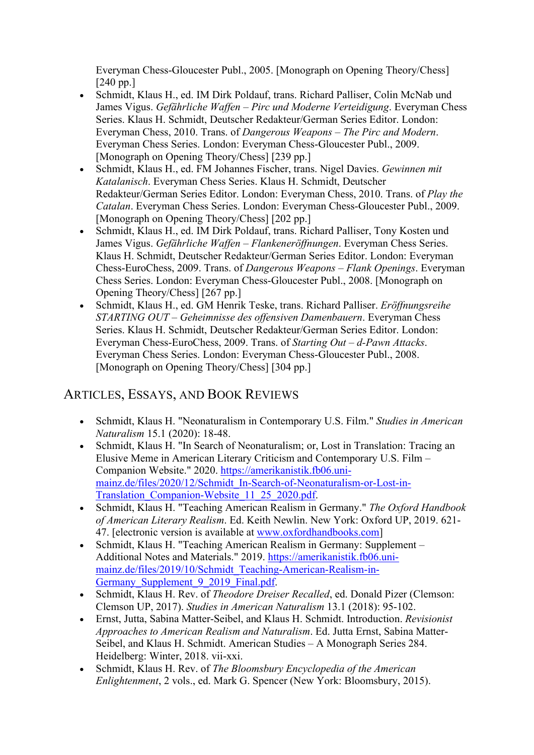Everyman Chess-Gloucester Publ., 2005. [Monograph on Opening Theory/Chess] [240 pp.]

- Schmidt, Klaus H., ed. IM Dirk Poldauf, trans. Richard Palliser, Colin McNab und James Vigus. *Gefährliche Waffen – Pirc und Moderne Verteidigung*. Everyman Chess Series. Klaus H. Schmidt, Deutscher Redakteur/German Series Editor. London: Everyman Chess, 2010. Trans. of *Dangerous Weapons – The Pirc and Modern*. Everyman Chess Series. London: Everyman Chess-Gloucester Publ., 2009. [Monograph on Opening Theory/Chess] [239 pp.]
- Schmidt, Klaus H., ed. FM Johannes Fischer, trans. Nigel Davies. *Gewinnen mit Katalanisch*. Everyman Chess Series. Klaus H. Schmidt, Deutscher Redakteur/German Series Editor. London: Everyman Chess, 2010. Trans. of *Play the Catalan*. Everyman Chess Series. London: Everyman Chess-Gloucester Publ., 2009. [Monograph on Opening Theory/Chess] [202 pp.]
- Schmidt, Klaus H., ed. IM Dirk Poldauf, trans. Richard Palliser, Tony Kosten und James Vigus. *Gefährliche Waffen – Flankeneröffnungen*. Everyman Chess Series. Klaus H. Schmidt, Deutscher Redakteur/German Series Editor. London: Everyman Chess-EuroChess, 2009. Trans. of *Dangerous Weapons – Flank Openings*. Everyman Chess Series. London: Everyman Chess-Gloucester Publ., 2008. [Monograph on Opening Theory/Chess] [267 pp.]
- Schmidt, Klaus H., ed. GM Henrik Teske, trans. Richard Palliser. *Eröffnungsreihe STARTING OUT – Geheimnisse des offensiven Damenbauern*. Everyman Chess Series. Klaus H. Schmidt, Deutscher Redakteur/German Series Editor. London: Everyman Chess-EuroChess, 2009. Trans. of *Starting Out – d-Pawn Attacks*. Everyman Chess Series. London: Everyman Chess-Gloucester Publ., 2008. [Monograph on Opening Theory/Chess] [304 pp.]

## Articles, Essays, and Book Reviews

- Schmidt, Klaus H. "Neonaturalism in Contemporary U.S. Film." *Studies in American Naturalism* 15.1 (2020): 18-48.
- Schmidt, Klaus H. "In Search of Neonaturalism; or, Lost in Translation: Tracing an Elusive Meme in American Literary Criticism and Contemporary U.S. Film – Companion Website." 2020. https://amerikanistik.fb06.uni-mainz.de/files/2020/12/Schmidt_In-Search-of-Neonaturalism-or-Lost-in-Translation_Companion-Website_11_25_2020.pdf.
- Schmidt, Klaus H. "Teaching American Realism in Germany." *The Oxford Handbook of American Literary Realism*. Ed. Keith Newlin. New York: Oxford UP, 2019. 621-47. [electronic version is available at www.oxfordhandbooks.com]
- Schmidt, Klaus H. "Teaching American Realism in Germany: Supplement – Additional Notes and Materials." 2019. https://amerikanistik.fb06.uni-mainz.de/files/2019/10/Schmidt_Teaching-American-Realism-in-Germany_Supplement_9_2019_Final.pdf.
- Schmidt, Klaus H. Rev. of *Theodore Dreiser Recalled*, ed. Donald Pizer (Clemson: Clemson UP, 2017). *Studies in American Naturalism* 13.1 (2018): 95-102.
- Ernst, Jutta, Sabina Matter-Seibel, and Klaus H. Schmidt. Introduction. *Revisionist Approaches to American Realism and Naturalism*. Ed. Jutta Ernst, Sabina Matter-Seibel, and Klaus H. Schmidt. American Studies – A Monograph Series 284. Heidelberg: Winter, 2018. vii-xxi.
- Schmidt, Klaus H. Rev. of *The Bloomsbury Encyclopedia of the American Enlightenment*, 2 vols., ed. Mark G. Spencer (New York: Bloomsbury, 2015).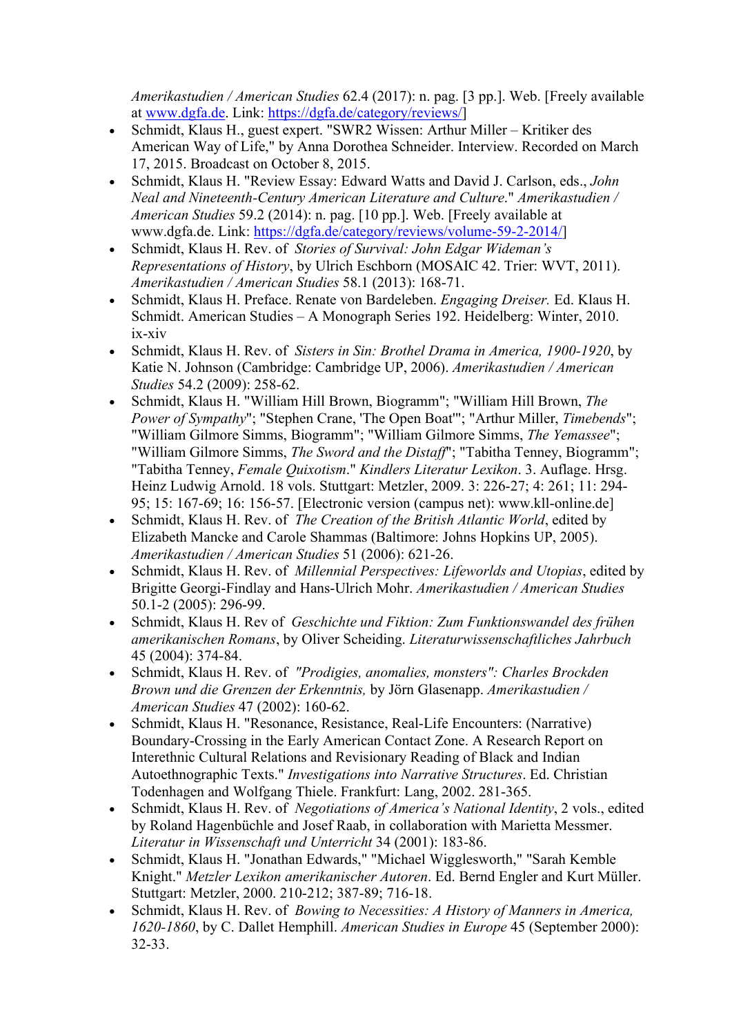*Amerikastudien / American Studies* 62.4 (2017): n. pag. [3 pp.]. Web. [Freely available at www.dgfa.de. Link: https://dgfa.de/category/reviews/]

- Schmidt, Klaus H., guest expert. "SWR2 Wissen: Arthur Miller – Kritiker des American Way of Life," by Anna Dorothea Schneider. Interview. Recorded on March 17, 2015. Broadcast on October 8, 2015.
- Schmidt, Klaus H. "Review Essay: Edward Watts and David J. Carlson, eds., *John Neal and Nineteenth-Century American Literature and Culture*." *Amerikastudien / American Studies* 59.2 (2014): n. pag. [10 pp.]. Web. [Freely available at www.dgfa.de. Link: https://dgfa.de/category/reviews/volume-59-2-2014/]
- Schmidt, Klaus H. Rev. of *Stories of Survival: John Edgar Wideman's Representations of History*, by Ulrich Eschborn (MOSAIC 42. Trier: WVT, 2011). *Amerikastudien / American Studies* 58.1 (2013): 168-71.
- Schmidt, Klaus H. Preface. Renate von Bardeleben. *Engaging Dreiser.* Ed. Klaus H. Schmidt. American Studies – A Monograph Series 192. Heidelberg: Winter, 2010. ix-xiv
- Schmidt, Klaus H. Rev. of *Sisters in Sin: Brothel Drama in America, 1900-1920*, by Katie N. Johnson (Cambridge: Cambridge UP, 2006). *Amerikastudien / American Studies* 54.2 (2009): 258-62.
- Schmidt, Klaus H. "William Hill Brown, Biogramm"; "William Hill Brown, *The Power of Sympathy*"; "Stephen Crane, 'The Open Boat'"; "Arthur Miller, *Timebends*"; "William Gilmore Simms, Biogramm"; "William Gilmore Simms, *The Yemassee*"; "William Gilmore Simms, *The Sword and the Distaff*"; "Tabitha Tenney, Biogramm"; "Tabitha Tenney, *Female Quixotism*." *Kindlers Literatur Lexikon*. 3. Auflage. Hrsg. Heinz Ludwig Arnold. 18 vols. Stuttgart: Metzler, 2009. 3: 226-27; 4: 261; 11: 294-95; 15: 167-69; 16: 156-57. [Electronic version (campus net): www.kll-online.de]
- Schmidt, Klaus H. Rev. of *The Creation of the British Atlantic World*, edited by Elizabeth Mancke and Carole Shammas (Baltimore: Johns Hopkins UP, 2005). *Amerikastudien / American Studies* 51 (2006): 621-26.
- Schmidt, Klaus H. Rev. of *Millennial Perspectives: Lifeworlds and Utopias*, edited by Brigitte Georgi-Findlay and Hans-Ulrich Mohr. *Amerikastudien / American Studies* 50.1-2 (2005): 296-99.
- Schmidt, Klaus H. Rev of *Geschichte und Fiktion: Zum Funktionswandel des frühen amerikanischen Romans*, by Oliver Scheiding. *Literaturwissenschaftliches Jahrbuch* 45 (2004): 374-84.
- Schmidt, Klaus H. Rev. of *"Prodigies, anomalies, monsters": Charles Brockden Brown und die Grenzen der Erkenntnis,* by Jörn Glasenapp. *Amerikastudien / American Studies* 47 (2002): 160-62.
- Schmidt, Klaus H. "Resonance, Resistance, Real-Life Encounters: (Narrative) Boundary-Crossing in the Early American Contact Zone. A Research Report on Interethnic Cultural Relations and Revisionary Reading of Black and Indian Autoethnographic Texts." *Investigations into Narrative Structures*. Ed. Christian Todenhagen and Wolfgang Thiele. Frankfurt: Lang, 2002. 281-365.
- Schmidt, Klaus H. Rev. of *Negotiations of America's National Identity*, 2 vols., edited by Roland Hagenbüchle and Josef Raab, in collaboration with Marietta Messmer. *Literatur in Wissenschaft und Unterricht* 34 (2001): 183-86.
- Schmidt, Klaus H. "Jonathan Edwards," "Michael Wigglesworth," "Sarah Kemble Knight." *Metzler Lexikon amerikanischer Autoren*. Ed. Bernd Engler and Kurt Müller. Stuttgart: Metzler, 2000. 210-212; 387-89; 716-18.
- Schmidt, Klaus H. Rev. of *Bowing to Necessities: A History of Manners in America, 1620-1860*, by C. Dallet Hemphill. *American Studies in Europe* 45 (September 2000): 32-33.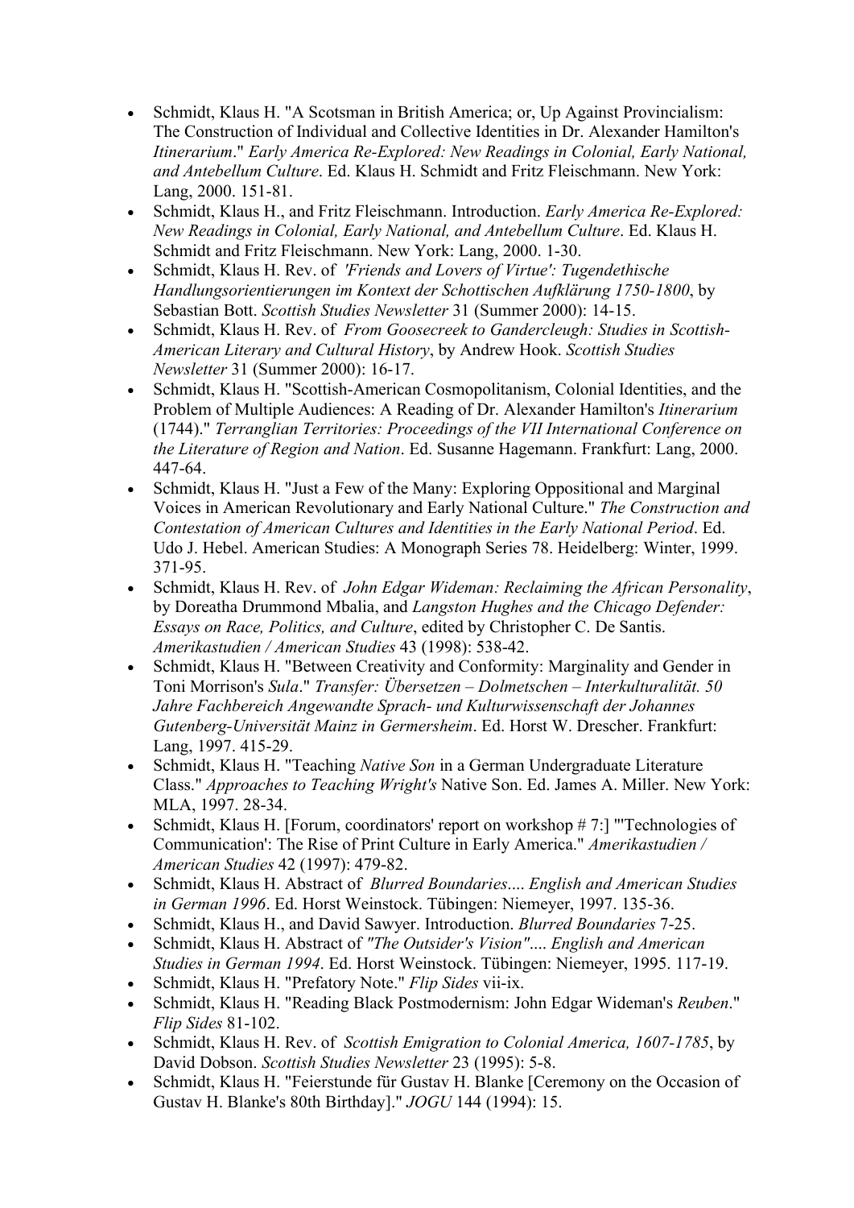- Schmidt, Klaus H. "A Scotsman in British America; or, Up Against Provincialism: The Construction of Individual and Collective Identities in Dr. Alexander Hamilton's *Itinerarium*." *Early America Re-Explored: New Readings in Colonial, Early National, and Antebellum Culture*. Ed. Klaus H. Schmidt and Fritz Fleischmann. New York: Lang, 2000. 151-81.
- Schmidt, Klaus H., and Fritz Fleischmann. Introduction. *Early America Re-Explored: New Readings in Colonial, Early National, and Antebellum Culture*. Ed. Klaus H. Schmidt and Fritz Fleischmann. New York: Lang, 2000. 1-30.
- Schmidt, Klaus H. Rev. of *'Friends and Lovers of Virtue': Tugendethische Handlungsorientierungen im Kontext der Schottischen Aufklärung 1750-1800*, by Sebastian Bott. *Scottish Studies Newsletter* 31 (Summer 2000): 14-15.
- Schmidt, Klaus H. Rev. of *From Goosecreek to Gandercleugh: Studies in Scottish-American Literary and Cultural History*, by Andrew Hook. *Scottish Studies Newsletter* 31 (Summer 2000): 16-17.
- Schmidt, Klaus H. "Scottish-American Cosmopolitanism, Colonial Identities, and the Problem of Multiple Audiences: A Reading of Dr. Alexander Hamilton's *Itinerarium* (1744)." *Terranglian Territories: Proceedings of the VII International Conference on the Literature of Region and Nation*. Ed. Susanne Hagemann. Frankfurt: Lang, 2000. 447-64.
- Schmidt, Klaus H. "Just a Few of the Many: Exploring Oppositional and Marginal Voices in American Revolutionary and Early National Culture." *The Construction and Contestation of American Cultures and Identities in the Early National Period*. Ed. Udo J. Hebel. American Studies: A Monograph Series 78. Heidelberg: Winter, 1999. 371-95.
- Schmidt, Klaus H. Rev. of *John Edgar Wideman: Reclaiming the African Personality*, by Doreatha Drummond Mbalia, and *Langston Hughes and the Chicago Defender: Essays on Race, Politics, and Culture*, edited by Christopher C. De Santis. *Amerikastudien / American Studies* 43 (1998): 538-42.
- Schmidt, Klaus H. "Between Creativity and Conformity: Marginality and Gender in Toni Morrison's *Sula*." *Transfer: Übersetzen – Dolmetschen – Interkulturalität. 50 Jahre Fachbereich Angewandte Sprach- und Kulturwissenschaft der Johannes Gutenberg-Universität Mainz in Germersheim*. Ed. Horst W. Drescher. Frankfurt: Lang, 1997. 415-29.
- Schmidt, Klaus H. "Teaching *Native Son* in a German Undergraduate Literature Class." *Approaches to Teaching Wright's* Native Son. Ed. James A. Miller. New York: MLA, 1997. 28-34.
- Schmidt, Klaus H. [Forum, coordinators' report on workshop # 7:] "'Technologies of Communication': The Rise of Print Culture in Early America." *Amerikastudien / American Studies* 42 (1997): 479-82.
- Schmidt, Klaus H. Abstract of *Blurred Boundaries*.... *English and American Studies in German 1996*. Ed. Horst Weinstock. Tübingen: Niemeyer, 1997. 135-36.
- Schmidt, Klaus H., and David Sawyer. Introduction. *Blurred Boundaries* 7-25.
- Schmidt, Klaus H. Abstract of *"The Outsider's Vision"*.... *English and American Studies in German 1994*. Ed. Horst Weinstock. Tübingen: Niemeyer, 1995. 117-19.
- Schmidt, Klaus H. "Prefatory Note." *Flip Sides* vii-ix.
- Schmidt, Klaus H. "Reading Black Postmodernism: John Edgar Wideman's *Reuben*." *Flip Sides* 81-102.
- Schmidt, Klaus H. Rev. of *Scottish Emigration to Colonial America, 1607-1785*, by David Dobson. *Scottish Studies Newsletter* 23 (1995): 5-8.
- Schmidt, Klaus H. "Feierstunde für Gustav H. Blanke [Ceremony on the Occasion of Gustav H. Blanke's 80th Birthday]." *JOGU* 144 (1994): 15.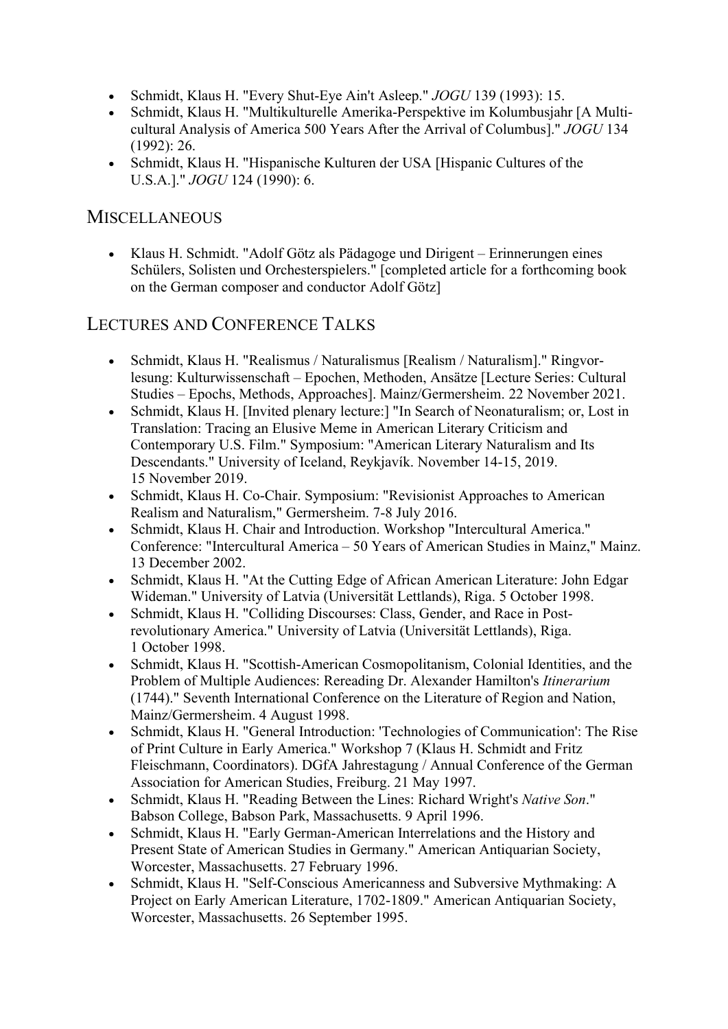- Schmidt, Klaus H. "Every Shut-Eye Ain't Asleep." *JOGU* 139 (1993): 15.
- Schmidt, Klaus H. "Multikulturelle Amerika-Perspektive im Kolumbusjahr [A Multicultural Analysis of America 500 Years After the Arrival of Columbus]." *JOGU* 134 (1992): 26.
- Schmidt, Klaus H. "Hispanische Kulturen der USA [Hispanic Cultures of the U.S.A.]." *JOGU* 124 (1990): 6.

## MISCELLANEOUS

- Klaus H. Schmidt. "Adolf Götz als Pädagoge und Dirigent – Erinnerungen eines Schülers, Solisten und Orchesterspielers." [completed article for a forthcoming book on the German composer and conductor Adolf Götz]

## LECTURES AND CONFERENCE TALKS

- Schmidt, Klaus H. "Realismus / Naturalismus [Realism / Naturalism]." Ringvorlesung: Kulturwissenschaft – Epochen, Methoden, Ansätze [Lecture Series: Cultural Studies – Epochs, Methods, Approaches]. Mainz/Germersheim. 22 November 2021.
- Schmidt, Klaus H. [Invited plenary lecture:] "In Search of Neonaturalism; or, Lost in Translation: Tracing an Elusive Meme in American Literary Criticism and Contemporary U.S. Film." Symposium: "American Literary Naturalism and Its Descendants." University of Iceland, Reykjavík. November 14-15, 2019. 15 November 2019.
- Schmidt, Klaus H. Co-Chair. Symposium: "Revisionist Approaches to American Realism and Naturalism," Germersheim. 7-8 July 2016.
- Schmidt, Klaus H. Chair and Introduction. Workshop "Intercultural America." Conference: "Intercultural America – 50 Years of American Studies in Mainz," Mainz. 13 December 2002.
- Schmidt, Klaus H. "At the Cutting Edge of African American Literature: John Edgar Wideman." University of Latvia (Universität Lettlands), Riga. 5 October 1998.
- Schmidt, Klaus H. "Colliding Discourses: Class, Gender, and Race in Post-revolutionary America." University of Latvia (Universität Lettlands), Riga. 1 October 1998.
- Schmidt, Klaus H. "Scottish-American Cosmopolitanism, Colonial Identities, and the Problem of Multiple Audiences: Rereading Dr. Alexander Hamilton's *Itinerarium* (1744)." Seventh International Conference on the Literature of Region and Nation, Mainz/Germersheim. 4 August 1998.
- Schmidt, Klaus H. "General Introduction: 'Technologies of Communication': The Rise of Print Culture in Early America." Workshop 7 (Klaus H. Schmidt and Fritz Fleischmann, Coordinators). DGfA Jahrestagung / Annual Conference of the German Association for American Studies, Freiburg. 21 May 1997.
- Schmidt, Klaus H. "Reading Between the Lines: Richard Wright's *Native Son*." Babson College, Babson Park, Massachusetts. 9 April 1996.
- Schmidt, Klaus H. "Early German-American Interrelations and the History and Present State of American Studies in Germany." American Antiquarian Society, Worcester, Massachusetts. 27 February 1996.
- Schmidt, Klaus H. "Self-Conscious Americanness and Subversive Mythmaking: A Project on Early American Literature, 1702-1809." American Antiquarian Society, Worcester, Massachusetts. 26 September 1995.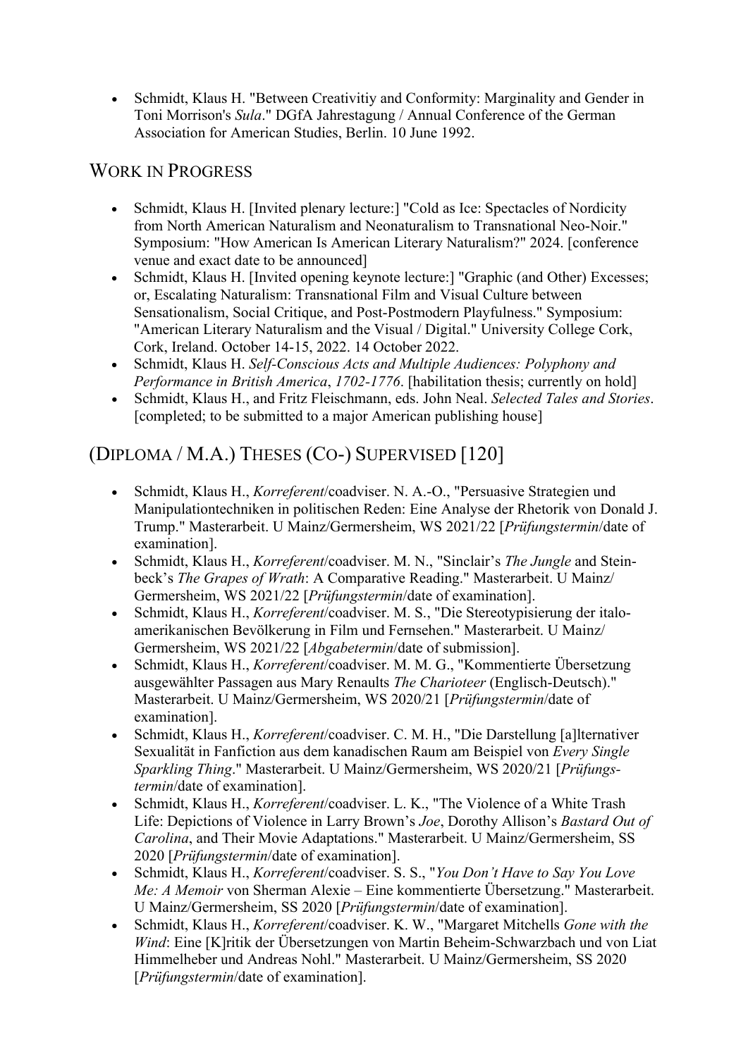- Schmidt, Klaus H. "Between Creativitiy and Conformity: Marginality and Gender in Toni Morrison's *Sula*." DGfA Jahrestagung / Annual Conference of the German Association for American Studies, Berlin. 10 June 1992.

## Work in Progress

- Schmidt, Klaus H. [Invited plenary lecture:] "Cold as Ice: Spectacles of Nordicity from North American Naturalism and Neonaturalism to Transnational Neo-Noir." Symposium: "How American Is American Literary Naturalism?" 2024. [conference venue and exact date to be announced]
- Schmidt, Klaus H. [Invited opening keynote lecture:] "Graphic (and Other) Excesses; or, Escalating Naturalism: Transnational Film and Visual Culture between Sensationalism, Social Critique, and Post-Postmodern Playfulness." Symposium: "American Literary Naturalism and the Visual / Digital." University College Cork, Cork, Ireland. October 14-15, 2022. 14 October 2022.
- Schmidt, Klaus H. *Self-Conscious Acts and Multiple Audiences: Polyphony and Performance in British America*, *1702-1776*. [habilitation thesis; currently on hold]
- Schmidt, Klaus H., and Fritz Fleischmann, eds. John Neal. *Selected Tales and Stories*. [completed; to be submitted to a major American publishing house]

## (Diploma / M.A.) Theses (Co-) Supervised [120]

- Schmidt, Klaus H., *Korreferent*/coadviser. N. A.-O., "Persuasive Strategien und Manipulationtechniken in politischen Reden: Eine Analyse der Rhetorik von Donald J. Trump." Masterarbeit. U Mainz/Germersheim, WS 2021/22 [*Prüfungstermin*/date of examination].
- Schmidt, Klaus H., *Korreferent*/coadviser. M. N., "Sinclair's *The Jungle* and Steinbeck's *The Grapes of Wrath*: A Comparative Reading." Masterarbeit. U Mainz/Germersheim, WS 2021/22 [*Prüfungstermin*/date of examination].
- Schmidt, Klaus H., *Korreferent*/coadviser. M. S., "Die Stereotypisierung der italoamerikanischen Bevölkerung in Film und Fernsehen." Masterarbeit. U Mainz/Germersheim, WS 2021/22 [*Abgabetermin*/date of submission].
- Schmidt, Klaus H., *Korreferent*/coadviser. M. M. G., "Kommentierte Übersetzung ausgewählter Passagen aus Mary Renaults *The Charioteer* (Englisch-Deutsch)." Masterarbeit. U Mainz/Germersheim, WS 2020/21 [*Prüfungstermin*/date of examination].
- Schmidt, Klaus H., *Korreferent*/coadviser. C. M. H., "Die Darstellung [a]lternativer Sexualität in Fanfiction aus dem kanadischen Raum am Beispiel von *Every Single Sparkling Thing*." Masterarbeit. U Mainz/Germersheim, WS 2020/21 [*Prüfungstermin*/date of examination].
- Schmidt, Klaus H., *Korreferent*/coadviser. L. K., "The Violence of a White Trash Life: Depictions of Violence in Larry Brown's *Joe*, Dorothy Allison's *Bastard Out of Carolina*, and Their Movie Adaptations." Masterarbeit. U Mainz/Germersheim, SS 2020 [*Prüfungstermin*/date of examination].
- Schmidt, Klaus H., *Korreferent*/coadviser. S. S., "*You Don't Have to Say You Love Me: A Memoir* von Sherman Alexie – Eine kommentierte Übersetzung." Masterarbeit. U Mainz/Germersheim, SS 2020 [*Prüfungstermin*/date of examination].
- Schmidt, Klaus H., *Korreferent*/coadviser. K. W., "Margaret Mitchells *Gone with the Wind*: Eine [K]ritik der Übersetzungen von Martin Beheim-Schwarzbach und von Liat Himmelheber und Andreas Nohl." Masterarbeit. U Mainz/Germersheim, SS 2020 [*Prüfungstermin*/date of examination].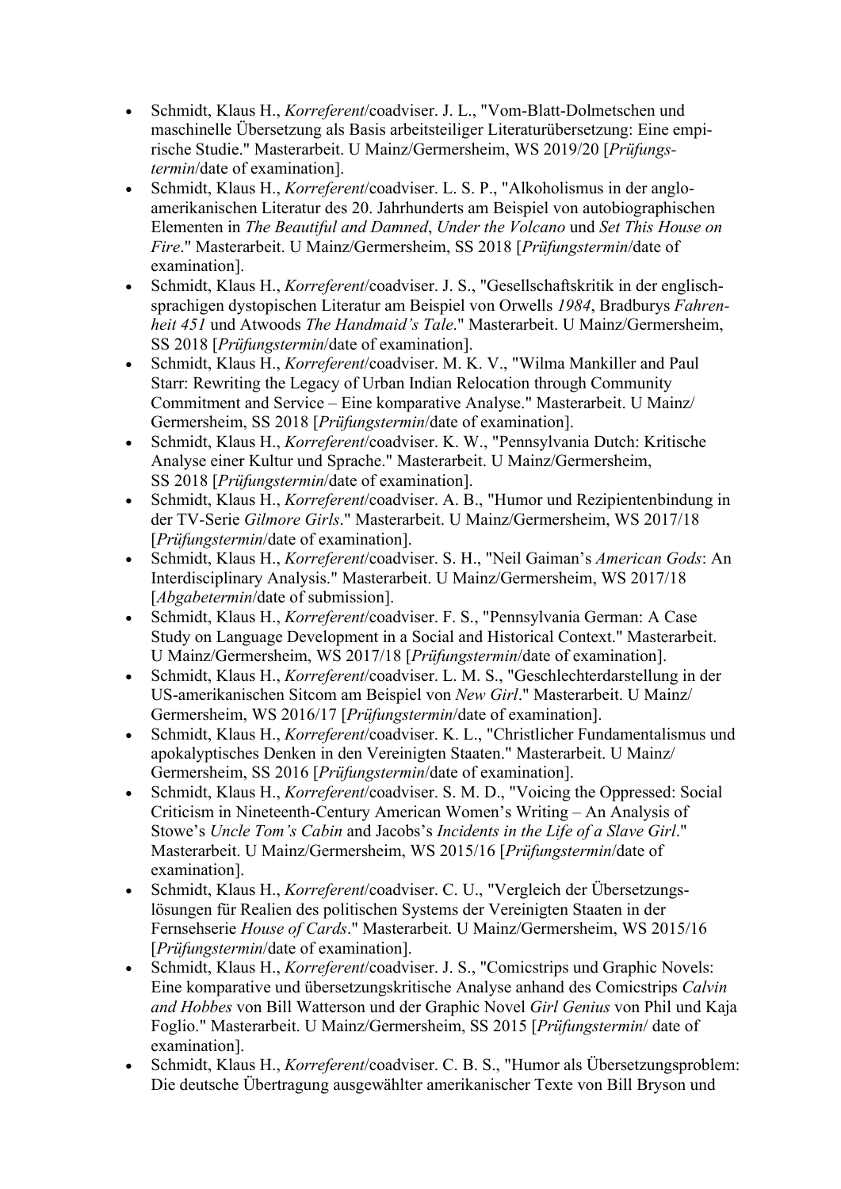- Schmidt, Klaus H., *Korreferent*/coadviser. J. L., "Vom-Blatt-Dolmetschen und maschinelle Übersetzung als Basis arbeitsteiliger Literaturübersetzung: Eine empirische Studie." Masterarbeit. U Mainz/Germersheim, WS 2019/20 [*Prüfungstermin*/date of examination].
- Schmidt, Klaus H., *Korreferent*/coadviser. L. S. P., "Alkoholismus in der angloamerikanischen Literatur des 20. Jahrhunderts am Beispiel von autobiographischen Elementen in *The Beautiful and Damned*, *Under the Volcano* und *Set This House on Fire*." Masterarbeit. U Mainz/Germersheim, SS 2018 [*Prüfungstermin*/date of examination].
- Schmidt, Klaus H., *Korreferent*/coadviser. J. S., "Gesellschaftskritik in der englischsprachigen dystopischen Literatur am Beispiel von Orwells *1984*, Bradburys *Fahrenheit 451* und Atwoods *The Handmaid's Tale*." Masterarbeit. U Mainz/Germersheim, SS 2018 [*Prüfungstermin*/date of examination].
- Schmidt, Klaus H., *Korreferent*/coadviser. M. K. V., "Wilma Mankiller and Paul Starr: Rewriting the Legacy of Urban Indian Relocation through Community Commitment and Service – Eine komparative Analyse." Masterarbeit. U Mainz/Germersheim, SS 2018 [*Prüfungstermin*/date of examination].
- Schmidt, Klaus H., *Korreferent*/coadviser. K. W., "Pennsylvania Dutch: Kritische Analyse einer Kultur und Sprache." Masterarbeit. U Mainz/Germersheim, SS 2018 [*Prüfungstermin*/date of examination].
- Schmidt, Klaus H., *Korreferent*/coadviser. A. B., "Humor und Rezipientenbindung in der TV-Serie *Gilmore Girls*." Masterarbeit. U Mainz/Germersheim, WS 2017/18 [*Prüfungstermin*/date of examination].
- Schmidt, Klaus H., *Korreferent*/coadviser. S. H., "Neil Gaiman's *American Gods*: An Interdisciplinary Analysis." Masterarbeit. U Mainz/Germersheim, WS 2017/18 [*Abgabetermin*/date of submission].
- Schmidt, Klaus H., *Korreferent*/coadviser. F. S., "Pennsylvania German: A Case Study on Language Development in a Social and Historical Context." Masterarbeit. U Mainz/Germersheim, WS 2017/18 [*Prüfungstermin*/date of examination].
- Schmidt, Klaus H., *Korreferent*/coadviser. L. M. S., "Geschlechterdarstellung in der US-amerikanischen Sitcom am Beispiel von *New Girl*." Masterarbeit. U Mainz/Germersheim, WS 2016/17 [*Prüfungstermin*/date of examination].
- Schmidt, Klaus H., *Korreferent*/coadviser. K. L., "Christlicher Fundamentalismus und apokalyptisches Denken in den Vereinigten Staaten." Masterarbeit. U Mainz/Germersheim, SS 2016 [*Prüfungstermin*/date of examination].
- Schmidt, Klaus H., *Korreferent*/coadviser. S. M. D., "Voicing the Oppressed: Social Criticism in Nineteenth-Century American Women's Writing – An Analysis of Stowe's *Uncle Tom's Cabin* and Jacobs's *Incidents in the Life of a Slave Girl*." Masterarbeit. U Mainz/Germersheim, WS 2015/16 [*Prüfungstermin*/date of examination].
- Schmidt, Klaus H., *Korreferent*/coadviser. C. U., "Vergleich der Übersetzungslösungen für Realien des politischen Systems der Vereinigten Staaten in der Fernsehserie *House of Cards*." Masterarbeit. U Mainz/Germersheim, WS 2015/16 [*Prüfungstermin*/date of examination].
- Schmidt, Klaus H., *Korreferent*/coadviser. J. S., "Comicstrips und Graphic Novels: Eine komparative und übersetzungskritische Analyse anhand des Comicstrips *Calvin and Hobbes* von Bill Watterson und der Graphic Novel *Girl Genius* von Phil und Kaja Foglio." Masterarbeit. U Mainz/Germersheim, SS 2015 [*Prüfungstermin*/ date of examination].
- Schmidt, Klaus H., *Korreferent*/coadviser. C. B. S., "Humor als Übersetzungsproblem: Die deutsche Übertragung ausgewählter amerikanischer Texte von Bill Bryson und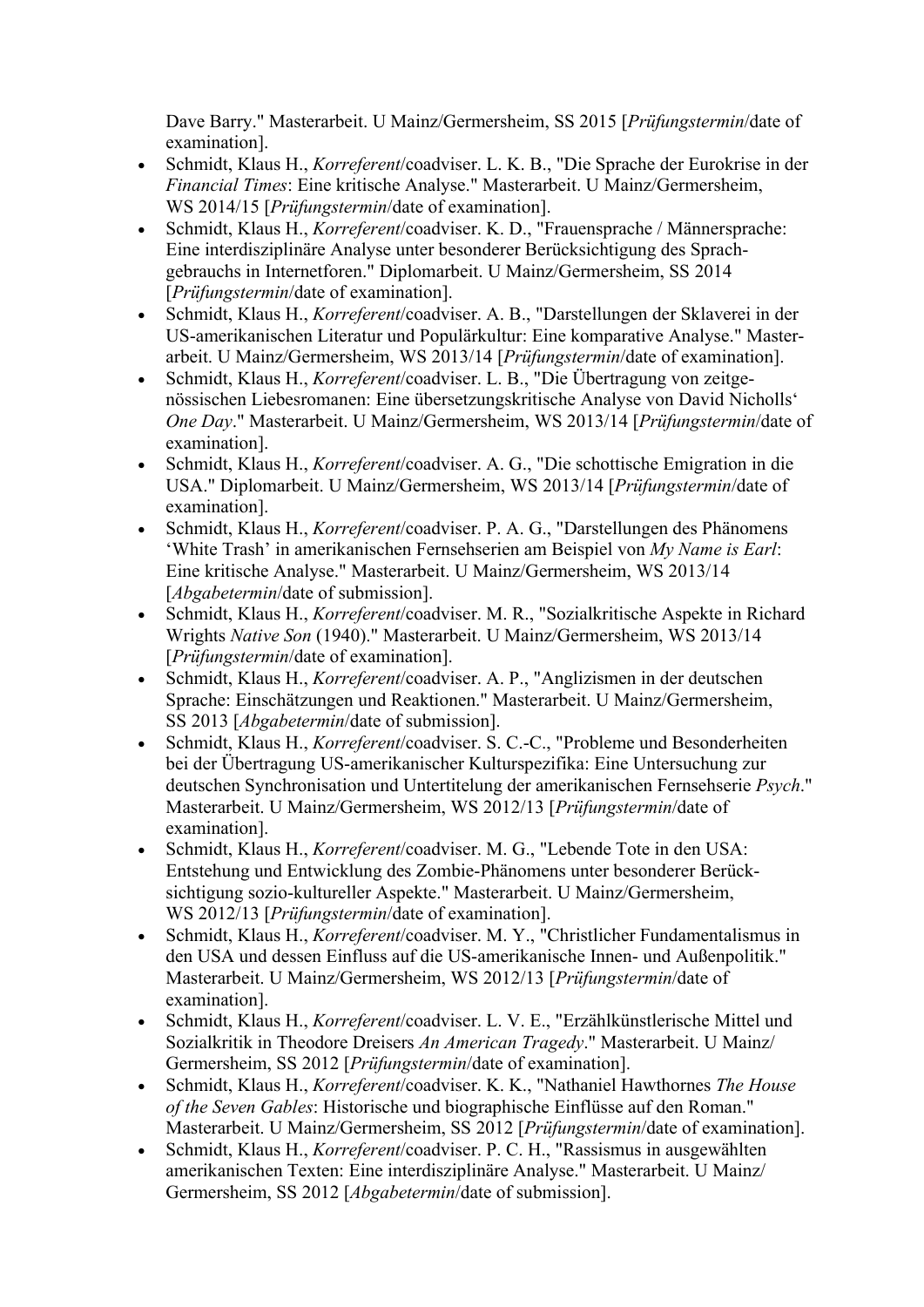Dave Barry." Masterarbeit. U Mainz/Germersheim, SS 2015 [*Prüfungstermin*/date of examination].

- Schmidt, Klaus H., *Korreferent*/coadviser. L. K. B., "Die Sprache der Eurokrise in der *Financial Times*: Eine kritische Analyse." Masterarbeit. U Mainz/Germersheim, WS 2014/15 [*Prüfungstermin*/date of examination].
- Schmidt, Klaus H., *Korreferent*/coadviser. K. D., "Frauensprache / Männersprache: Eine interdisziplinäre Analyse unter besonderer Berücksichtigung des Sprachgebrauchs in Internetforen." Diplomarbeit. U Mainz/Germersheim, SS 2014 [*Prüfungstermin*/date of examination].
- Schmidt, Klaus H., *Korreferent*/coadviser. A. B., "Darstellungen der Sklaverei in der US-amerikanischen Literatur und Populärkultur: Eine komparative Analyse." Masterarbeit. U Mainz/Germersheim, WS 2013/14 [*Prüfungstermin*/date of examination].
- Schmidt, Klaus H., *Korreferent*/coadviser. L. B., "Die Übertragung von zeitgenössischen Liebesromanen: Eine übersetzungskritische Analyse von David Nicholls' *One Day*." Masterarbeit. U Mainz/Germersheim, WS 2013/14 [*Prüfungstermin*/date of examination].
- Schmidt, Klaus H., *Korreferent*/coadviser. A. G., "Die schottische Emigration in die USA." Diplomarbeit. U Mainz/Germersheim, WS 2013/14 [*Prüfungstermin*/date of examination].
- Schmidt, Klaus H., *Korreferent*/coadviser. P. A. G., "Darstellungen des Phänomens 'White Trash' in amerikanischen Fernsehserien am Beispiel von *My Name is Earl*: Eine kritische Analyse." Masterarbeit. U Mainz/Germersheim, WS 2013/14 [*Abgabetermin*/date of submission].
- Schmidt, Klaus H., *Korreferent*/coadviser. M. R., "Sozialkritische Aspekte in Richard Wrights *Native Son* (1940)." Masterarbeit. U Mainz/Germersheim, WS 2013/14 [*Prüfungstermin*/date of examination].
- Schmidt, Klaus H., *Korreferent*/coadviser. A. P., "Anglizismen in der deutschen Sprache: Einschätzungen und Reaktionen." Masterarbeit. U Mainz/Germersheim, SS 2013 [*Abgabetermin*/date of submission].
- Schmidt, Klaus H., *Korreferent*/coadviser. S. C.-C., "Probleme und Besonderheiten bei der Übertragung US-amerikanischer Kulturspezifika: Eine Untersuchung zur deutschen Synchronisation und Untertitelung der amerikanischen Fernsehserie *Psych*." Masterarbeit. U Mainz/Germersheim, WS 2012/13 [*Prüfungstermin*/date of examination].
- Schmidt, Klaus H., *Korreferent*/coadviser. M. G., "Lebende Tote in den USA: Entstehung und Entwicklung des Zombie-Phänomens unter besonderer Berücksichtigung sozio-kultureller Aspekte." Masterarbeit. U Mainz/Germersheim, WS 2012/13 [*Prüfungstermin*/date of examination].
- Schmidt, Klaus H., *Korreferent*/coadviser. M. Y., "Christlicher Fundamentalismus in den USA und dessen Einfluss auf die US-amerikanische Innen- und Außenpolitik." Masterarbeit. U Mainz/Germersheim, WS 2012/13 [*Prüfungstermin*/date of examination].
- Schmidt, Klaus H., *Korreferent*/coadviser. L. V. E., "Erzählkünstlerische Mittel und Sozialkritik in Theodore Dreisers *An American Tragedy*." Masterarbeit. U Mainz/Germersheim, SS 2012 [*Prüfungstermin*/date of examination].
- Schmidt, Klaus H., *Korreferent*/coadviser. K. K., "Nathaniel Hawthornes *The House of the Seven Gables*: Historische und biographische Einflüsse auf den Roman." Masterarbeit. U Mainz/Germersheim, SS 2012 [*Prüfungstermin*/date of examination].
- Schmidt, Klaus H., *Korreferent*/coadviser. P. C. H., "Rassismus in ausgewählten amerikanischen Texten: Eine interdisziplinäre Analyse." Masterarbeit. U Mainz/Germersheim, SS 2012 [*Abgabetermin*/date of submission].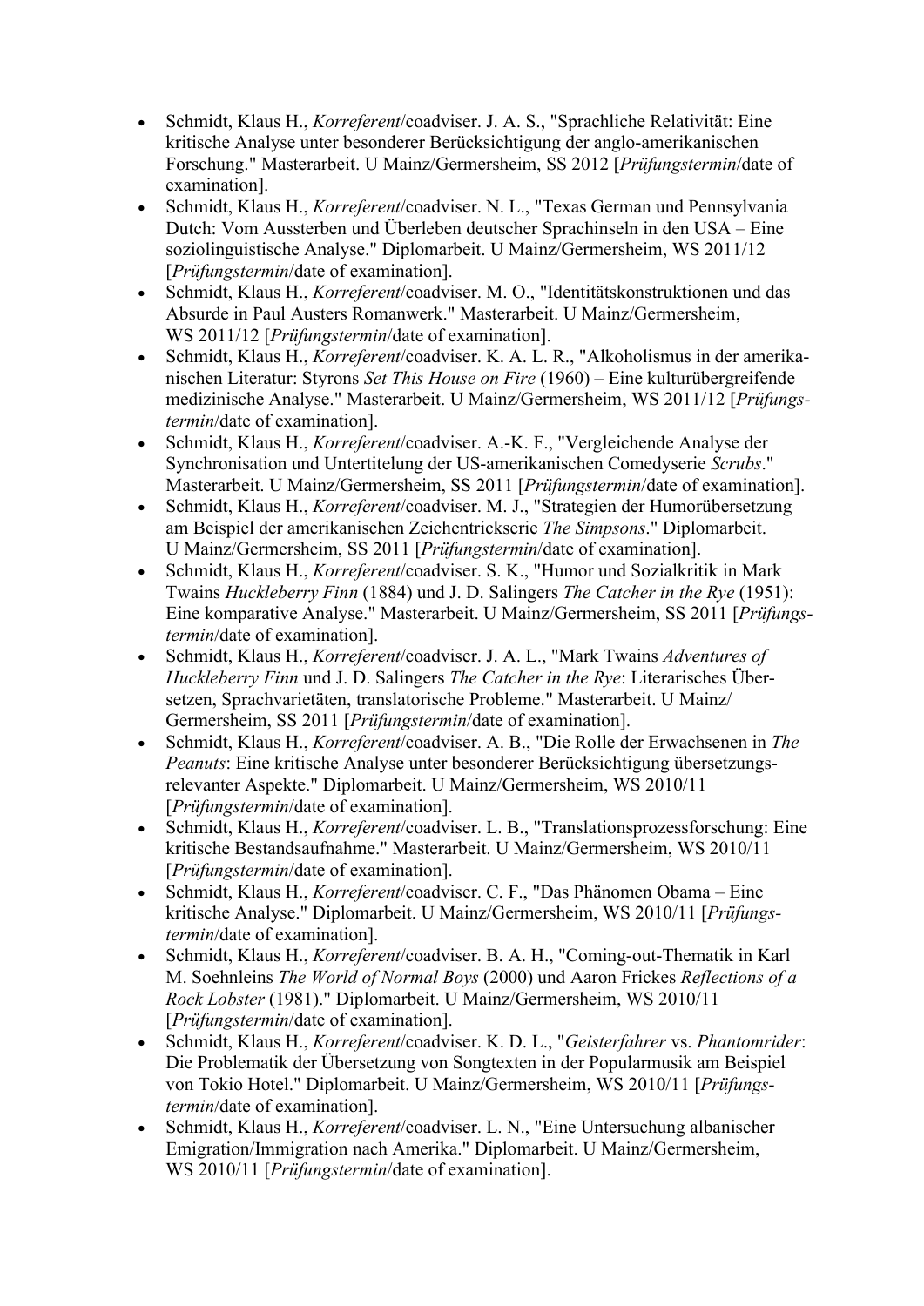- Schmidt, Klaus H., *Korreferent*/coadviser. J. A. S., "Sprachliche Relativität: Eine kritische Analyse unter besonderer Berücksichtigung der anglo-amerikanischen Forschung." Masterarbeit. U Mainz/Germersheim, SS 2012 [*Prüfungstermin*/date of examination].
- Schmidt, Klaus H., *Korreferent*/coadviser. N. L., "Texas German und Pennsylvania Dutch: Vom Aussterben und Überleben deutscher Sprachinseln in den USA – Eine soziolinguistische Analyse." Diplomarbeit. U Mainz/Germersheim, WS 2011/12 [*Prüfungstermin*/date of examination].
- Schmidt, Klaus H., *Korreferent*/coadviser. M. O., "Identitätskonstruktionen und das Absurde in Paul Austers Romanwerk." Masterarbeit. U Mainz/Germersheim, WS 2011/12 [*Prüfungstermin*/date of examination].
- Schmidt, Klaus H., *Korreferent*/coadviser. K. A. L. R., "Alkoholismus in der amerikanischen Literatur: Styrons *Set This House on Fire* (1960) – Eine kulturübergreifende medizinische Analyse." Masterarbeit. U Mainz/Germersheim, WS 2011/12 [*Prüfungstermin*/date of examination].
- Schmidt, Klaus H., *Korreferent*/coadviser. A.-K. F., "Vergleichende Analyse der Synchronisation und Untertitelung der US-amerikanischen Comedyserie *Scrubs*." Masterarbeit. U Mainz/Germersheim, SS 2011 [*Prüfungstermin*/date of examination].
- Schmidt, Klaus H., *Korreferent*/coadviser. M. J., "Strategien der Humorübersetzung am Beispiel der amerikanischen Zeichentrickserie *The Simpsons*." Diplomarbeit. U Mainz/Germersheim, SS 2011 [*Prüfungstermin*/date of examination].
- Schmidt, Klaus H., *Korreferent*/coadviser. S. K., "Humor und Sozialkritik in Mark Twains *Huckleberry Finn* (1884) und J. D. Salingers *The Catcher in the Rye* (1951): Eine komparative Analyse." Masterarbeit. U Mainz/Germersheim, SS 2011 [*Prüfungstermin*/date of examination].
- Schmidt, Klaus H., *Korreferent*/coadviser. J. A. L., "Mark Twains *Adventures of Huckleberry Finn* und J. D. Salingers *The Catcher in the Rye*: Literarisches Übersetzen, Sprachvarietäten, translatorische Probleme." Masterarbeit. U Mainz/Germersheim, SS 2011 [*Prüfungstermin*/date of examination].
- Schmidt, Klaus H., *Korreferent*/coadviser. A. B., "Die Rolle der Erwachsenen in *The Peanuts*: Eine kritische Analyse unter besonderer Berücksichtigung übersetzungsrelevanter Aspekte." Diplomarbeit. U Mainz/Germersheim, WS 2010/11 [*Prüfungstermin*/date of examination].
- Schmidt, Klaus H., *Korreferent*/coadviser. L. B., "Translationsprozessforschung: Eine kritische Bestandsaufnahme." Masterarbeit. U Mainz/Germersheim, WS 2010/11 [*Prüfungstermin*/date of examination].
- Schmidt, Klaus H., *Korreferent*/coadviser. C. F., "Das Phänomen Obama – Eine kritische Analyse." Diplomarbeit. U Mainz/Germersheim, WS 2010/11 [*Prüfungstermin*/date of examination].
- Schmidt, Klaus H., *Korreferent*/coadviser. B. A. H., "Coming-out-Thematik in Karl M. Soehnleins *The World of Normal Boys* (2000) und Aaron Frickes *Reflections of a Rock Lobster* (1981)." Diplomarbeit. U Mainz/Germersheim, WS 2010/11 [*Prüfungstermin*/date of examination].
- Schmidt, Klaus H., *Korreferent*/coadviser. K. D. L., "*Geisterfahrer* vs. *Phantomrider*: Die Problematik der Übersetzung von Songtexten in der Popularmusik am Beispiel von Tokio Hotel." Diplomarbeit. U Mainz/Germersheim, WS 2010/11 [*Prüfungstermin*/date of examination].
- Schmidt, Klaus H., *Korreferent*/coadviser. L. N., "Eine Untersuchung albanischer Emigration/Immigration nach Amerika." Diplomarbeit. U Mainz/Germersheim, WS 2010/11 [*Prüfungstermin*/date of examination].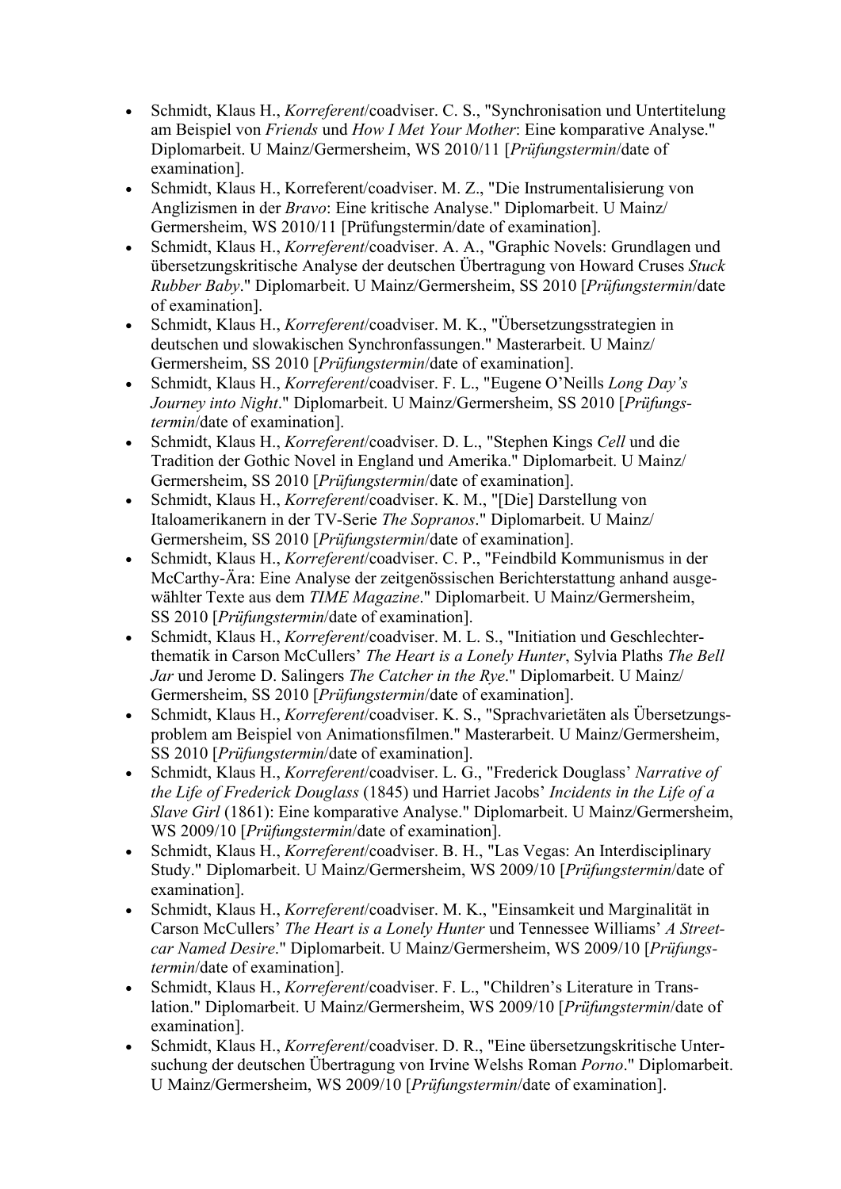- Schmidt, Klaus H., *Korreferent*/coadviser. C. S., "Synchronisation und Untertitelung am Beispiel von *Friends* und *How I Met Your Mother*: Eine komparative Analyse." Diplomarbeit. U Mainz/Germersheim, WS 2010/11 [*Prüfungstermin*/date of examination].
- Schmidt, Klaus H., Korreferent/coadviser. M. Z., "Die Instrumentalisierung von Anglizismen in der *Bravo*: Eine kritische Analyse." Diplomarbeit. U Mainz/ Germersheim, WS 2010/11 [Prüfungstermin/date of examination].
- Schmidt, Klaus H., *Korreferent*/coadviser. A. A., "Graphic Novels: Grundlagen und übersetzungskritische Analyse der deutschen Übertragung von Howard Cruses *Stuck Rubber Baby*." Diplomarbeit. U Mainz/Germersheim, SS 2010 [*Prüfungstermin*/date of examination].
- Schmidt, Klaus H., *Korreferent*/coadviser. M. K., "Übersetzungsstrategien in deutschen und slowakischen Synchronfassungen." Masterarbeit. U Mainz/ Germersheim, SS 2010 [*Prüfungstermin*/date of examination].
- Schmidt, Klaus H., *Korreferent*/coadviser. F. L., "Eugene O'Neills *Long Day's Journey into Night*." Diplomarbeit. U Mainz/Germersheim, SS 2010 [*Prüfungstermin*/date of examination].
- Schmidt, Klaus H., *Korreferent*/coadviser. D. L., "Stephen Kings *Cell* und die Tradition der Gothic Novel in England und Amerika." Diplomarbeit. U Mainz/ Germersheim, SS 2010 [*Prüfungstermin*/date of examination].
- Schmidt, Klaus H., *Korreferent*/coadviser. K. M., "[Die] Darstellung von Italoamerikanern in der TV-Serie *The Sopranos*." Diplomarbeit. U Mainz/ Germersheim, SS 2010 [*Prüfungstermin*/date of examination].
- Schmidt, Klaus H., *Korreferent*/coadviser. C. P., "Feindbild Kommunismus in der McCarthy-Ära: Eine Analyse der zeitgenössischen Berichterstattung anhand ausgewählter Texte aus dem *TIME Magazine*." Diplomarbeit. U Mainz/Germersheim, SS 2010 [*Prüfungstermin*/date of examination].
- Schmidt, Klaus H., *Korreferent*/coadviser. M. L. S., "Initiation und Geschlechterthematik in Carson McCullers' *The Heart is a Lonely Hunter*, Sylvia Plaths *The Bell Jar* und Jerome D. Salingers *The Catcher in the Rye*." Diplomarbeit. U Mainz/ Germersheim, SS 2010 [*Prüfungstermin*/date of examination].
- Schmidt, Klaus H., *Korreferent*/coadviser. K. S., "Sprachvarietäten als Übersetzungsproblem am Beispiel von Animationsfilmen." Masterarbeit. U Mainz/Germersheim, SS 2010 [*Prüfungstermin*/date of examination].
- Schmidt, Klaus H., *Korreferent*/coadviser. L. G., "Frederick Douglass' *Narrative of the Life of Frederick Douglass* (1845) und Harriet Jacobs' *Incidents in the Life of a Slave Girl* (1861): Eine komparative Analyse." Diplomarbeit. U Mainz/Germersheim, WS 2009/10 [*Prüfungstermin*/date of examination].
- Schmidt, Klaus H., *Korreferent*/coadviser. B. H., "Las Vegas: An Interdisciplinary Study." Diplomarbeit. U Mainz/Germersheim, WS 2009/10 [*Prüfungstermin*/date of examination].
- Schmidt, Klaus H., *Korreferent*/coadviser. M. K., "Einsamkeit und Marginalität in Carson McCullers' *The Heart is a Lonely Hunter* und Tennessee Williams' *A Streetcar Named Desire*." Diplomarbeit. U Mainz/Germersheim, WS 2009/10 [*Prüfungstermin*/date of examination].
- Schmidt, Klaus H., *Korreferent*/coadviser. F. L., "Children's Literature in Translation." Diplomarbeit. U Mainz/Germersheim, WS 2009/10 [*Prüfungstermin*/date of examination].
- Schmidt, Klaus H., *Korreferent*/coadviser. D. R., "Eine übersetzungskritische Untersuchung der deutschen Übertragung von Irvine Welshs Roman *Porno*." Diplomarbeit. U Mainz/Germersheim, WS 2009/10 [*Prüfungstermin*/date of examination].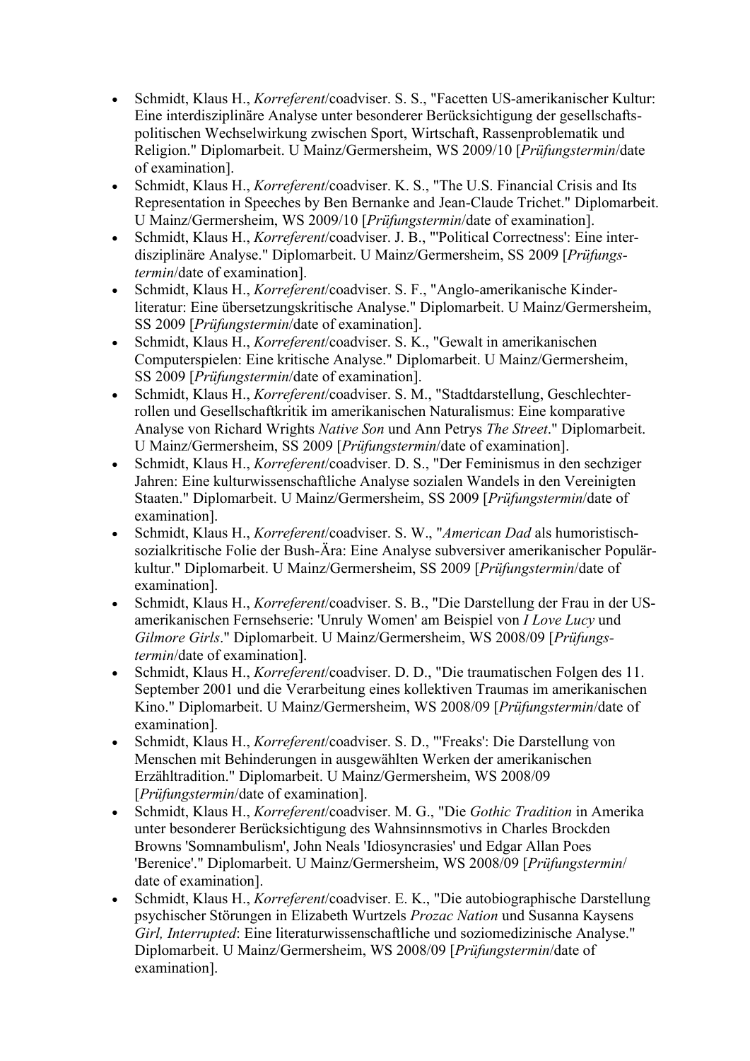- Schmidt, Klaus H., *Korreferent*/coadviser. S. S., "Facetten US-amerikanischer Kultur: Eine interdisziplinäre Analyse unter besonderer Berücksichtigung der gesellschafts-politischen Wechselwirkung zwischen Sport, Wirtschaft, Rassenproblematik und Religion." Diplomarbeit. U Mainz/Germersheim, WS 2009/10 [*Prüfungstermin*/date of examination].
- Schmidt, Klaus H., *Korreferent*/coadviser. K. S., "The U.S. Financial Crisis and Its Representation in Speeches by Ben Bernanke and Jean-Claude Trichet." Diplomarbeit. U Mainz/Germersheim, WS 2009/10 [*Prüfungstermin*/date of examination].
- Schmidt, Klaus H., *Korreferent*/coadviser. J. B., "'Political Correctness': Eine inter-disziplinäre Analyse." Diplomarbeit. U Mainz/Germersheim, SS 2009 [*Prüfungs-termin*/date of examination].
- Schmidt, Klaus H., *Korreferent*/coadviser. S. F., "Anglo-amerikanische Kinder-literatur: Eine übersetzungskritische Analyse." Diplomarbeit. U Mainz/Germersheim, SS 2009 [*Prüfungstermin*/date of examination].
- Schmidt, Klaus H., *Korreferent*/coadviser. S. K., "Gewalt in amerikanischen Computerspielen: Eine kritische Analyse." Diplomarbeit. U Mainz/Germersheim, SS 2009 [*Prüfungstermin*/date of examination].
- Schmidt, Klaus H., *Korreferent*/coadviser. S. M., "Stadtdarstellung, Geschlechter-rollen und Gesellschaftkritik im amerikanischen Naturalismus: Eine komparative Analyse von Richard Wrights *Native Son* und Ann Petrys *The Street*." Diplomarbeit. U Mainz/Germersheim, SS 2009 [*Prüfungstermin*/date of examination].
- Schmidt, Klaus H., *Korreferent*/coadviser. D. S., "Der Feminismus in den sechziger Jahren: Eine kulturwissenschaftliche Analyse sozialen Wandels in den Vereinigten Staaten." Diplomarbeit. U Mainz/Germersheim, SS 2009 [*Prüfungstermin*/date of examination].
- Schmidt, Klaus H., *Korreferent*/coadviser. S. W., "*American Dad* als humoristisch-sozialkritische Folie der Bush-Ära: Eine Analyse subversiver amerikanischer Populär-kultur." Diplomarbeit. U Mainz/Germersheim, SS 2009 [*Prüfungstermin*/date of examination].
- Schmidt, Klaus H., *Korreferent*/coadviser. S. B., "Die Darstellung der Frau in der US-amerikanischen Fernsehserie: 'Unruly Women' am Beispiel von *I Love Lucy* und *Gilmore Girls*." Diplomarbeit. U Mainz/Germersheim, WS 2008/09 [*Prüfungs-termin*/date of examination].
- Schmidt, Klaus H., *Korreferent*/coadviser. D. D., "Die traumatischen Folgen des 11. September 2001 und die Verarbeitung eines kollektiven Traumas im amerikanischen Kino." Diplomarbeit. U Mainz/Germersheim, WS 2008/09 [*Prüfungstermin*/date of examination].
- Schmidt, Klaus H., *Korreferent*/coadviser. S. D., "'Freaks': Die Darstellung von Menschen mit Behinderungen in ausgewählten Werken der amerikanischen Erzähltradition." Diplomarbeit. U Mainz/Germersheim, WS 2008/09 [*Prüfungstermin*/date of examination].
- Schmidt, Klaus H., *Korreferent*/coadviser. M. G., "Die *Gothic Tradition* in Amerika unter besonderer Berücksichtigung des Wahnsinnsmotivs in Charles Brockden Browns 'Somnambulism', John Neals 'Idiosyncrasies' und Edgar Allan Poes 'Berenice'." Diplomarbeit. U Mainz/Germersheim, WS 2008/09 [*Prüfungstermin*/date of examination].
- Schmidt, Klaus H., *Korreferent*/coadviser. E. K., "Die autobiographische Darstellung psychischer Störungen in Elizabeth Wurtzels *Prozac Nation* und Susanna Kaysens *Girl, Interrupted*: Eine literaturwissenschaftliche und soziomedizinische Analyse." Diplomarbeit. U Mainz/Germersheim, WS 2008/09 [*Prüfungstermin*/date of examination].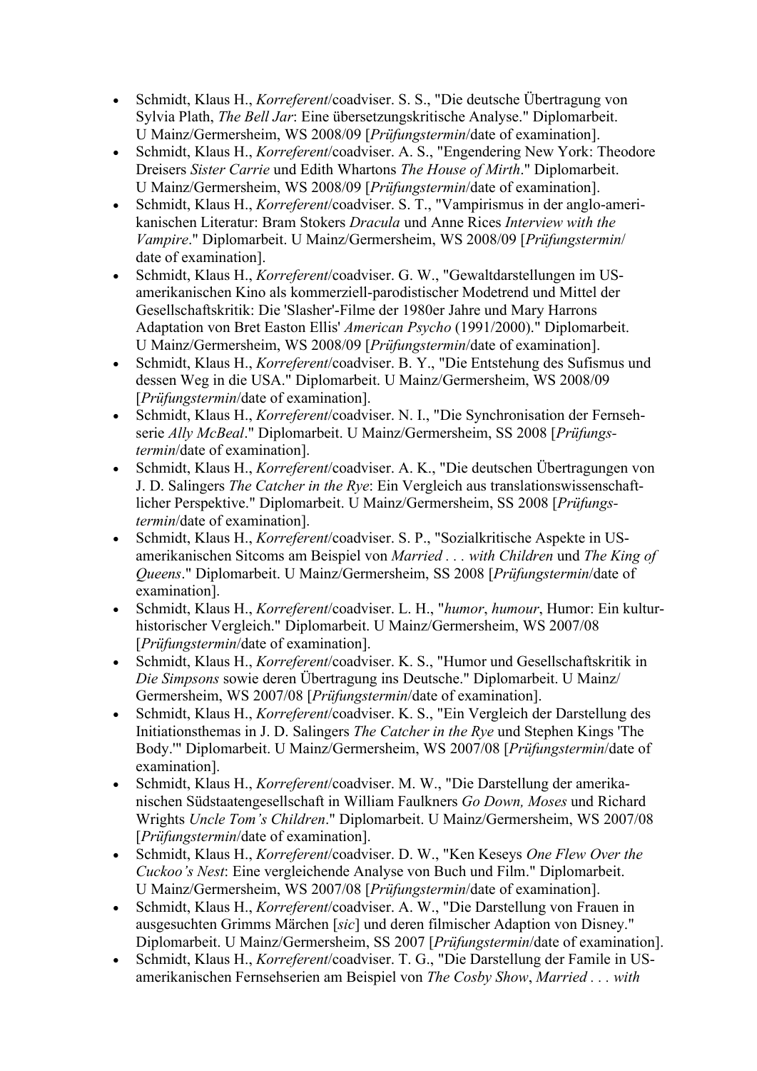- Schmidt, Klaus H., *Korreferent*/coadviser. S. S., "Die deutsche Übertragung von Sylvia Plath, *The Bell Jar*: Eine übersetzungskritische Analyse." Diplomarbeit. U Mainz/Germersheim, WS 2008/09 [*Prüfungstermin*/date of examination].
- Schmidt, Klaus H., *Korreferent*/coadviser. A. S., "Engendering New York: Theodore Dreisers *Sister Carrie* und Edith Whartons *The House of Mirth*." Diplomarbeit. U Mainz/Germersheim, WS 2008/09 [*Prüfungstermin*/date of examination].
- Schmidt, Klaus H., *Korreferent*/coadviser. S. T., "Vampirismus in der anglo-amerikanischen Literatur: Bram Stokers *Dracula* und Anne Rices *Interview with the Vampire*." Diplomarbeit. U Mainz/Germersheim, WS 2008/09 [*Prüfungstermin*/date of examination].
- Schmidt, Klaus H., *Korreferent*/coadviser. G. W., "Gewaltdarstellungen im US-amerikanischen Kino als kommerziell-parodistischer Modetrend und Mittel der Gesellschaftskritik: Die 'Slasher'-Filme der 1980er Jahre und Mary Harrons Adaptation von Bret Easton Ellis' *American Psycho* (1991/2000)." Diplomarbeit. U Mainz/Germersheim, WS 2008/09 [*Prüfungstermin*/date of examination].
- Schmidt, Klaus H., *Korreferent*/coadviser. B. Y., "Die Entstehung des Sufismus und dessen Weg in die USA." Diplomarbeit. U Mainz/Germersheim, WS 2008/09 [*Prüfungstermin*/date of examination].
- Schmidt, Klaus H., *Korreferent*/coadviser. N. I., "Die Synchronisation der Fernsehserie *Ally McBeal*." Diplomarbeit. U Mainz/Germersheim, SS 2008 [*Prüfungstermin*/date of examination].
- Schmidt, Klaus H., *Korreferent*/coadviser. A. K., "Die deutschen Übertragungen von J. D. Salingers *The Catcher in the Rye*: Ein Vergleich aus translationswissenschaftlicher Perspektive." Diplomarbeit. U Mainz/Germersheim, SS 2008 [*Prüfungstermin*/date of examination].
- Schmidt, Klaus H., *Korreferent*/coadviser. S. P., "Sozialkritische Aspekte in US-amerikanischen Sitcoms am Beispiel von *Married . . . with Children* und *The King of Queens*." Diplomarbeit. U Mainz/Germersheim, SS 2008 [*Prüfungstermin*/date of examination].
- Schmidt, Klaus H., *Korreferent*/coadviser. L. H., "*humor*, *humour*, Humor: Ein kulturhistorischer Vergleich." Diplomarbeit. U Mainz/Germersheim, WS 2007/08 [*Prüfungstermin*/date of examination].
- Schmidt, Klaus H., *Korreferent*/coadviser. K. S., "Humor und Gesellschaftskritik in *Die Simpsons* sowie deren Übertragung ins Deutsche." Diplomarbeit. U Mainz/Germersheim, WS 2007/08 [*Prüfungstermin*/date of examination].
- Schmidt, Klaus H., *Korreferent*/coadviser. K. S., "Ein Vergleich der Darstellung des Initiationsthemas in J. D. Salingers *The Catcher in the Rye* und Stephen Kings 'The Body.'" Diplomarbeit. U Mainz/Germersheim, WS 2007/08 [*Prüfungstermin*/date of examination].
- Schmidt, Klaus H., *Korreferent*/coadviser. M. W., "Die Darstellung der amerikanischen Südstaatengesellschaft in William Faulkners *Go Down, Moses* und Richard Wrights *Uncle Tom's Children*." Diplomarbeit. U Mainz/Germersheim, WS 2007/08 [*Prüfungstermin*/date of examination].
- Schmidt, Klaus H., *Korreferent*/coadviser. D. W., "Ken Keseys *One Flew Over the Cuckoo's Nest*: Eine vergleichende Analyse von Buch und Film." Diplomarbeit. U Mainz/Germersheim, WS 2007/08 [*Prüfungstermin*/date of examination].
- Schmidt, Klaus H., *Korreferent*/coadviser. A. W., "Die Darstellung von Frauen in ausgesuchten Grimms Märchen [*sic*] und deren filmischer Adaption von Disney." Diplomarbeit. U Mainz/Germersheim, SS 2007 [*Prüfungstermin*/date of examination].
- Schmidt, Klaus H., *Korreferent*/coadviser. T. G., "Die Darstellung der Famile in US-amerikanischen Fernsehserien am Beispiel von *The Cosby Show*, *Married . . . with*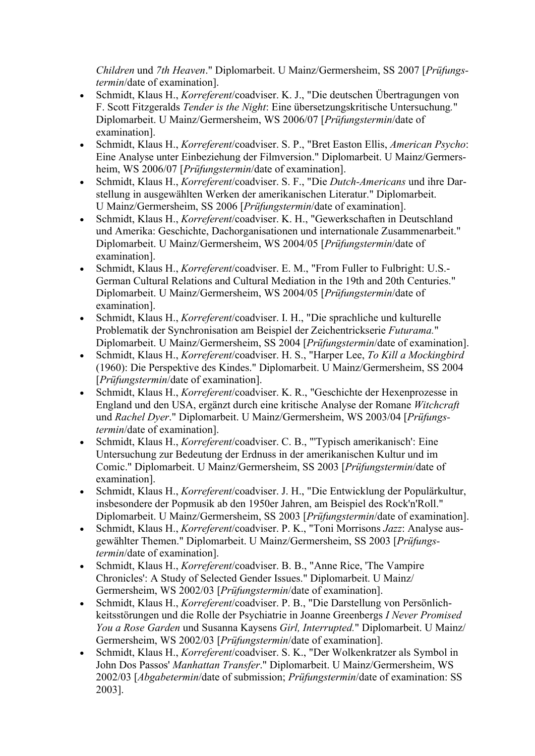*Children* und *7th Heaven*." Diplomarbeit. U Mainz/Germersheim, SS 2007 [*Prüfungstermin*/date of examination].

- Schmidt, Klaus H., *Korreferent*/coadviser. K. J., "Die deutschen Übertragungen von F. Scott Fitzgeralds *Tender is the Night*: Eine übersetzungskritische Untersuchung." Diplomarbeit. U Mainz/Germersheim, WS 2006/07 [*Prüfungstermin*/date of examination].
- Schmidt, Klaus H., *Korreferent*/coadviser. S. P., "Bret Easton Ellis, *American Psycho*: Eine Analyse unter Einbeziehung der Filmversion." Diplomarbeit. U Mainz/Germersheim, WS 2006/07 [*Prüfungstermin*/date of examination].
- Schmidt, Klaus H., *Korreferent*/coadviser. S. F., "Die *Dutch-Americans* und ihre Darstellung in ausgewählten Werken der amerikanischen Literatur." Diplomarbeit. U Mainz/Germersheim, SS 2006 [*Prüfungstermin*/date of examination].
- Schmidt, Klaus H., *Korreferent*/coadviser. K. H., "Gewerkschaften in Deutschland und Amerika: Geschichte, Dachorganisationen und internationale Zusammenarbeit." Diplomarbeit. U Mainz/Germersheim, WS 2004/05 [*Prüfungstermin*/date of examination].
- Schmidt, Klaus H., *Korreferent*/coadviser. E. M., "From Fuller to Fulbright: U.S.-German Cultural Relations and Cultural Mediation in the 19th and 20th Centuries." Diplomarbeit. U Mainz/Germersheim, WS 2004/05 [*Prüfungstermin*/date of examination].
- Schmidt, Klaus H., *Korreferent*/coadviser. I. H., "Die sprachliche und kulturelle Problematik der Synchronisation am Beispiel der Zeichentrickserie *Futurama*." Diplomarbeit. U Mainz/Germersheim, SS 2004 [*Prüfungstermin*/date of examination].
- Schmidt, Klaus H., *Korreferent*/coadviser. H. S., "Harper Lee, *To Kill a Mockingbird* (1960): Die Perspektive des Kindes." Diplomarbeit. U Mainz/Germersheim, SS 2004 [*Prüfungstermin*/date of examination].
- Schmidt, Klaus H., *Korreferent*/coadviser. K. R., "Geschichte der Hexenprozesse in England und den USA, ergänzt durch eine kritische Analyse der Romane *Witchcraft* und *Rachel Dyer*." Diplomarbeit. U Mainz/Germersheim, WS 2003/04 [*Prüfungstermin*/date of examination].
- Schmidt, Klaus H., *Korreferent*/coadviser. C. B., "'Typisch amerikanisch': Eine Untersuchung zur Bedeutung der Erdnuss in der amerikanischen Kultur und im Comic." Diplomarbeit. U Mainz/Germersheim, SS 2003 [*Prüfungstermin*/date of examination].
- Schmidt, Klaus H., *Korreferent*/coadviser. J. H., "Die Entwicklung der Populärkultur, insbesondere der Popmusik ab den 1950er Jahren, am Beispiel des Rock'n'Roll." Diplomarbeit. U Mainz/Germersheim, SS 2003 [*Prüfungstermin*/date of examination].
- Schmidt, Klaus H., *Korreferent*/coadviser. P. K., "Toni Morrisons *Jazz*: Analyse ausgewählter Themen." Diplomarbeit. U Mainz/Germersheim, SS 2003 [*Prüfungstermin*/date of examination].
- Schmidt, Klaus H., *Korreferent*/coadviser. B. B., "Anne Rice, 'The Vampire Chronicles': A Study of Selected Gender Issues." Diplomarbeit. U Mainz/Germersheim, WS 2002/03 [*Prüfungstermin*/date of examination].
- Schmidt, Klaus H., *Korreferent*/coadviser. P. B., "Die Darstellung von Persönlichkeitsstörungen und die Rolle der Psychiatrie in Joanne Greenbergs *I Never Promised You a Rose Garden* und Susanna Kaysens *Girl, Interrupted*." Diplomarbeit. U Mainz/Germersheim, WS 2002/03 [*Prüfungstermin*/date of examination].
- Schmidt, Klaus H., *Korreferent*/coadviser. S. K., "Der Wolkenkratzer als Symbol in John Dos Passos' *Manhattan Transfer*." Diplomarbeit. U Mainz/Germersheim, WS 2002/03 [*Abgabetermin*/date of submission; *Prüfungstermin*/date of examination: SS 2003].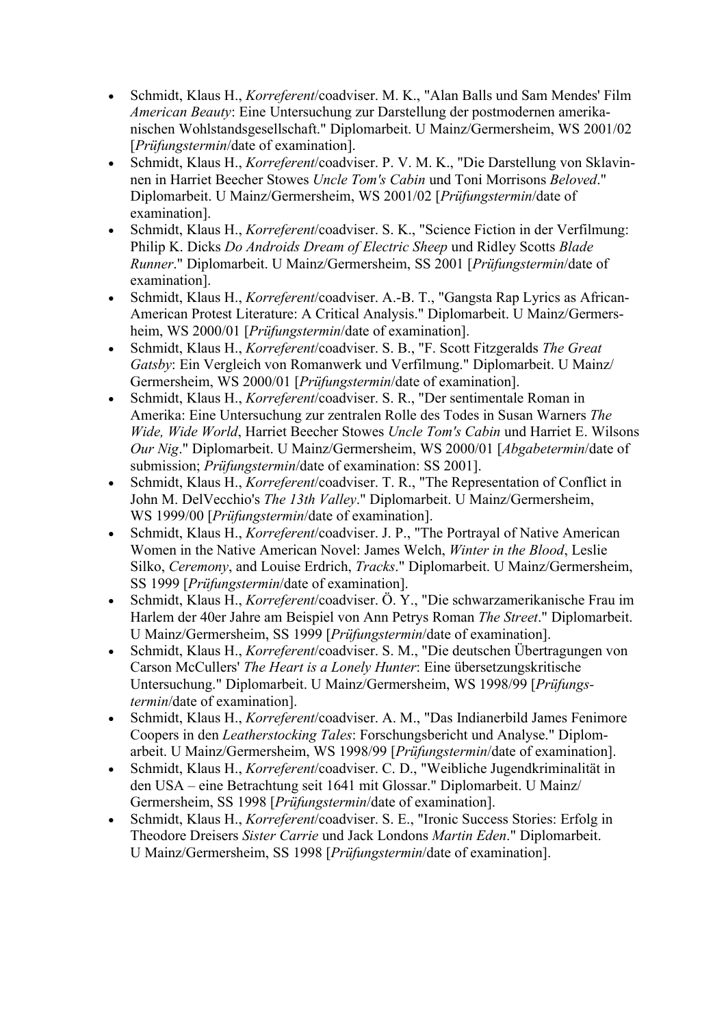- Schmidt, Klaus H., *Korreferent*/coadviser. M. K., "Alan Balls und Sam Mendes' Film *American Beauty*: Eine Untersuchung zur Darstellung der postmodernen amerikanischen Wohlstandsgesellschaft." Diplomarbeit. U Mainz/Germersheim, WS 2001/02 [*Prüfungstermin*/date of examination].
- Schmidt, Klaus H., *Korreferent*/coadviser. P. V. M. K., "Die Darstellung von Sklavinnen in Harriet Beecher Stowes *Uncle Tom's Cabin* und Toni Morrisons *Beloved*." Diplomarbeit. U Mainz/Germersheim, WS 2001/02 [*Prüfungstermin*/date of examination].
- Schmidt, Klaus H., *Korreferent*/coadviser. S. K., "Science Fiction in der Verfilmung: Philip K. Dicks *Do Androids Dream of Electric Sheep* und Ridley Scotts *Blade Runner*." Diplomarbeit. U Mainz/Germersheim, SS 2001 [*Prüfungstermin*/date of examination].
- Schmidt, Klaus H., *Korreferent*/coadviser. A.-B. T., "Gangsta Rap Lyrics as African-American Protest Literature: A Critical Analysis." Diplomarbeit. U Mainz/Germersheim, WS 2000/01 [*Prüfungstermin*/date of examination].
- Schmidt, Klaus H., *Korreferent*/coadviser. S. B., "F. Scott Fitzgeralds *The Great Gatsby*: Ein Vergleich von Romanwerk und Verfilmung." Diplomarbeit. U Mainz/Germersheim, WS 2000/01 [*Prüfungstermin*/date of examination].
- Schmidt, Klaus H., *Korreferent*/coadviser. S. R., "Der sentimentale Roman in Amerika: Eine Untersuchung zur zentralen Rolle des Todes in Susan Warners *The Wide, Wide World*, Harriet Beecher Stowes *Uncle Tom's Cabin* und Harriet E. Wilsons *Our Nig*." Diplomarbeit. U Mainz/Germersheim, WS 2000/01 [*Abgabetermin*/date of submission; *Prüfungstermin*/date of examination: SS 2001].
- Schmidt, Klaus H., *Korreferent*/coadviser. T. R., "The Representation of Conflict in John M. DelVecchio's *The 13th Valley*." Diplomarbeit. U Mainz/Germersheim, WS 1999/00 [*Prüfungstermin*/date of examination].
- Schmidt, Klaus H., *Korreferent*/coadviser. J. P., "The Portrayal of Native American Women in the Native American Novel: James Welch, *Winter in the Blood*, Leslie Silko, *Ceremony*, and Louise Erdrich, *Tracks*." Diplomarbeit. U Mainz/Germersheim, SS 1999 [*Prüfungstermin*/date of examination].
- Schmidt, Klaus H., *Korreferent*/coadviser. Ö. Y., "Die schwarzamerikanische Frau im Harlem der 40er Jahre am Beispiel von Ann Petrys Roman *The Street*." Diplomarbeit. U Mainz/Germersheim, SS 1999 [*Prüfungstermin*/date of examination].
- Schmidt, Klaus H., *Korreferent*/coadviser. S. M., "Die deutschen Übertragungen von Carson McCullers' *The Heart is a Lonely Hunter*: Eine übersetzungskritische Untersuchung." Diplomarbeit. U Mainz/Germersheim, WS 1998/99 [*Prüfungstermin*/date of examination].
- Schmidt, Klaus H., *Korreferent*/coadviser. A. M., "Das Indianerbild James Fenimore Coopers in den *Leatherstocking Tales*: Forschungsbericht und Analyse." Diplomarbeit. U Mainz/Germersheim, WS 1998/99 [*Prüfungstermin*/date of examination].
- Schmidt, Klaus H., *Korreferent*/coadviser. C. D., "Weibliche Jugendkriminalität in den USA – eine Betrachtung seit 1641 mit Glossar." Diplomarbeit. U Mainz/Germersheim, SS 1998 [*Prüfungstermin*/date of examination].
- Schmidt, Klaus H., *Korreferent*/coadviser. S. E., "Ironic Success Stories: Erfolg in Theodore Dreisers *Sister Carrie* und Jack Londons *Martin Eden*." Diplomarbeit. U Mainz/Germersheim, SS 1998 [*Prüfungstermin*/date of examination].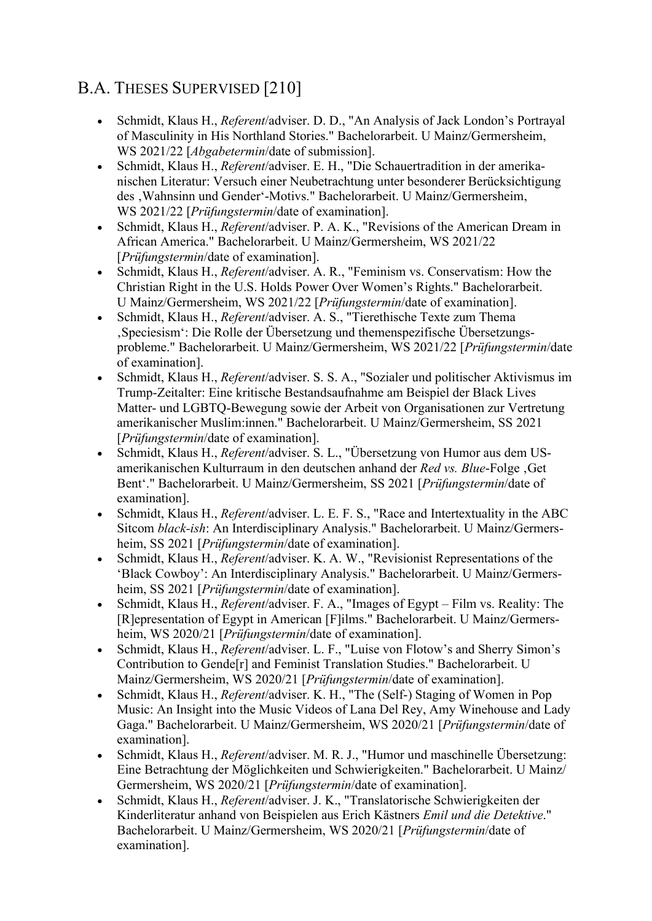## B.A. THESES SUPERVISED [210]

- Schmidt, Klaus H., *Referent*/adviser. D. D., "An Analysis of Jack London's Portrayal of Masculinity in His Northland Stories." Bachelorarbeit. U Mainz/Germersheim, WS 2021/22 [*Abgabetermin*/date of submission].
- Schmidt, Klaus H., *Referent*/adviser. E. H., "Die Schauertradition in der amerikanischen Literatur: Versuch einer Neubetrachtung unter besonderer Berücksichtigung des ‚Wahnsinn und Gender'-Motivs." Bachelorarbeit. U Mainz/Germersheim, WS 2021/22 [*Prüfungstermin*/date of examination].
- Schmidt, Klaus H., *Referent*/adviser. P. A. K., "Revisions of the American Dream in African America." Bachelorarbeit. U Mainz/Germersheim, WS 2021/22 [*Prüfungstermin*/date of examination].
- Schmidt, Klaus H., *Referent*/adviser. A. R., "Feminism vs. Conservatism: How the Christian Right in the U.S. Holds Power Over Women's Rights." Bachelorarbeit. U Mainz/Germersheim, WS 2021/22 [*Prüfungstermin*/date of examination].
- Schmidt, Klaus H., *Referent*/adviser. A. S., "Tierethische Texte zum Thema ‚Speciesism': Die Rolle der Übersetzung und themenspezifische Übersetzungsprobleme." Bachelorarbeit. U Mainz/Germersheim, WS 2021/22 [*Prüfungstermin*/date of examination].
- Schmidt, Klaus H., *Referent*/adviser. S. S. A., "Sozialer und politischer Aktivismus im Trump-Zeitalter: Eine kritische Bestandsaufnahme am Beispiel der Black Lives Matter- und LGBTQ-Bewegung sowie der Arbeit von Organisationen zur Vertretung amerikanischer Muslim:innen." Bachelorarbeit. U Mainz/Germersheim, SS 2021 [*Prüfungstermin*/date of examination].
- Schmidt, Klaus H., *Referent*/adviser. S. L., "Übersetzung von Humor aus dem US-amerikanischen Kulturraum in den deutschen anhand der *Red vs. Blue*-Folge ‚Get Bent'." Bachelorarbeit. U Mainz/Germersheim, SS 2021 [*Prüfungstermin*/date of examination].
- Schmidt, Klaus H., *Referent*/adviser. L. E. F. S., "Race and Intertextuality in the ABC Sitcom *black-ish*: An Interdisciplinary Analysis." Bachelorarbeit. U Mainz/Germersheim, SS 2021 [*Prüfungstermin*/date of examination].
- Schmidt, Klaus H., *Referent*/adviser. K. A. W., "Revisionist Representations of the 'Black Cowboy': An Interdisciplinary Analysis." Bachelorarbeit. U Mainz/Germersheim, SS 2021 [*Prüfungstermin*/date of examination].
- Schmidt, Klaus H., *Referent*/adviser. F. A., "Images of Egypt – Film vs. Reality: The [R]epresentation of Egypt in American [F]ilms." Bachelorarbeit. U Mainz/Germersheim, WS 2020/21 [*Prüfungstermin*/date of examination].
- Schmidt, Klaus H., *Referent*/adviser. L. F., "Luise von Flotow's and Sherry Simon's Contribution to Gende[r] and Feminist Translation Studies." Bachelorarbeit. U Mainz/Germersheim, WS 2020/21 [*Prüfungstermin*/date of examination].
- Schmidt, Klaus H., *Referent*/adviser. K. H., "The (Self-) Staging of Women in Pop Music: An Insight into the Music Videos of Lana Del Rey, Amy Winehouse and Lady Gaga." Bachelorarbeit. U Mainz/Germersheim, WS 2020/21 [*Prüfungstermin*/date of examination].
- Schmidt, Klaus H., *Referent*/adviser. M. R. J., "Humor und maschinelle Übersetzung: Eine Betrachtung der Möglichkeiten und Schwierigkeiten." Bachelorarbeit. U Mainz/Germersheim, WS 2020/21 [*Prüfungstermin*/date of examination].
- Schmidt, Klaus H., *Referent*/adviser. J. K., "Translatorische Schwierigkeiten der Kinderliteratur anhand von Beispielen aus Erich Kästners *Emil und die Detektive*." Bachelorarbeit. U Mainz/Germersheim, WS 2020/21 [*Prüfungstermin*/date of examination].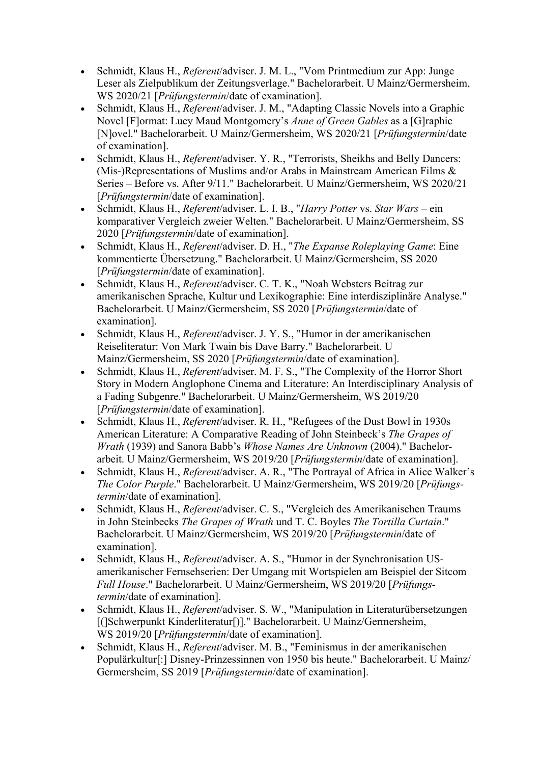- Schmidt, Klaus H., *Referent*/adviser. J. M. L., "Vom Printmedium zur App: Junge Leser als Zielpublikum der Zeitungsverlage." Bachelorarbeit. U Mainz/Germersheim, WS 2020/21 [*Prüfungstermin*/date of examination].
- Schmidt, Klaus H., *Referent*/adviser. J. M., "Adapting Classic Novels into a Graphic Novel [F]ormat: Lucy Maud Montgomery's *Anne of Green Gables* as a [G]raphic [N]ovel." Bachelorarbeit. U Mainz/Germersheim, WS 2020/21 [*Prüfungstermin*/date of examination].
- Schmidt, Klaus H., *Referent*/adviser. Y. R., "Terrorists, Sheikhs and Belly Dancers: (Mis-)Representations of Muslims and/or Arabs in Mainstream American Films & Series – Before vs. After 9/11." Bachelorarbeit. U Mainz/Germersheim, WS 2020/21 [*Prüfungstermin*/date of examination].
- Schmidt, Klaus H., *Referent*/adviser. L. I. B., "*Harry Potter* vs. *Star Wars* – ein komparativer Vergleich zweier Welten." Bachelorarbeit. U Mainz/Germersheim, SS 2020 [*Prüfungstermin*/date of examination].
- Schmidt, Klaus H., *Referent*/adviser. D. H., "*The Expanse Roleplaying Game*: Eine kommentierte Übersetzung." Bachelorarbeit. U Mainz/Germersheim, SS 2020 [*Prüfungstermin*/date of examination].
- Schmidt, Klaus H., *Referent*/adviser. C. T. K., "Noah Websters Beitrag zur amerikanischen Sprache, Kultur und Lexikographie: Eine interdisziplinäre Analyse." Bachelorarbeit. U Mainz/Germersheim, SS 2020 [*Prüfungstermin*/date of examination].
- Schmidt, Klaus H., *Referent*/adviser. J. Y. S., "Humor in der amerikanischen Reiseliteratur: Von Mark Twain bis Dave Barry." Bachelorarbeit. U Mainz/Germersheim, SS 2020 [*Prüfungstermin*/date of examination].
- Schmidt, Klaus H., *Referent*/adviser. M. F. S., "The Complexity of the Horror Short Story in Modern Anglophone Cinema and Literature: An Interdisciplinary Analysis of a Fading Subgenre." Bachelorarbeit. U Mainz/Germersheim, WS 2019/20 [*Prüfungstermin*/date of examination].
- Schmidt, Klaus H., *Referent*/adviser. R. H., "Refugees of the Dust Bowl in 1930s American Literature: A Comparative Reading of John Steinbeck's *The Grapes of Wrath* (1939) and Sanora Babb's *Whose Names Are Unknown* (2004)." Bachelorarbeit. U Mainz/Germersheim, WS 2019/20 [*Prüfungstermin*/date of examination].
- Schmidt, Klaus H., *Referent*/adviser. A. R., "The Portrayal of Africa in Alice Walker's *The Color Purple*." Bachelorarbeit. U Mainz/Germersheim, WS 2019/20 [*Prüfungstermin*/date of examination].
- Schmidt, Klaus H., *Referent*/adviser. C. S., "Vergleich des Amerikanischen Traums in John Steinbecks *The Grapes of Wrath* und T. C. Boyles *The Tortilla Curtain*." Bachelorarbeit. U Mainz/Germersheim, WS 2019/20 [*Prüfungstermin*/date of examination].
- Schmidt, Klaus H., *Referent*/adviser. A. S., "Humor in der Synchronisation US-amerikanischer Fernsehserien: Der Umgang mit Wortspielen am Beispiel der Sitcom *Full House*." Bachelorarbeit. U Mainz/Germersheim, WS 2019/20 [*Prüfungstermin*/date of examination].
- Schmidt, Klaus H., *Referent*/adviser. S. W., "Manipulation in Literaturübersetzungen [(]Schwerpunkt Kinderliteratur[)]." Bachelorarbeit. U Mainz/Germersheim, WS 2019/20 [*Prüfungstermin*/date of examination].
- Schmidt, Klaus H., *Referent*/adviser. M. B., "Feminismus in der amerikanischen Populärkultur[:] Disney-Prinzessinnen von 1950 bis heute." Bachelorarbeit. U Mainz/Germersheim, SS 2019 [*Prüfungstermin*/date of examination].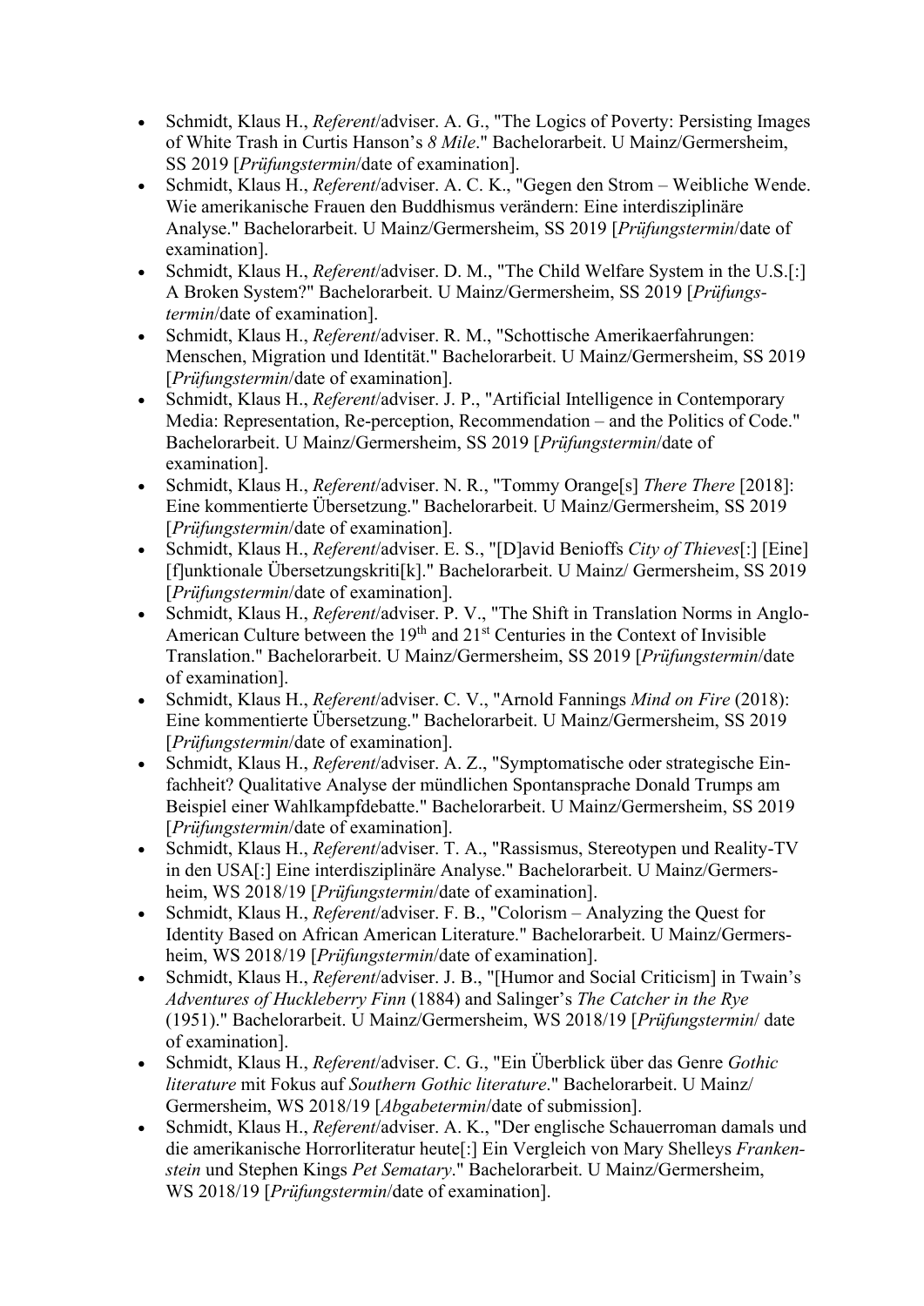- Schmidt, Klaus H., *Referent*/adviser. A. G., "The Logics of Poverty: Persisting Images of White Trash in Curtis Hanson's *8 Mile*." Bachelorarbeit. U Mainz/Germersheim, SS 2019 [*Prüfungstermin*/date of examination].
- Schmidt, Klaus H., *Referent*/adviser. A. C. K., "Gegen den Strom – Weibliche Wende. Wie amerikanische Frauen den Buddhismus verändern: Eine interdisziplinäre Analyse." Bachelorarbeit. U Mainz/Germersheim, SS 2019 [*Prüfungstermin*/date of examination].
- Schmidt, Klaus H., *Referent*/adviser. D. M., "The Child Welfare System in the U.S.[:] A Broken System?" Bachelorarbeit. U Mainz/Germersheim, SS 2019 [*Prüfungs-termin*/date of examination].
- Schmidt, Klaus H., *Referent*/adviser. R. M., "Schottische Amerikaerfahrungen: Menschen, Migration und Identität." Bachelorarbeit. U Mainz/Germersheim, SS 2019 [*Prüfungstermin*/date of examination].
- Schmidt, Klaus H., *Referent*/adviser. J. P., "Artificial Intelligence in Contemporary Media: Representation, Re-perception, Recommendation – and the Politics of Code." Bachelorarbeit. U Mainz/Germersheim, SS 2019 [*Prüfungstermin*/date of examination].
- Schmidt, Klaus H., *Referent*/adviser. N. R., "Tommy Orange[s] *There There* [2018]: Eine kommentierte Übersetzung." Bachelorarbeit. U Mainz/Germersheim, SS 2019 [*Prüfungstermin*/date of examination].
- Schmidt, Klaus H., *Referent*/adviser. E. S., "[D]avid Benioffs *City of Thieves*[:] [Eine] [f]unktionale Übersetzungskriti[k]." Bachelorarbeit. U Mainz/ Germersheim, SS 2019 [*Prüfungstermin*/date of examination].
- Schmidt, Klaus H., *Referent*/adviser. P. V., "The Shift in Translation Norms in Anglo-American Culture between the 19th and 21st Centuries in the Context of Invisible Translation." Bachelorarbeit. U Mainz/Germersheim, SS 2019 [*Prüfungstermin*/date of examination].
- Schmidt, Klaus H., *Referent*/adviser. C. V., "Arnold Fannings *Mind on Fire* (2018): Eine kommentierte Übersetzung." Bachelorarbeit. U Mainz/Germersheim, SS 2019 [*Prüfungstermin*/date of examination].
- Schmidt, Klaus H., *Referent*/adviser. A. Z., "Symptomatische oder strategische Ein-fachheit? Qualitative Analyse der mündlichen Spontansprache Donald Trumps am Beispiel einer Wahlkampfdebatte." Bachelorarbeit. U Mainz/Germersheim, SS 2019 [*Prüfungstermin*/date of examination].
- Schmidt, Klaus H., *Referent*/adviser. T. A., "Rassismus, Stereotypen und Reality-TV in den USA[:] Eine interdisziplinäre Analyse." Bachelorarbeit. U Mainz/Germers-heim, WS 2018/19 [*Prüfungstermin*/date of examination].
- Schmidt, Klaus H., *Referent*/adviser. F. B., "Colorism – Analyzing the Quest for Identity Based on African American Literature." Bachelorarbeit. U Mainz/Germers-heim, WS 2018/19 [*Prüfungstermin*/date of examination].
- Schmidt, Klaus H., *Referent*/adviser. J. B., "[Humor and Social Criticism] in Twain's *Adventures of Huckleberry Finn* (1884) and Salinger's *The Catcher in the Rye* (1951)." Bachelorarbeit. U Mainz/Germersheim, WS 2018/19 [*Prüfungstermin*/ date of examination].
- Schmidt, Klaus H., *Referent*/adviser. C. G., "Ein Überblick über das Genre *Gothic literature* mit Fokus auf *Southern Gothic literature*." Bachelorarbeit. U Mainz/ Germersheim, WS 2018/19 [*Abgabetermin*/date of submission].
- Schmidt, Klaus H., *Referent*/adviser. A. K., "Der englische Schauerroman damals und die amerikanische Horrorliteratur heute[:] Ein Vergleich von Mary Shelleys *Franken-stein* und Stephen Kings *Pet Sematary*." Bachelorarbeit. U Mainz/Germersheim, WS 2018/19 [*Prüfungstermin*/date of examination].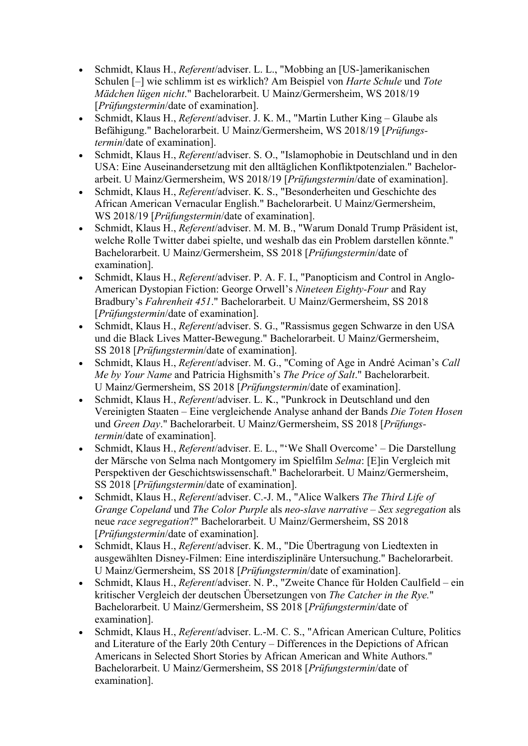- Schmidt, Klaus H., *Referent*/adviser. L. L., "Mobbing an [US-]amerikanischen Schulen [–] wie schlimm ist es wirklich? Am Beispiel von *Harte Schule* und *Tote Mädchen lügen nicht*." Bachelorarbeit. U Mainz/Germersheim, WS 2018/19 [*Prüfungstermin*/date of examination].
- Schmidt, Klaus H., *Referent*/adviser. J. K. M., "Martin Luther King – Glaube als Befähigung." Bachelorarbeit. U Mainz/Germersheim, WS 2018/19 [*Prüfungstermin*/date of examination].
- Schmidt, Klaus H., *Referent*/adviser. S. O., "Islamophobie in Deutschland und in den USA: Eine Auseinandersetzung mit den alltäglichen Konfliktpotenzialen." Bachelorarbeit. U Mainz/Germersheim, WS 2018/19 [*Prüfungstermin*/date of examination].
- Schmidt, Klaus H., *Referent*/adviser. K. S., "Besonderheiten und Geschichte des African American Vernacular English." Bachelorarbeit. U Mainz/Germersheim, WS 2018/19 [*Prüfungstermin*/date of examination].
- Schmidt, Klaus H., *Referent*/adviser. M. M. B., "Warum Donald Trump Präsident ist, welche Rolle Twitter dabei spielte, und weshalb das ein Problem darstellen könnte." Bachelorarbeit. U Mainz/Germersheim, SS 2018 [*Prüfungstermin*/date of examination].
- Schmidt, Klaus H., *Referent*/adviser. P. A. F. I., "Panopticism and Control in Anglo-American Dystopian Fiction: George Orwell's *Nineteen Eighty-Four* and Ray Bradbury's *Fahrenheit 451*." Bachelorarbeit. U Mainz/Germersheim, SS 2018 [*Prüfungstermin*/date of examination].
- Schmidt, Klaus H., *Referent*/adviser. S. G., "Rassismus gegen Schwarze in den USA und die Black Lives Matter-Bewegung." Bachelorarbeit. U Mainz/Germersheim, SS 2018 [*Prüfungstermin*/date of examination].
- Schmidt, Klaus H., *Referent*/adviser. M. G., "Coming of Age in André Aciman's *Call Me by Your Name* and Patricia Highsmith's *The Price of Salt*." Bachelorarbeit. U Mainz/Germersheim, SS 2018 [*Prüfungstermin*/date of examination].
- Schmidt, Klaus H., *Referent*/adviser. L. K., "Punkrock in Deutschland und den Vereinigten Staaten – Eine vergleichende Analyse anhand der Bands *Die Toten Hosen* und *Green Day*." Bachelorarbeit. U Mainz/Germersheim, SS 2018 [*Prüfungstermin*/date of examination].
- Schmidt, Klaus H., *Referent*/adviser. E. L., "'We Shall Overcome' – Die Darstellung der Märsche von Selma nach Montgomery im Spielfilm *Selma*: [E]in Vergleich mit Perspektiven der Geschichtswissenschaft." Bachelorarbeit. U Mainz/Germersheim, SS 2018 [*Prüfungstermin*/date of examination].
- Schmidt, Klaus H., *Referent*/adviser. C.-J. M., "Alice Walkers *The Third Life of Grange Copeland* und *The Color Purple* als *neo-slave narrative* – *Sex segregation* als neue *race segregation*?" Bachelorarbeit. U Mainz/Germersheim, SS 2018 [*Prüfungstermin*/date of examination].
- Schmidt, Klaus H., *Referent*/adviser. K. M., "Die Übertragung von Liedtexten in ausgewählten Disney-Filmen: Eine interdisziplinäre Untersuchung." Bachelorarbeit. U Mainz/Germersheim, SS 2018 [*Prüfungstermin*/date of examination].
- Schmidt, Klaus H., *Referent*/adviser. N. P., "Zweite Chance für Holden Caulfield – ein kritischer Vergleich der deutschen Übersetzungen von *The Catcher in the Rye.*" Bachelorarbeit. U Mainz/Germersheim, SS 2018 [*Prüfungstermin*/date of examination].
- Schmidt, Klaus H., *Referent*/adviser. L.-M. C. S., "African American Culture, Politics and Literature of the Early 20th Century – Differences in the Depictions of African Americans in Selected Short Stories by African American and White Authors." Bachelorarbeit. U Mainz/Germersheim, SS 2018 [*Prüfungstermin*/date of examination].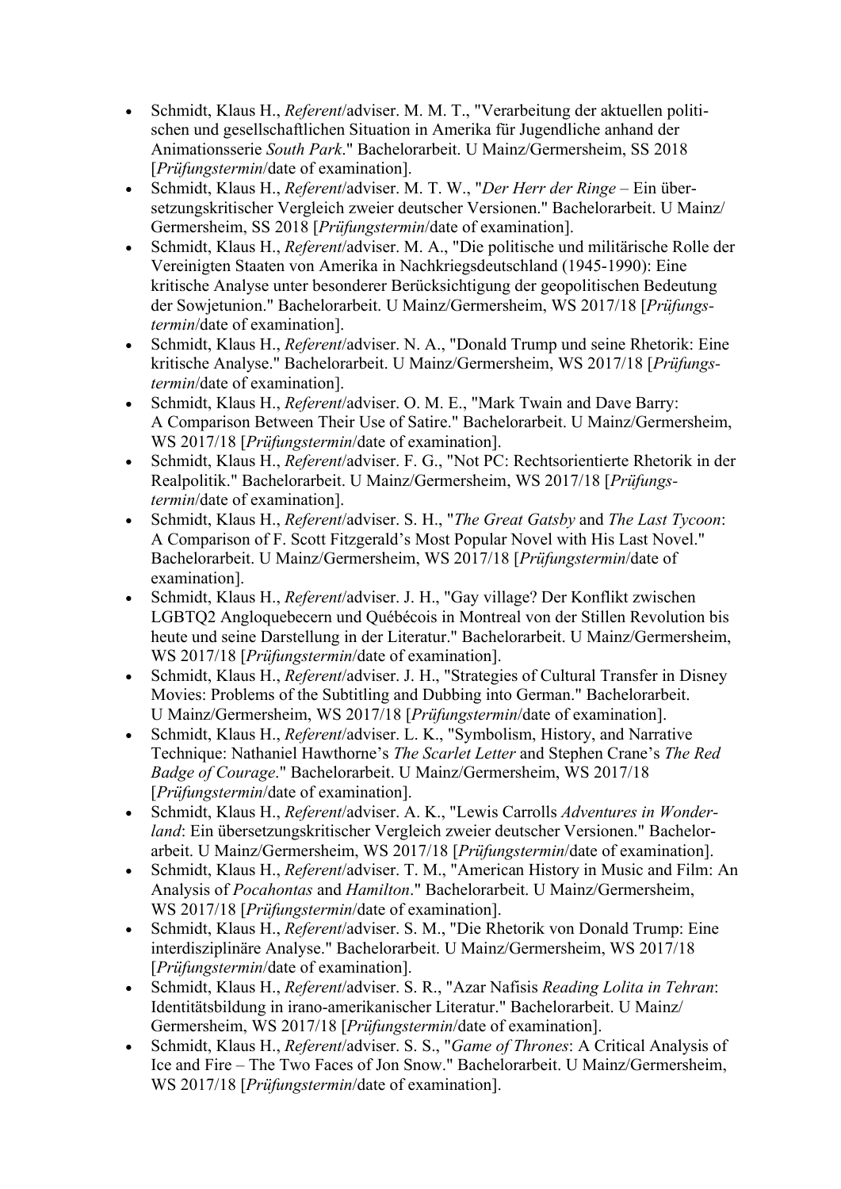- Schmidt, Klaus H., *Referent*/adviser. M. M. T., "Verarbeitung der aktuellen politischen und gesellschaftlichen Situation in Amerika für Jugendliche anhand der Animationsserie *South Park*." Bachelorarbeit. U Mainz/Germersheim, SS 2018 [*Prüfungstermin*/date of examination].
- Schmidt, Klaus H., *Referent*/adviser. M. T. W., "*Der Herr der Ringe* – Ein übersetzungskritischer Vergleich zweier deutscher Versionen." Bachelorarbeit. U Mainz/Germersheim, SS 2018 [*Prüfungstermin*/date of examination].
- Schmidt, Klaus H., *Referent*/adviser. M. A., "Die politische und militärische Rolle der Vereinigten Staaten von Amerika in Nachkriegsdeutschland (1945-1990): Eine kritische Analyse unter besonderer Berücksichtigung der geopolitischen Bedeutung der Sowjetunion." Bachelorarbeit. U Mainz/Germersheim, WS 2017/18 [*Prüfungstermin*/date of examination].
- Schmidt, Klaus H., *Referent*/adviser. N. A., "Donald Trump und seine Rhetorik: Eine kritische Analyse." Bachelorarbeit. U Mainz/Germersheim, WS 2017/18 [*Prüfungstermin*/date of examination].
- Schmidt, Klaus H., *Referent*/adviser. O. M. E., "Mark Twain and Dave Barry: A Comparison Between Their Use of Satire." Bachelorarbeit. U Mainz/Germersheim, WS 2017/18 [*Prüfungstermin*/date of examination].
- Schmidt, Klaus H., *Referent*/adviser. F. G., "Not PC: Rechtsorientierte Rhetorik in der Realpolitik." Bachelorarbeit. U Mainz/Germersheim, WS 2017/18 [*Prüfungstermin*/date of examination].
- Schmidt, Klaus H., *Referent*/adviser. S. H., "*The Great Gatsby* and *The Last Tycoon*: A Comparison of F. Scott Fitzgerald's Most Popular Novel with His Last Novel." Bachelorarbeit. U Mainz/Germersheim, WS 2017/18 [*Prüfungstermin*/date of examination].
- Schmidt, Klaus H., *Referent*/adviser. J. H., "Gay village? Der Konflikt zwischen LGBTQ2 Angloquebecern und Québécois in Montreal von der Stillen Revolution bis heute und seine Darstellung in der Literatur." Bachelorarbeit. U Mainz/Germersheim, WS 2017/18 [*Prüfungstermin*/date of examination].
- Schmidt, Klaus H., *Referent*/adviser. J. H., "Strategies of Cultural Transfer in Disney Movies: Problems of the Subtitling and Dubbing into German." Bachelorarbeit. U Mainz/Germersheim, WS 2017/18 [*Prüfungstermin*/date of examination].
- Schmidt, Klaus H., *Referent*/adviser. L. K., "Symbolism, History, and Narrative Technique: Nathaniel Hawthorne's *The Scarlet Letter* and Stephen Crane's *The Red Badge of Courage*." Bachelorarbeit. U Mainz/Germersheim, WS 2017/18 [*Prüfungstermin*/date of examination].
- Schmidt, Klaus H., *Referent*/adviser. A. K., "Lewis Carrolls *Adventures in Wonderland*: Ein übersetzungskritischer Vergleich zweier deutscher Versionen." Bachelorarbeit. U Mainz/Germersheim, WS 2017/18 [*Prüfungstermin*/date of examination].
- Schmidt, Klaus H., *Referent*/adviser. T. M., "American History in Music and Film: An Analysis of *Pocahontas* and *Hamilton*." Bachelorarbeit. U Mainz/Germersheim, WS 2017/18 [*Prüfungstermin*/date of examination].
- Schmidt, Klaus H., *Referent*/adviser. S. M., "Die Rhetorik von Donald Trump: Eine interdisziplinäre Analyse." Bachelorarbeit. U Mainz/Germersheim, WS 2017/18 [*Prüfungstermin*/date of examination].
- Schmidt, Klaus H., *Referent*/adviser. S. R., "Azar Nafisis *Reading Lolita in Tehran*: Identitätsbildung in irano-amerikanischer Literatur." Bachelorarbeit. U Mainz/Germersheim, WS 2017/18 [*Prüfungstermin*/date of examination].
- Schmidt, Klaus H., *Referent*/adviser. S. S., "*Game of Thrones*: A Critical Analysis of Ice and Fire – The Two Faces of Jon Snow." Bachelorarbeit. U Mainz/Germersheim, WS 2017/18 [*Prüfungstermin*/date of examination].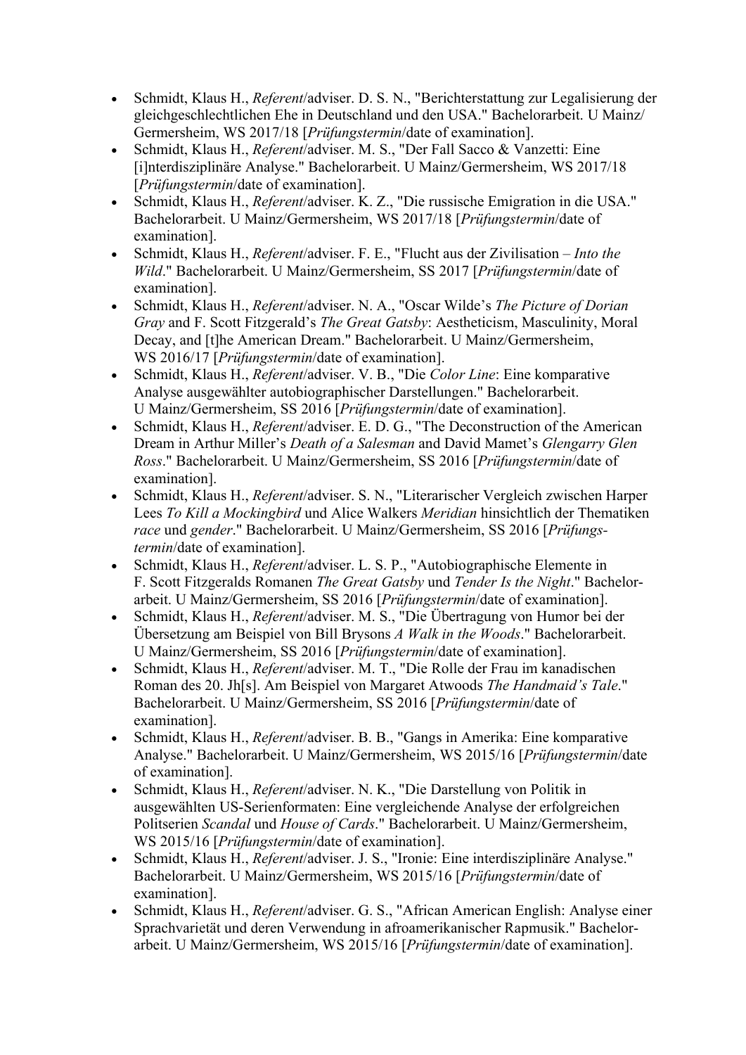- Schmidt, Klaus H., *Referent*/adviser. D. S. N., "Berichterstattung zur Legalisierung der gleichgeschlechtlichen Ehe in Deutschland und den USA." Bachelorarbeit. U Mainz/ Germersheim, WS 2017/18 [*Prüfungstermin*/date of examination].
- Schmidt, Klaus H., *Referent*/adviser. M. S., "Der Fall Sacco & Vanzetti: Eine [i]nterdisziplinäre Analyse." Bachelorarbeit. U Mainz/Germersheim, WS 2017/18 [*Prüfungstermin*/date of examination].
- Schmidt, Klaus H., *Referent*/adviser. K. Z., "Die russische Emigration in die USA." Bachelorarbeit. U Mainz/Germersheim, WS 2017/18 [*Prüfungstermin*/date of examination].
- Schmidt, Klaus H., *Referent*/adviser. F. E., "Flucht aus der Zivilisation – *Into the Wild*." Bachelorarbeit. U Mainz/Germersheim, SS 2017 [*Prüfungstermin*/date of examination].
- Schmidt, Klaus H., *Referent*/adviser. N. A., "Oscar Wilde's *The Picture of Dorian Gray* and F. Scott Fitzgerald's *The Great Gatsby*: Aestheticism, Masculinity, Moral Decay, and [t]he American Dream." Bachelorarbeit. U Mainz/Germersheim, WS 2016/17 [*Prüfungstermin*/date of examination].
- Schmidt, Klaus H., *Referent*/adviser. V. B., "Die *Color Line*: Eine komparative Analyse ausgewählter autobiographischer Darstellungen." Bachelorarbeit. U Mainz/Germersheim, SS 2016 [*Prüfungstermin*/date of examination].
- Schmidt, Klaus H., *Referent*/adviser. E. D. G., "The Deconstruction of the American Dream in Arthur Miller's *Death of a Salesman* and David Mamet's *Glengarry Glen Ross*." Bachelorarbeit. U Mainz/Germersheim, SS 2016 [*Prüfungstermin*/date of examination].
- Schmidt, Klaus H., *Referent*/adviser. S. N., "Literarischer Vergleich zwischen Harper Lees *To Kill a Mockingbird* und Alice Walkers *Meridian* hinsichtlich der Thematiken *race* und *gender*." Bachelorarbeit. U Mainz/Germersheim, SS 2016 [*Prüfungstermin*/date of examination].
- Schmidt, Klaus H., *Referent*/adviser. L. S. P., "Autobiographische Elemente in F. Scott Fitzgeralds Romanen *The Great Gatsby* und *Tender Is the Night*." Bachelorarbeit. U Mainz/Germersheim, SS 2016 [*Prüfungstermin*/date of examination].
- Schmidt, Klaus H., *Referent*/adviser. M. S., "Die Übertragung von Humor bei der Übersetzung am Beispiel von Bill Brysons *A Walk in the Woods*." Bachelorarbeit. U Mainz/Germersheim, SS 2016 [*Prüfungstermin*/date of examination].
- Schmidt, Klaus H., *Referent*/adviser. M. T., "Die Rolle der Frau im kanadischen Roman des 20. Jh[s]. Am Beispiel von Margaret Atwoods *The Handmaid's Tale*." Bachelorarbeit. U Mainz/Germersheim, SS 2016 [*Prüfungstermin*/date of examination].
- Schmidt, Klaus H., *Referent*/adviser. B. B., "Gangs in Amerika: Eine komparative Analyse." Bachelorarbeit. U Mainz/Germersheim, WS 2015/16 [*Prüfungstermin*/date of examination].
- Schmidt, Klaus H., *Referent*/adviser. N. K., "Die Darstellung von Politik in ausgewählten US-Serienformaten: Eine vergleichende Analyse der erfolgreichen Politserien *Scandal* und *House of Cards*." Bachelorarbeit. U Mainz/Germersheim, WS 2015/16 [*Prüfungstermin*/date of examination].
- Schmidt, Klaus H., *Referent*/adviser. J. S., "Ironie: Eine interdisziplinäre Analyse." Bachelorarbeit. U Mainz/Germersheim, WS 2015/16 [*Prüfungstermin*/date of examination].
- Schmidt, Klaus H., *Referent*/adviser. G. S., "African American English: Analyse einer Sprachvarietät und deren Verwendung in afroamerikanischer Rapmusik." Bachelorarbeit. U Mainz/Germersheim, WS 2015/16 [*Prüfungstermin*/date of examination].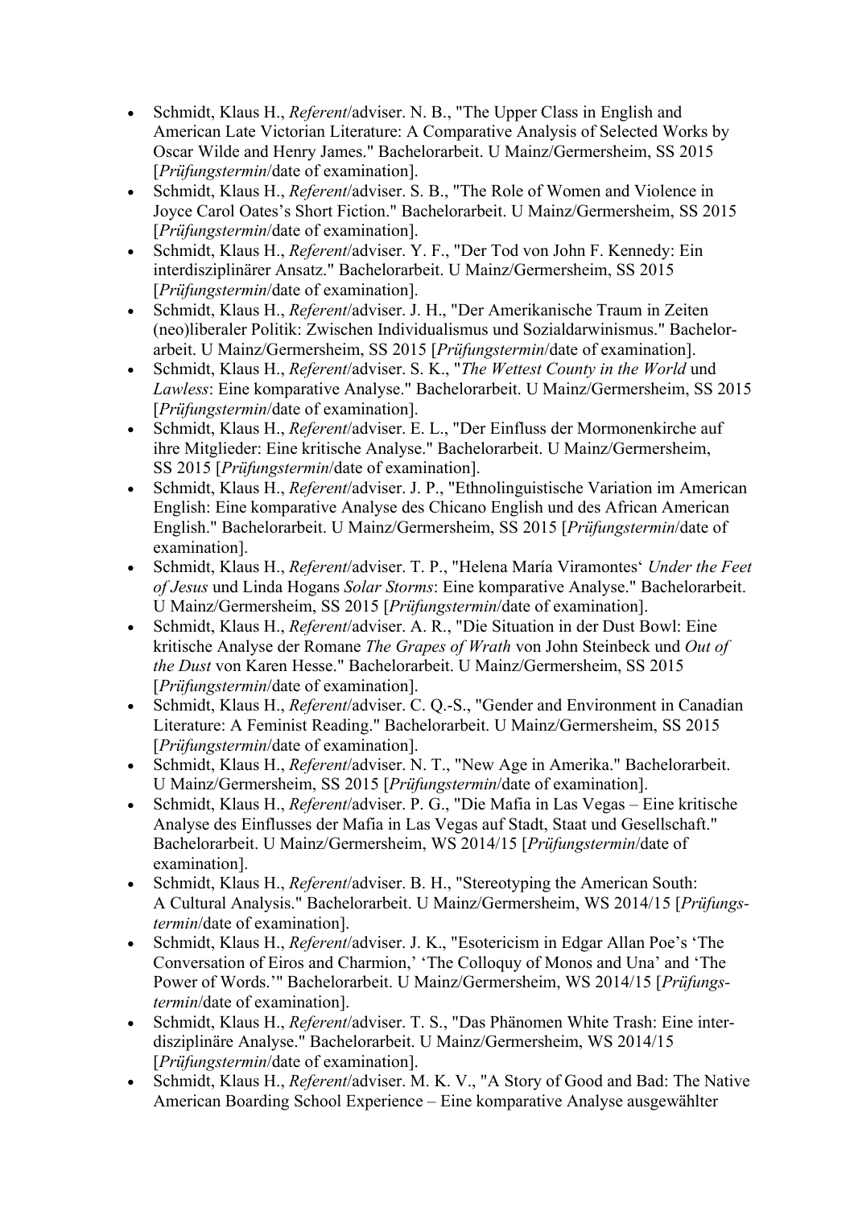- Schmidt, Klaus H., *Referent*/adviser. N. B., "The Upper Class in English and American Late Victorian Literature: A Comparative Analysis of Selected Works by Oscar Wilde and Henry James." Bachelorarbeit. U Mainz/Germersheim, SS 2015 [*Prüfungstermin*/date of examination].
- Schmidt, Klaus H., *Referent*/adviser. S. B., "The Role of Women and Violence in Joyce Carol Oates's Short Fiction." Bachelorarbeit. U Mainz/Germersheim, SS 2015 [*Prüfungstermin*/date of examination].
- Schmidt, Klaus H., *Referent*/adviser. Y. F., "Der Tod von John F. Kennedy: Ein interdisziplinärer Ansatz." Bachelorarbeit. U Mainz/Germersheim, SS 2015 [*Prüfungstermin*/date of examination].
- Schmidt, Klaus H., *Referent*/adviser. J. H., "Der Amerikanische Traum in Zeiten (neo)liberaler Politik: Zwischen Individualismus und Sozialdarwinismus." Bachelorarbeit. U Mainz/Germersheim, SS 2015 [*Prüfungstermin*/date of examination].
- Schmidt, Klaus H., *Referent*/adviser. S. K., "*The Wettest County in the World* und *Lawless*: Eine komparative Analyse." Bachelorarbeit. U Mainz/Germersheim, SS 2015 [*Prüfungstermin*/date of examination].
- Schmidt, Klaus H., *Referent*/adviser. E. L., "Der Einfluss der Mormonenkirche auf ihre Mitglieder: Eine kritische Analyse." Bachelorarbeit. U Mainz/Germersheim, SS 2015 [*Prüfungstermin*/date of examination].
- Schmidt, Klaus H., *Referent*/adviser. J. P., "Ethnolinguistische Variation im American English: Eine komparative Analyse des Chicano English und des African American English." Bachelorarbeit. U Mainz/Germersheim, SS 2015 [*Prüfungstermin*/date of examination].
- Schmidt, Klaus H., *Referent*/adviser. T. P., "Helena María Viramontes' *Under the Feet of Jesus* und Linda Hogans *Solar Storms*: Eine komparative Analyse." Bachelorarbeit. U Mainz/Germersheim, SS 2015 [*Prüfungstermin*/date of examination].
- Schmidt, Klaus H., *Referent*/adviser. A. R., "Die Situation in der Dust Bowl: Eine kritische Analyse der Romane *The Grapes of Wrath* von John Steinbeck und *Out of the Dust* von Karen Hesse." Bachelorarbeit. U Mainz/Germersheim, SS 2015 [*Prüfungstermin*/date of examination].
- Schmidt, Klaus H., *Referent*/adviser. C. Q.-S., "Gender and Environment in Canadian Literature: A Feminist Reading." Bachelorarbeit. U Mainz/Germersheim, SS 2015 [*Prüfungstermin*/date of examination].
- Schmidt, Klaus H., *Referent*/adviser. N. T., "New Age in Amerika." Bachelorarbeit. U Mainz/Germersheim, SS 2015 [*Prüfungstermin*/date of examination].
- Schmidt, Klaus H., *Referent*/adviser. P. G., "Die Mafia in Las Vegas – Eine kritische Analyse des Einflusses der Mafia in Las Vegas auf Stadt, Staat und Gesellschaft." Bachelorarbeit. U Mainz/Germersheim, WS 2014/15 [*Prüfungstermin*/date of examination].
- Schmidt, Klaus H., *Referent*/adviser. B. H., "Stereotyping the American South: A Cultural Analysis." Bachelorarbeit. U Mainz/Germersheim, WS 2014/15 [*Prüfungstermin*/date of examination].
- Schmidt, Klaus H., *Referent*/adviser. J. K., "Esotericism in Edgar Allan Poe's 'The Conversation of Eiros and Charmion,' 'The Colloquy of Monos and Una' and 'The Power of Words.'" Bachelorarbeit. U Mainz/Germersheim, WS 2014/15 [*Prüfungstermin*/date of examination].
- Schmidt, Klaus H., *Referent*/adviser. T. S., "Das Phänomen White Trash: Eine interdisziplinäre Analyse." Bachelorarbeit. U Mainz/Germersheim, WS 2014/15 [*Prüfungstermin*/date of examination].
- Schmidt, Klaus H., *Referent*/adviser. M. K. V., "A Story of Good and Bad: The Native American Boarding School Experience – Eine komparative Analyse ausgewählter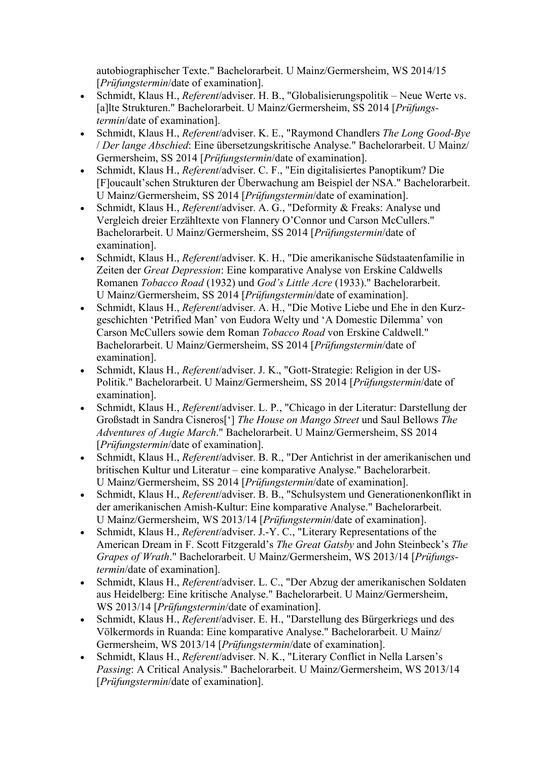autobiographischer Texte." Bachelorarbeit. U Mainz/Germersheim, WS 2014/15 [*Prüfungstermin*/date of examination].

- Schmidt, Klaus H., *Referent*/adviser. H. B., "Globalisierungspolitik – Neue Werte vs. [a]lte Strukturen." Bachelorarbeit. U Mainz/Germersheim, SS 2014 [*Prüfungstermin*/date of examination].
- Schmidt, Klaus H., *Referent*/adviser. K. E., "Raymond Chandlers *The Long Good-Bye* / *Der lange Abschied*: Eine übersetzungskritische Analyse." Bachelorarbeit. U Mainz/Germersheim, SS 2014 [*Prüfungstermin*/date of examination].
- Schmidt, Klaus H., *Referent*/adviser. C. F., "Ein digitalisiertes Panoptikum? Die [F]oucault'schen Strukturen der Überwachung am Beispiel der NSA." Bachelorarbeit. U Mainz/Germersheim, SS 2014 [*Prüfungstermin*/date of examination].
- Schmidt, Klaus H., *Referent*/adviser. A. G., "Deformity & Freaks: Analyse und Vergleich dreier Erzähltexte von Flannery O'Connor und Carson McCullers." Bachelorarbeit. U Mainz/Germersheim, SS 2014 [*Prüfungstermin*/date of examination].
- Schmidt, Klaus H., *Referent*/adviser. K. H., "Die amerikanische Südstaatenfamilie in Zeiten der *Great Depression*: Eine komparative Analyse von Erskine Caldwells Romanen *Tobacco Road* (1932) und *God's Little Acre* (1933)." Bachelorarbeit. U Mainz/Germersheim, SS 2014 [*Prüfungstermin*/date of examination].
- Schmidt, Klaus H., *Referent*/adviser. A. H., "Die Motive Liebe und Ehe in den Kurzgeschichten 'Petrified Man' von Eudora Welty und 'A Domestic Dilemma' von Carson McCullers sowie dem Roman *Tobacco Road* von Erskine Caldwell." Bachelorarbeit. U Mainz/Germersheim, SS 2014 [*Prüfungstermin*/date of examination].
- Schmidt, Klaus H., *Referent*/adviser. J. K., "Gott-Strategie: Religion in der US-Politik." Bachelorarbeit. U Mainz/Germersheim, SS 2014 [*Prüfungstermin*/date of examination].
- Schmidt, Klaus H., *Referent*/adviser. L. P., "Chicago in der Literatur: Darstellung der Großstadt in Sandra Cisneros['] *The House on Mango Street* und Saul Bellows *The Adventures of Augie March*." Bachelorarbeit. U Mainz/Germersheim, SS 2014 [*Prüfungstermin*/date of examination].
- Schmidt, Klaus H., *Referent*/adviser. B. R., "Der Antichrist in der amerikanischen und britischen Kultur und Literatur – eine komparative Analyse." Bachelorarbeit. U Mainz/Germersheim, SS 2014 [*Prüfungstermin*/date of examination].
- Schmidt, Klaus H., *Referent*/adviser. B. B., "Schulsystem und Generationenkonflikt in der amerikanischen Amish-Kultur: Eine komparative Analyse." Bachelorarbeit. U Mainz/Germersheim, WS 2013/14 [*Prüfungstermin*/date of examination].
- Schmidt, Klaus H., *Referent*/adviser. J.-Y. C., "Literary Representations of the American Dream in F. Scott Fitzgerald's *The Great Gatsby* and John Steinbeck's *The Grapes of Wrath*." Bachelorarbeit. U Mainz/Germersheim, WS 2013/14 [*Prüfungstermin*/date of examination].
- Schmidt, Klaus H., *Referent*/adviser. L. C., "Der Abzug der amerikanischen Soldaten aus Heidelberg: Eine kritische Analyse." Bachelorarbeit. U Mainz/Germersheim, WS 2013/14 [*Prüfungstermin*/date of examination].
- Schmidt, Klaus H., *Referent*/adviser. E. H., "Darstellung des Bürgerkriegs und des Völkermords in Ruanda: Eine komparative Analyse." Bachelorarbeit. U Mainz/Germersheim, WS 2013/14 [*Prüfungstermin*/date of examination].
- Schmidt, Klaus H., *Referent*/adviser. N. K., "Literary Conflict in Nella Larsen's *Passing*: A Critical Analysis." Bachelorarbeit. U Mainz/Germersheim, WS 2013/14 [*Prüfungstermin*/date of examination].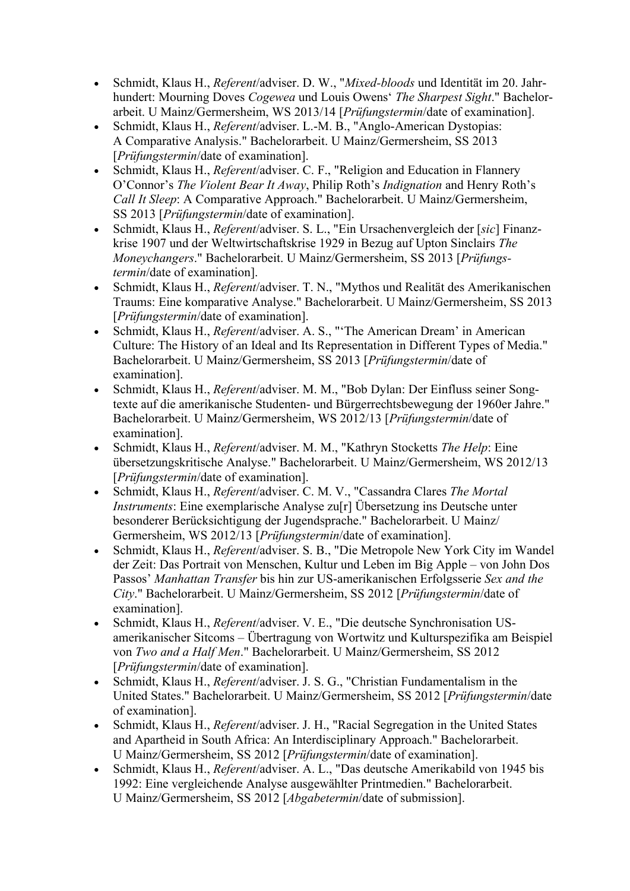- Schmidt, Klaus H., *Referent*/adviser. D. W., "*Mixed-bloods* und Identität im 20. Jahrhundert: Mourning Doves *Cogewea* und Louis Owens' *The Sharpest Sight*." Bachelorarbeit. U Mainz/Germersheim, WS 2013/14 [*Prüfungstermin*/date of examination].
- Schmidt, Klaus H., *Referent*/adviser. L.-M. B., "Anglo-American Dystopias: A Comparative Analysis." Bachelorarbeit. U Mainz/Germersheim, SS 2013 [*Prüfungstermin*/date of examination].
- Schmidt, Klaus H., *Referent*/adviser. C. F., "Religion and Education in Flannery O'Connor's *The Violent Bear It Away*, Philip Roth's *Indignation* and Henry Roth's *Call It Sleep*: A Comparative Approach." Bachelorarbeit. U Mainz/Germersheim, SS 2013 [*Prüfungstermin*/date of examination].
- Schmidt, Klaus H., *Referent*/adviser. S. L., "Ein Ursachenvergleich der [*sic*] Finanzkrise 1907 und der Weltwirtschaftskrise 1929 in Bezug auf Upton Sinclairs *The Moneychangers*." Bachelorarbeit. U Mainz/Germersheim, SS 2013 [*Prüfungstermin*/date of examination].
- Schmidt, Klaus H., *Referent*/adviser. T. N., "Mythos und Realität des Amerikanischen Traums: Eine komparative Analyse." Bachelorarbeit. U Mainz/Germersheim, SS 2013 [*Prüfungstermin*/date of examination].
- Schmidt, Klaus H., *Referent*/adviser. A. S., "'The American Dream' in American Culture: The History of an Ideal and Its Representation in Different Types of Media." Bachelorarbeit. U Mainz/Germersheim, SS 2013 [*Prüfungstermin*/date of examination].
- Schmidt, Klaus H., *Referent*/adviser. M. M., "Bob Dylan: Der Einfluss seiner Songtexte auf die amerikanische Studenten- und Bürgerrechtsbewegung der 1960er Jahre." Bachelorarbeit. U Mainz/Germersheim, WS 2012/13 [*Prüfungstermin*/date of examination].
- Schmidt, Klaus H., *Referent*/adviser. M. M., "Kathryn Stocketts *The Help*: Eine übersetzungskritische Analyse." Bachelorarbeit. U Mainz/Germersheim, WS 2012/13 [*Prüfungstermin*/date of examination].
- Schmidt, Klaus H., *Referent*/adviser. C. M. V., "Cassandra Clares *The Mortal Instruments*: Eine exemplarische Analyse zu[r] Übersetzung ins Deutsche unter besonderer Berücksichtigung der Jugendsprache." Bachelorarbeit. U Mainz/Germersheim, WS 2012/13 [*Prüfungstermin*/date of examination].
- Schmidt, Klaus H., *Referent*/adviser. S. B., "Die Metropole New York City im Wandel der Zeit: Das Portrait von Menschen, Kultur und Leben im Big Apple – von John Dos Passos' *Manhattan Transfer* bis hin zur US-amerikanischen Erfolgsserie *Sex and the City*." Bachelorarbeit. U Mainz/Germersheim, SS 2012 [*Prüfungstermin*/date of examination].
- Schmidt, Klaus H., *Referent*/adviser. V. E., "Die deutsche Synchronisation US-amerikanischer Sitcoms – Übertragung von Wortwitz und Kulturspezifika am Beispiel von *Two and a Half Men*." Bachelorarbeit. U Mainz/Germersheim, SS 2012 [*Prüfungstermin*/date of examination].
- Schmidt, Klaus H., *Referent*/adviser. J. S. G., "Christian Fundamentalism in the United States." Bachelorarbeit. U Mainz/Germersheim, SS 2012 [*Prüfungstermin*/date of examination].
- Schmidt, Klaus H., *Referent*/adviser. J. H., "Racial Segregation in the United States and Apartheid in South Africa: An Interdisciplinary Approach." Bachelorarbeit. U Mainz/Germersheim, SS 2012 [*Prüfungstermin*/date of examination].
- Schmidt, Klaus H., *Referent*/adviser. A. L., "Das deutsche Amerikabild von 1945 bis 1992: Eine vergleichende Analyse ausgewählter Printmedien." Bachelorarbeit. U Mainz/Germersheim, SS 2012 [*Abgabetermin*/date of submission].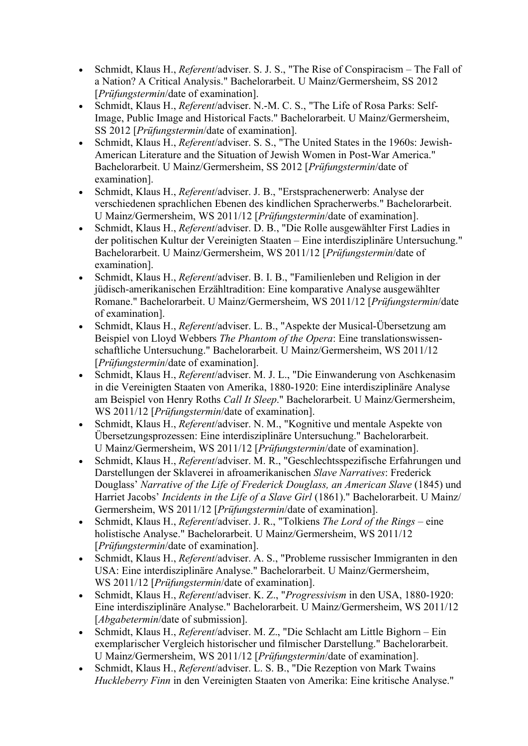- Schmidt, Klaus H., *Referent*/adviser. S. J. S., "The Rise of Conspiracism – The Fall of a Nation? A Critical Analysis." Bachelorarbeit. U Mainz/Germersheim, SS 2012 [*Prüfungstermin*/date of examination].
- Schmidt, Klaus H., *Referent*/adviser. N.-M. C. S., "The Life of Rosa Parks: Self-Image, Public Image and Historical Facts." Bachelorarbeit. U Mainz/Germersheim, SS 2012 [*Prüfungstermin*/date of examination].
- Schmidt, Klaus H., *Referent*/adviser. S. S., "The United States in the 1960s: Jewish-American Literature and the Situation of Jewish Women in Post-War America." Bachelorarbeit. U Mainz/Germersheim, SS 2012 [*Prüfungstermin*/date of examination].
- Schmidt, Klaus H., *Referent*/adviser. J. B., "Erstsprachenerwerb: Analyse der verschiedenen sprachlichen Ebenen des kindlichen Spracherwerbs." Bachelorarbeit. U Mainz/Germersheim, WS 2011/12 [*Prüfungstermin*/date of examination].
- Schmidt, Klaus H., *Referent*/adviser. D. B., "Die Rolle ausgewählter First Ladies in der politischen Kultur der Vereinigten Staaten – Eine interdisziplinäre Untersuchung." Bachelorarbeit. U Mainz/Germersheim, WS 2011/12 [*Prüfungstermin*/date of examination].
- Schmidt, Klaus H., *Referent*/adviser. B. I. B., "Familienleben und Religion in der jüdisch-amerikanischen Erzähltradition: Eine komparative Analyse ausgewählter Romane." Bachelorarbeit. U Mainz/Germersheim, WS 2011/12 [*Prüfungstermin*/date of examination].
- Schmidt, Klaus H., *Referent*/adviser. L. B., "Aspekte der Musical-Übersetzung am Beispiel von Lloyd Webbers *The Phantom of the Opera*: Eine translationswissenschaftliche Untersuchung." Bachelorarbeit. U Mainz/Germersheim, WS 2011/12 [*Prüfungstermin*/date of examination].
- Schmidt, Klaus H., *Referent*/adviser. M. J. L., "Die Einwanderung von Aschkenasim in die Vereinigten Staaten von Amerika, 1880-1920: Eine interdisziplinäre Analyse am Beispiel von Henry Roths *Call It Sleep*." Bachelorarbeit. U Mainz/Germersheim, WS 2011/12 [*Prüfungstermin*/date of examination].
- Schmidt, Klaus H., *Referent*/adviser. N. M., "Kognitive und mentale Aspekte von Übersetzungsprozessen: Eine interdisziplinäre Untersuchung." Bachelorarbeit. U Mainz/Germersheim, WS 2011/12 [*Prüfungstermin*/date of examination].
- Schmidt, Klaus H., *Referent*/adviser. M. R., "Geschlechtsspezifische Erfahrungen und Darstellungen der Sklaverei in afroamerikanischen *Slave Narratives*: Frederick Douglass' *Narrative of the Life of Frederick Douglass, an American Slave* (1845) und Harriet Jacobs' *Incidents in the Life of a Slave Girl* (1861)." Bachelorarbeit. U Mainz/Germersheim, WS 2011/12 [*Prüfungstermin*/date of examination].
- Schmidt, Klaus H., *Referent*/adviser. J. R., "Tolkiens *The Lord of the Rings* – eine holistische Analyse." Bachelorarbeit. U Mainz/Germersheim, WS 2011/12 [*Prüfungstermin*/date of examination].
- Schmidt, Klaus H., *Referent*/adviser. A. S., "Probleme russischer Immigranten in den USA: Eine interdisziplinäre Analyse." Bachelorarbeit. U Mainz/Germersheim, WS 2011/12 [*Prüfungstermin*/date of examination].
- Schmidt, Klaus H., *Referent*/adviser. K. Z., "*Progressivism* in den USA, 1880-1920: Eine interdisziplinäre Analyse." Bachelorarbeit. U Mainz/Germersheim, WS 2011/12 [*Abgabetermin*/date of submission].
- Schmidt, Klaus H., *Referent*/adviser. M. Z., "Die Schlacht am Little Bighorn – Ein exemplarischer Vergleich historischer und filmischer Darstellung." Bachelorarbeit. U Mainz/Germersheim, WS 2011/12 [*Prüfungstermin*/date of examination].
- Schmidt, Klaus H., *Referent*/adviser. L. S. B., "Die Rezeption von Mark Twains *Huckleberry Finn* in den Vereinigten Staaten von Amerika: Eine kritische Analyse."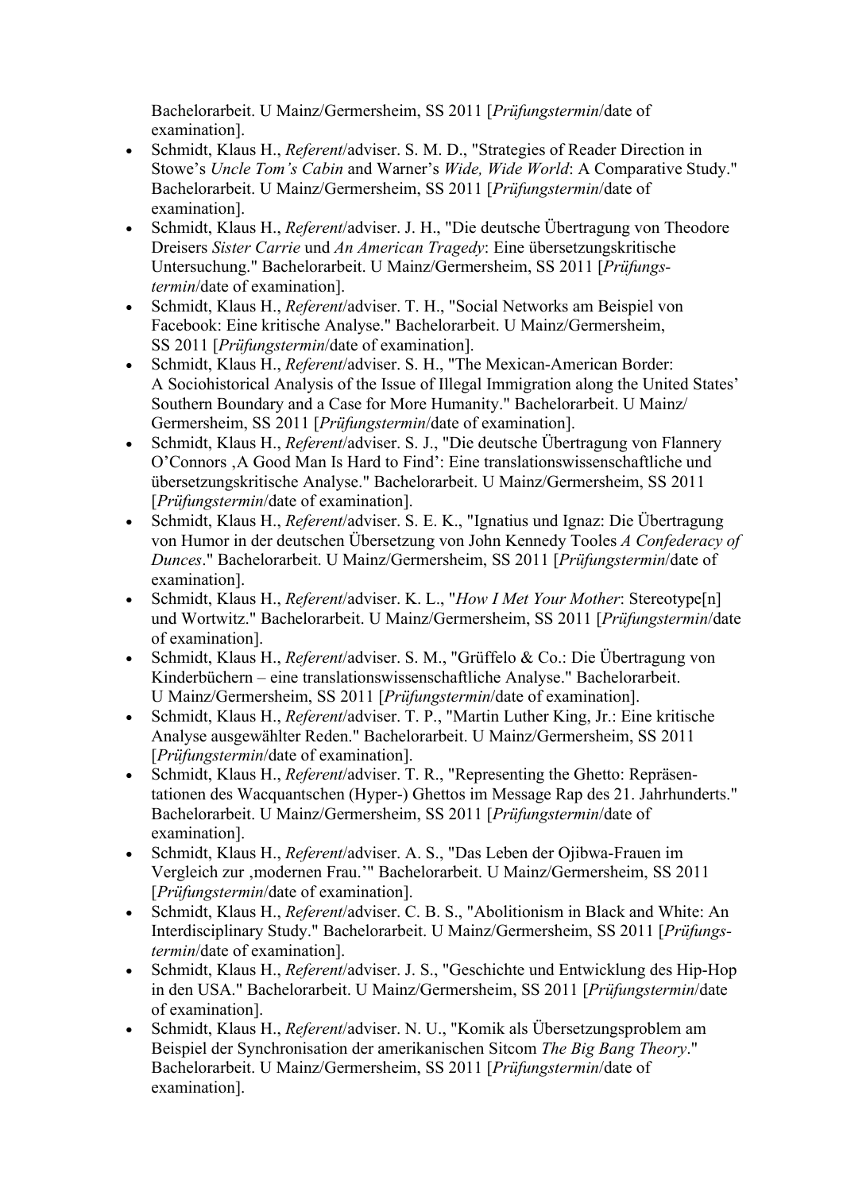Bachelorarbeit. U Mainz/Germersheim, SS 2011 [*Prüfungstermin*/date of examination].

- Schmidt, Klaus H., *Referent*/adviser. S. M. D., "Strategies of Reader Direction in Stowe's *Uncle Tom's Cabin* and Warner's *Wide, Wide World*: A Comparative Study." Bachelorarbeit. U Mainz/Germersheim, SS 2011 [*Prüfungstermin*/date of examination].
- Schmidt, Klaus H., *Referent*/adviser. J. H., "Die deutsche Übertragung von Theodore Dreisers *Sister Carrie* und *An American Tragedy*: Eine übersetzungskritische Untersuchung." Bachelorarbeit. U Mainz/Germersheim, SS 2011 [*Prüfungstermin*/date of examination].
- Schmidt, Klaus H., *Referent*/adviser. T. H., "Social Networks am Beispiel von Facebook: Eine kritische Analyse." Bachelorarbeit. U Mainz/Germersheim, SS 2011 [*Prüfungstermin*/date of examination].
- Schmidt, Klaus H., *Referent*/adviser. S. H., "The Mexican-American Border: A Sociohistorical Analysis of the Issue of Illegal Immigration along the United States' Southern Boundary and a Case for More Humanity." Bachelorarbeit. U Mainz/Germersheim, SS 2011 [*Prüfungstermin*/date of examination].
- Schmidt, Klaus H., *Referent*/adviser. S. J., "Die deutsche Übertragung von Flannery O'Connors ‚A Good Man Is Hard to Find': Eine translationswissenschaftliche und übersetzungskritische Analyse." Bachelorarbeit. U Mainz/Germersheim, SS 2011 [*Prüfungstermin*/date of examination].
- Schmidt, Klaus H., *Referent*/adviser. S. E. K., "Ignatius und Ignaz: Die Übertragung von Humor in der deutschen Übersetzung von John Kennedy Tooles *A Confederacy of Dunces*." Bachelorarbeit. U Mainz/Germersheim, SS 2011 [*Prüfungstermin*/date of examination].
- Schmidt, Klaus H., *Referent*/adviser. K. L., "*How I Met Your Mother*: Stereotype[n] und Wortwitz." Bachelorarbeit. U Mainz/Germersheim, SS 2011 [*Prüfungstermin*/date of examination].
- Schmidt, Klaus H., *Referent*/adviser. S. M., "Grüffelo & Co.: Die Übertragung von Kinderbüchern – eine translationswissenschaftliche Analyse." Bachelorarbeit. U Mainz/Germersheim, SS 2011 [*Prüfungstermin*/date of examination].
- Schmidt, Klaus H., *Referent*/adviser. T. P., "Martin Luther King, Jr.: Eine kritische Analyse ausgewählter Reden." Bachelorarbeit. U Mainz/Germersheim, SS 2011 [*Prüfungstermin*/date of examination].
- Schmidt, Klaus H., *Referent*/adviser. T. R., "Representing the Ghetto: Repräsentationen des Wacquantschen (Hyper-) Ghettos im Message Rap des 21. Jahrhunderts." Bachelorarbeit. U Mainz/Germersheim, SS 2011 [*Prüfungstermin*/date of examination].
- Schmidt, Klaus H., *Referent*/adviser. A. S., "Das Leben der Ojibwa-Frauen im Vergleich zur ‚modernen Frau.'" Bachelorarbeit. U Mainz/Germersheim, SS 2011 [*Prüfungstermin*/date of examination].
- Schmidt, Klaus H., *Referent*/adviser. C. B. S., "Abolitionism in Black and White: An Interdisciplinary Study." Bachelorarbeit. U Mainz/Germersheim, SS 2011 [*Prüfungstermin*/date of examination].
- Schmidt, Klaus H., *Referent*/adviser. J. S., "Geschichte und Entwicklung des Hip-Hop in den USA." Bachelorarbeit. U Mainz/Germersheim, SS 2011 [*Prüfungstermin*/date of examination].
- Schmidt, Klaus H., *Referent*/adviser. N. U., "Komik als Übersetzungsproblem am Beispiel der Synchronisation der amerikanischen Sitcom *The Big Bang Theory*." Bachelorarbeit. U Mainz/Germersheim, SS 2011 [*Prüfungstermin*/date of examination].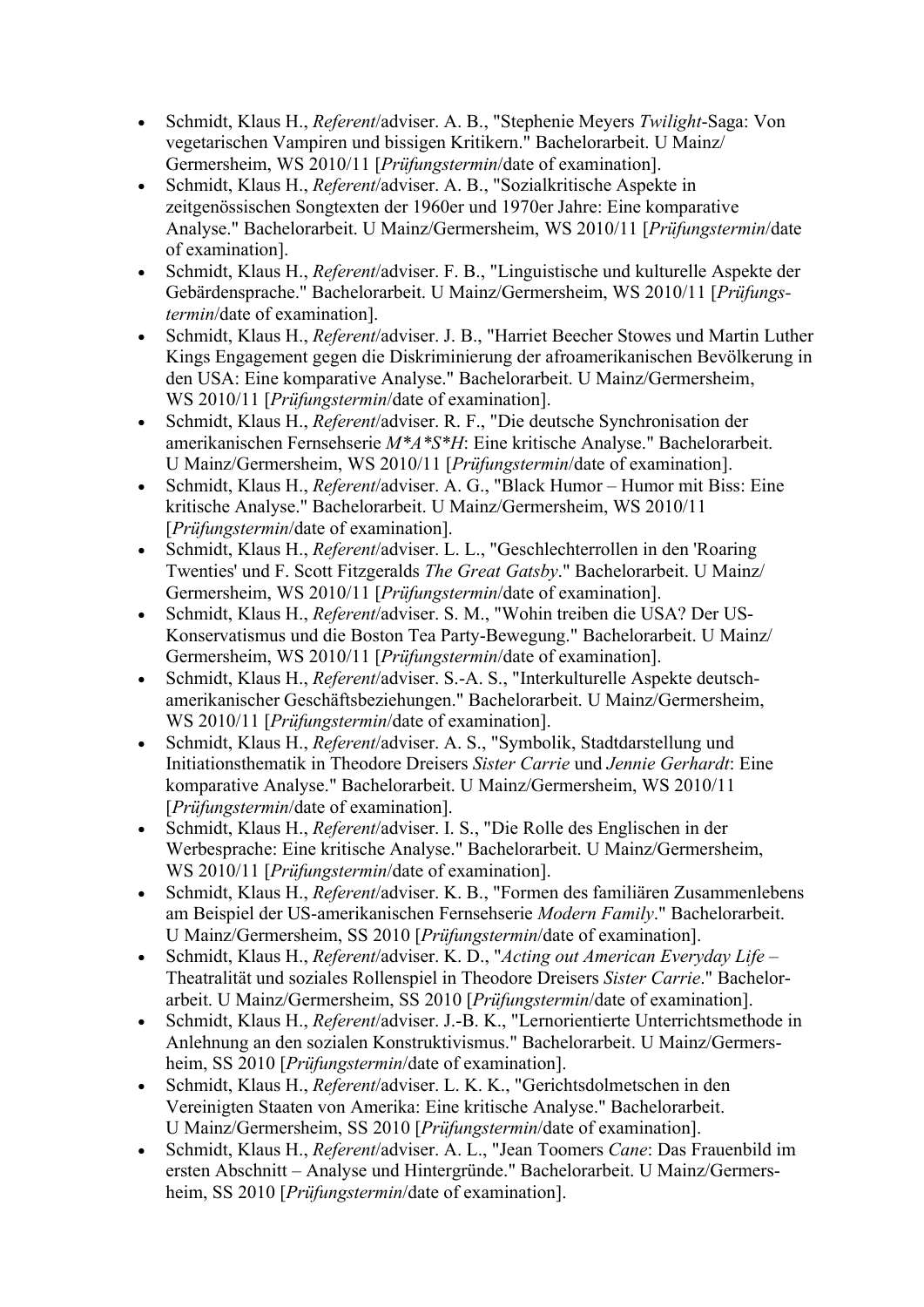- Schmidt, Klaus H., *Referent*/adviser. A. B., "Stephenie Meyers *Twilight*-Saga: Von vegetarischen Vampiren und bissigen Kritikern." Bachelorarbeit. U Mainz/Germersheim, WS 2010/11 [*Prüfungstermin*/date of examination].
- Schmidt, Klaus H., *Referent*/adviser. A. B., "Sozialkritische Aspekte in zeitgenössischen Songtexten der 1960er und 1970er Jahre: Eine komparative Analyse." Bachelorarbeit. U Mainz/Germersheim, WS 2010/11 [*Prüfungstermin*/date of examination].
- Schmidt, Klaus H., *Referent*/adviser. F. B., "Linguistische und kulturelle Aspekte der Gebärdensprache." Bachelorarbeit. U Mainz/Germersheim, WS 2010/11 [*Prüfungstermin*/date of examination].
- Schmidt, Klaus H., *Referent*/adviser. J. B., "Harriet Beecher Stowes und Martin Luther Kings Engagement gegen die Diskriminierung der afroamerikanischen Bevölkerung in den USA: Eine komparative Analyse." Bachelorarbeit. U Mainz/Germersheim, WS 2010/11 [*Prüfungstermin*/date of examination].
- Schmidt, Klaus H., *Referent*/adviser. R. F., "Die deutsche Synchronisation der amerikanischen Fernsehserie *M*A*S*H*: Eine kritische Analyse." Bachelorarbeit. U Mainz/Germersheim, WS 2010/11 [*Prüfungstermin*/date of examination].
- Schmidt, Klaus H., *Referent*/adviser. A. G., "Black Humor – Humor mit Biss: Eine kritische Analyse." Bachelorarbeit. U Mainz/Germersheim, WS 2010/11 [*Prüfungstermin*/date of examination].
- Schmidt, Klaus H., *Referent*/adviser. L. L., "Geschlechterrollen in den 'Roaring Twenties' und F. Scott Fitzgeralds *The Great Gatsby*." Bachelorarbeit. U Mainz/Germersheim, WS 2010/11 [*Prüfungstermin*/date of examination].
- Schmidt, Klaus H., *Referent*/adviser. S. M., "Wohin treiben die USA? Der US-Konservatismus und die Boston Tea Party-Bewegung." Bachelorarbeit. U Mainz/Germersheim, WS 2010/11 [*Prüfungstermin*/date of examination].
- Schmidt, Klaus H., *Referent*/adviser. S.-A. S., "Interkulturelle Aspekte deutsch-amerikanischer Geschäftsbeziehungen." Bachelorarbeit. U Mainz/Germersheim, WS 2010/11 [*Prüfungstermin*/date of examination].
- Schmidt, Klaus H., *Referent*/adviser. A. S., "Symbolik, Stadtdarstellung und Initiationsthematik in Theodore Dreisers *Sister Carrie* und *Jennie Gerhardt*: Eine komparative Analyse." Bachelorarbeit. U Mainz/Germersheim, WS 2010/11 [*Prüfungstermin*/date of examination].
- Schmidt, Klaus H., *Referent*/adviser. I. S., "Die Rolle des Englischen in der Werbesprache: Eine kritische Analyse." Bachelorarbeit. U Mainz/Germersheim, WS 2010/11 [*Prüfungstermin*/date of examination].
- Schmidt, Klaus H., *Referent*/adviser. K. B., "Formen des familiären Zusammenlebens am Beispiel der US-amerikanischen Fernsehserie *Modern Family*." Bachelorarbeit. U Mainz/Germersheim, SS 2010 [*Prüfungstermin*/date of examination].
- Schmidt, Klaus H., *Referent*/adviser. K. D., "*Acting out American Everyday Life* – Theatralität und soziales Rollenspiel in Theodore Dreisers *Sister Carrie*." Bachelorarbeit. U Mainz/Germersheim, SS 2010 [*Prüfungstermin*/date of examination].
- Schmidt, Klaus H., *Referent*/adviser. J.-B. K., "Lernorientierte Unterrichtsmethode in Anlehnung an den sozialen Konstruktivismus." Bachelorarbeit. U Mainz/Germersheim, SS 2010 [*Prüfungstermin*/date of examination].
- Schmidt, Klaus H., *Referent*/adviser. L. K. K., "Gerichtsdolmetschen in den Vereinigten Staaten von Amerika: Eine kritische Analyse." Bachelorarbeit. U Mainz/Germersheim, SS 2010 [*Prüfungstermin*/date of examination].
- Schmidt, Klaus H., *Referent*/adviser. A. L., "Jean Toomers *Cane*: Das Frauenbild im ersten Abschnitt – Analyse und Hintergründe." Bachelorarbeit. U Mainz/Germersheim, SS 2010 [*Prüfungstermin*/date of examination].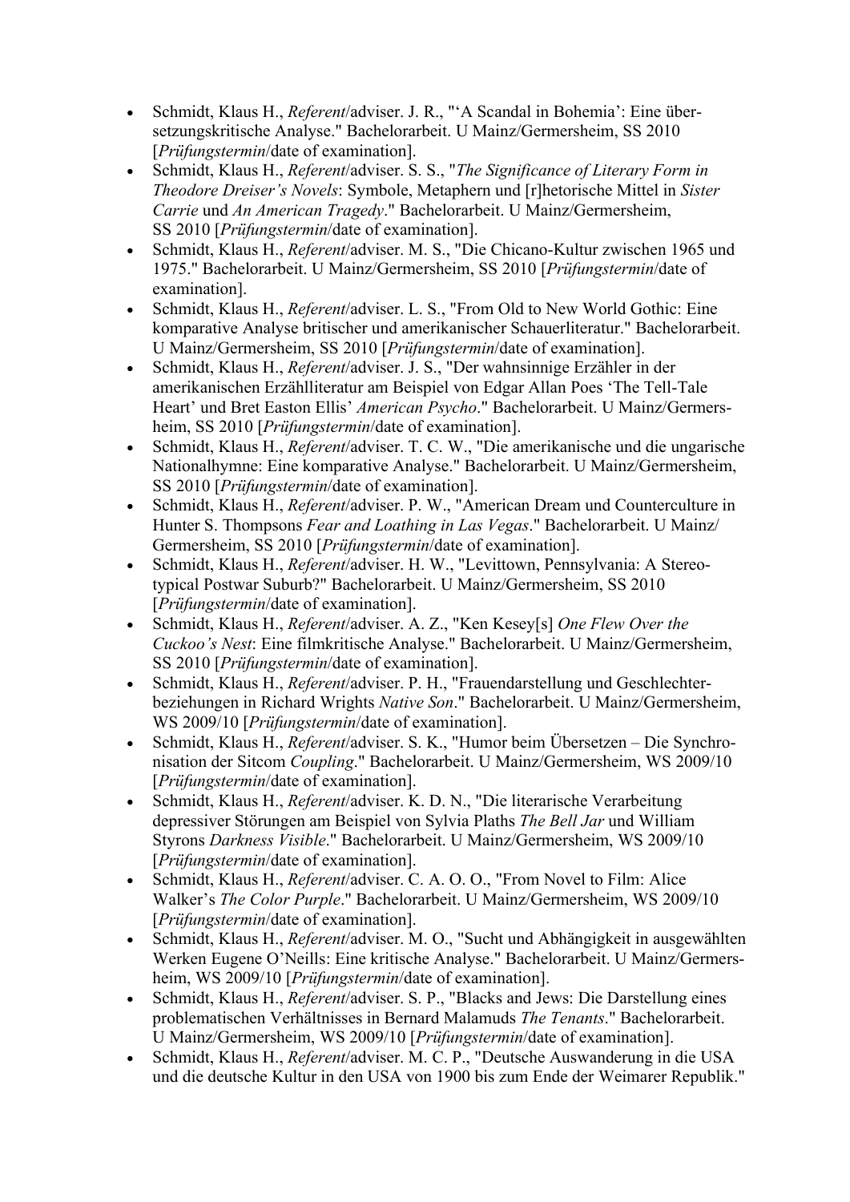- Schmidt, Klaus H., *Referent*/adviser. J. R., "'A Scandal in Bohemia': Eine übersetzungskritische Analyse." Bachelorarbeit. U Mainz/Germersheim, SS 2010 [*Prüfungstermin*/date of examination].
- Schmidt, Klaus H., *Referent*/adviser. S. S., "*The Significance of Literary Form in Theodore Dreiser's Novels*: Symbole, Metaphern und [r]hetorische Mittel in *Sister Carrie* und *An American Tragedy*." Bachelorarbeit. U Mainz/Germersheim, SS 2010 [*Prüfungstermin*/date of examination].
- Schmidt, Klaus H., *Referent*/adviser. M. S., "Die Chicano-Kultur zwischen 1965 und 1975." Bachelorarbeit. U Mainz/Germersheim, SS 2010 [*Prüfungstermin*/date of examination].
- Schmidt, Klaus H., *Referent*/adviser. L. S., "From Old to New World Gothic: Eine komparative Analyse britischer und amerikanischer Schauerliteratur." Bachelorarbeit. U Mainz/Germersheim, SS 2010 [*Prüfungstermin*/date of examination].
- Schmidt, Klaus H., *Referent*/adviser. J. S., "Der wahnsinnige Erzähler in der amerikanischen Erzählliteratur am Beispiel von Edgar Allan Poes 'The Tell-Tale Heart' und Bret Easton Ellis' *American Psycho*." Bachelorarbeit. U Mainz/Germersheim, SS 2010 [*Prüfungstermin*/date of examination].
- Schmidt, Klaus H., *Referent*/adviser. T. C. W., "Die amerikanische und die ungarische Nationalhymne: Eine komparative Analyse." Bachelorarbeit. U Mainz/Germersheim, SS 2010 [*Prüfungstermin*/date of examination].
- Schmidt, Klaus H., *Referent*/adviser. P. W., "American Dream und Counterculture in Hunter S. Thompsons *Fear and Loathing in Las Vegas*." Bachelorarbeit. U Mainz/Germersheim, SS 2010 [*Prüfungstermin*/date of examination].
- Schmidt, Klaus H., *Referent*/adviser. H. W., "Levittown, Pennsylvania: A Stereotypical Postwar Suburb?" Bachelorarbeit. U Mainz/Germersheim, SS 2010 [*Prüfungstermin*/date of examination].
- Schmidt, Klaus H., *Referent*/adviser. A. Z., "Ken Kesey[s] *One Flew Over the Cuckoo's Nest*: Eine filmkritische Analyse." Bachelorarbeit. U Mainz/Germersheim, SS 2010 [*Prüfungstermin*/date of examination].
- Schmidt, Klaus H., *Referent*/adviser. P. H., "Frauendarstellung und Geschlechterbeziehungen in Richard Wrights *Native Son*." Bachelorarbeit. U Mainz/Germersheim, WS 2009/10 [*Prüfungstermin*/date of examination].
- Schmidt, Klaus H., *Referent*/adviser. S. K., "Humor beim Übersetzen – Die Synchronisation der Sitcom *Coupling*." Bachelorarbeit. U Mainz/Germersheim, WS 2009/10 [*Prüfungstermin*/date of examination].
- Schmidt, Klaus H., *Referent*/adviser. K. D. N., "Die literarische Verarbeitung depressiver Störungen am Beispiel von Sylvia Plaths *The Bell Jar* und William Styrons *Darkness Visible*." Bachelorarbeit. U Mainz/Germersheim, WS 2009/10 [*Prüfungstermin*/date of examination].
- Schmidt, Klaus H., *Referent*/adviser. C. A. O. O., "From Novel to Film: Alice Walker's *The Color Purple*." Bachelorarbeit. U Mainz/Germersheim, WS 2009/10 [*Prüfungstermin*/date of examination].
- Schmidt, Klaus H., *Referent*/adviser. M. O., "Sucht und Abhängigkeit in ausgewählten Werken Eugene O'Neills: Eine kritische Analyse." Bachelorarbeit. U Mainz/Germersheim, WS 2009/10 [*Prüfungstermin*/date of examination].
- Schmidt, Klaus H., *Referent*/adviser. S. P., "Blacks and Jews: Die Darstellung eines problematischen Verhältnisses in Bernard Malamuds *The Tenants*." Bachelorarbeit. U Mainz/Germersheim, WS 2009/10 [*Prüfungstermin*/date of examination].
- Schmidt, Klaus H., *Referent*/adviser. M. C. P., "Deutsche Auswanderung in die USA und die deutsche Kultur in den USA von 1900 bis zum Ende der Weimarer Republik."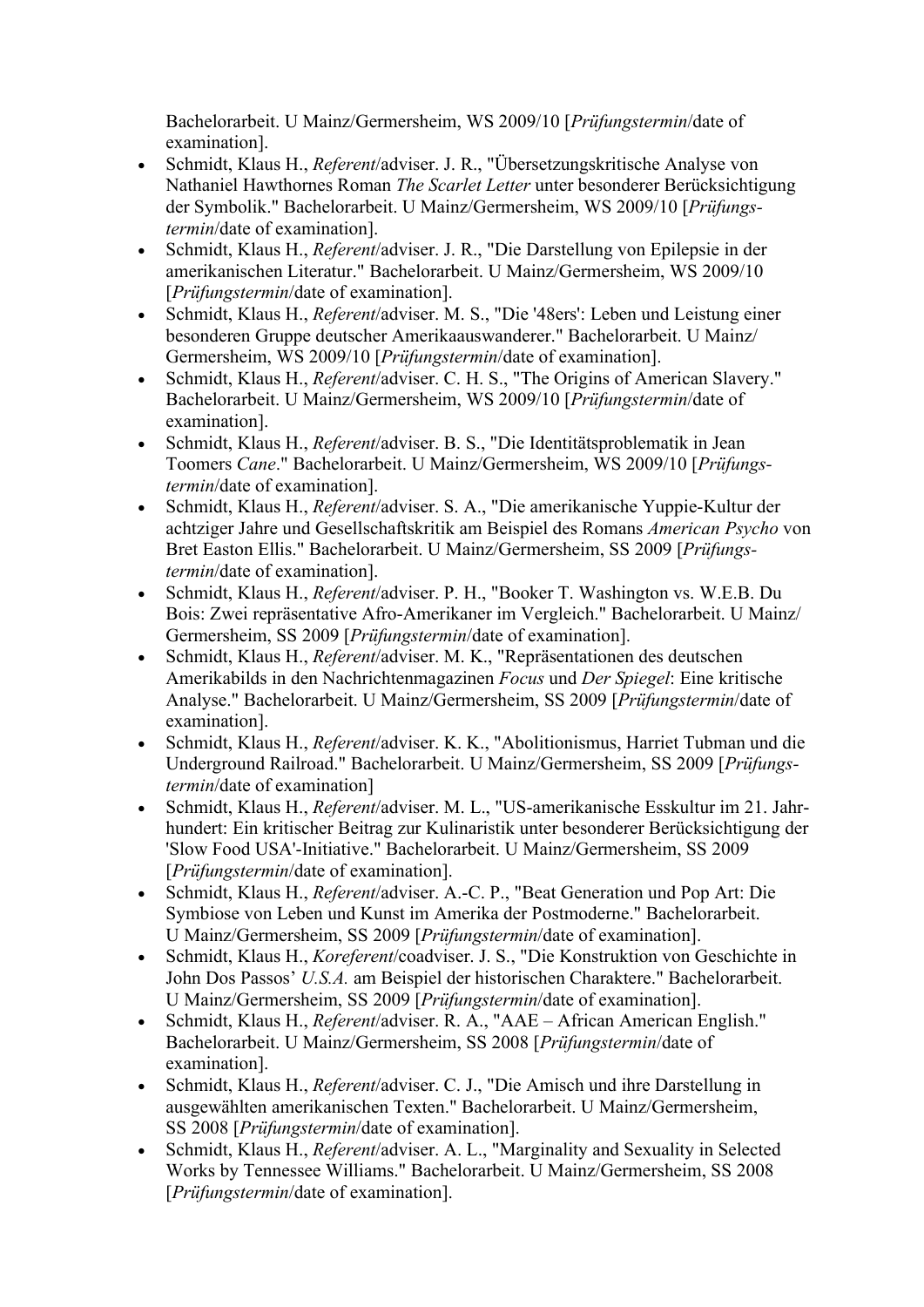Bachelorarbeit. U Mainz/Germersheim, WS 2009/10 [*Prüfungstermin*/date of examination].

- Schmidt, Klaus H., *Referent*/adviser. J. R., "Übersetzungskritische Analyse von Nathaniel Hawthornes Roman *The Scarlet Letter* unter besonderer Berücksichtigung der Symbolik." Bachelorarbeit. U Mainz/Germersheim, WS 2009/10 [*Prüfungstermin*/date of examination].
- Schmidt, Klaus H., *Referent*/adviser. J. R., "Die Darstellung von Epilepsie in der amerikanischen Literatur." Bachelorarbeit. U Mainz/Germersheim, WS 2009/10 [*Prüfungstermin*/date of examination].
- Schmidt, Klaus H., *Referent*/adviser. M. S., "Die '48ers': Leben und Leistung einer besonderen Gruppe deutscher Amerikaauswanderer." Bachelorarbeit. U Mainz/Germersheim, WS 2009/10 [*Prüfungstermin*/date of examination].
- Schmidt, Klaus H., *Referent*/adviser. C. H. S., "The Origins of American Slavery." Bachelorarbeit. U Mainz/Germersheim, WS 2009/10 [*Prüfungstermin*/date of examination].
- Schmidt, Klaus H., *Referent*/adviser. B. S., "Die Identitätsproblematik in Jean Toomers *Cane*." Bachelorarbeit. U Mainz/Germersheim, WS 2009/10 [*Prüfungstermin*/date of examination].
- Schmidt, Klaus H., *Referent*/adviser. S. A., "Die amerikanische Yuppie-Kultur der achtziger Jahre und Gesellschaftskritik am Beispiel des Romans *American Psycho* von Bret Easton Ellis." Bachelorarbeit. U Mainz/Germersheim, SS 2009 [*Prüfungstermin*/date of examination].
- Schmidt, Klaus H., *Referent*/adviser. P. H., "Booker T. Washington vs. W.E.B. Du Bois: Zwei repräsentative Afro-Amerikaner im Vergleich." Bachelorarbeit. U Mainz/Germersheim, SS 2009 [*Prüfungstermin*/date of examination].
- Schmidt, Klaus H., *Referent*/adviser. M. K., "Repräsentationen des deutschen Amerikabilds in den Nachrichtenmagazinen *Focus* und *Der Spiegel*: Eine kritische Analyse." Bachelorarbeit. U Mainz/Germersheim, SS 2009 [*Prüfungstermin*/date of examination].
- Schmidt, Klaus H., *Referent*/adviser. K. K., "Abolitionismus, Harriet Tubman und die Underground Railroad." Bachelorarbeit. U Mainz/Germersheim, SS 2009 [*Prüfungstermin*/date of examination]
- Schmidt, Klaus H., *Referent*/adviser. M. L., "US-amerikanische Esskultur im 21. Jahrhundert: Ein kritischer Beitrag zur Kulinaristik unter besonderer Berücksichtigung der 'Slow Food USA'-Initiative." Bachelorarbeit. U Mainz/Germersheim, SS 2009 [*Prüfungstermin*/date of examination].
- Schmidt, Klaus H., *Referent*/adviser. A.-C. P., "Beat Generation und Pop Art: Die Symbiose von Leben und Kunst im Amerika der Postmoderne." Bachelorarbeit. U Mainz/Germersheim, SS 2009 [*Prüfungstermin*/date of examination].
- Schmidt, Klaus H., *Koreferent*/coadviser. J. S., "Die Konstruktion von Geschichte in John Dos Passos' *U.S.A.* am Beispiel der historischen Charaktere." Bachelorarbeit. U Mainz/Germersheim, SS 2009 [*Prüfungstermin*/date of examination].
- Schmidt, Klaus H., *Referent*/adviser. R. A., "AAE – African American English." Bachelorarbeit. U Mainz/Germersheim, SS 2008 [*Prüfungstermin*/date of examination].
- Schmidt, Klaus H., *Referent*/adviser. C. J., "Die Amisch und ihre Darstellung in ausgewählten amerikanischen Texten." Bachelorarbeit. U Mainz/Germersheim, SS 2008 [*Prüfungstermin*/date of examination].
- Schmidt, Klaus H., *Referent*/adviser. A. L., "Marginality and Sexuality in Selected Works by Tennessee Williams." Bachelorarbeit. U Mainz/Germersheim, SS 2008 [*Prüfungstermin*/date of examination].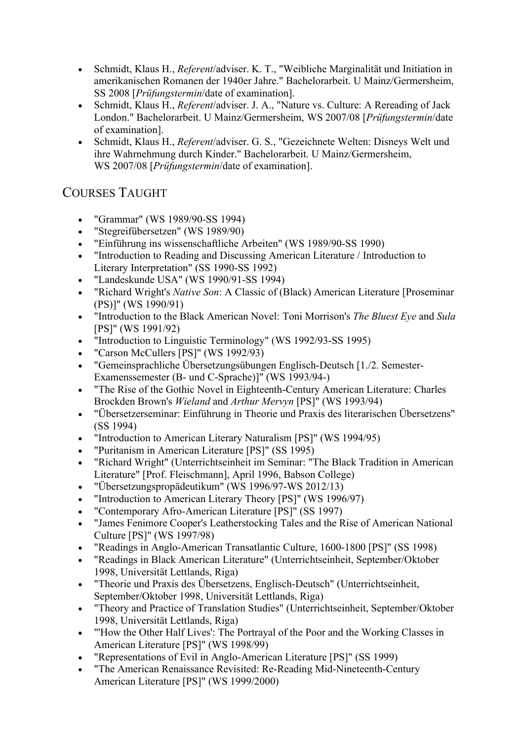- Schmidt, Klaus H., *Referent*/adviser. K. T., "Weibliche Marginalität und Initiation in amerikanischen Romanen der 1940er Jahre." Bachelorarbeit. U Mainz/Germersheim, SS 2008 [*Prüfungstermin*/date of examination].
- Schmidt, Klaus H., *Referent*/adviser. J. A., "Nature vs. Culture: A Rereading of Jack London." Bachelorarbeit. U Mainz/Germersheim, WS 2007/08 [*Prüfungstermin*/date of examination].
- Schmidt, Klaus H., *Referent*/adviser. G. S., "Gezeichnete Welten: Disneys Welt und ihre Wahrnehmung durch Kinder." Bachelorarbeit. U Mainz/Germersheim, WS 2007/08 [*Prüfungstermin*/date of examination].

## COURSES TAUGHT

- "Grammar" (WS 1989/90-SS 1994)
- "Stegreifübersetzen" (WS 1989/90)
- "Einführung ins wissenschaftliche Arbeiten" (WS 1989/90-SS 1990)
- "Introduction to Reading and Discussing American Literature / Introduction to Literary Interpretation" (SS 1990-SS 1992)
- "Landeskunde USA" (WS 1990/91-SS 1994)
- "Richard Wright's *Native Son*: A Classic of (Black) American Literature [Proseminar (PS)]" (WS 1990/91)
- "Introduction to the Black American Novel: Toni Morrison's *The Bluest Eye* and *Sula* [PS]" (WS 1991/92)
- "Introduction to Linguistic Terminology" (WS 1992/93-SS 1995)
- "Carson McCullers [PS]" (WS 1992/93)
- "Gemeinsprachliche Übersetzungsübungen Englisch-Deutsch [1./2. Semester-Examenssemester (B- und C-Sprache)]" (WS 1993/94-)
- "The Rise of the Gothic Novel in Eighteenth-Century American Literature: Charles Brockden Brown's *Wieland* and *Arthur Mervyn* [PS]" (WS 1993/94)
- "Übersetzerseminar: Einführung in Theorie und Praxis des literarischen Übersetzens" (SS 1994)
- "Introduction to American Literary Naturalism [PS]" (WS 1994/95)
- "Puritanism in American Literature [PS]" (SS 1995)
- "Richard Wright" (Unterrichtseinheit im Seminar: "The Black Tradition in American Literature" [Prof. Fleischmann], April 1996, Babson College)
- "Übersetzungspropädeutikum" (WS 1996/97-WS 2012/13)
- "Introduction to American Literary Theory [PS]" (WS 1996/97)
- "Contemporary Afro-American Literature [PS]" (SS 1997)
- "James Fenimore Cooper's Leatherstocking Tales and the Rise of American National Culture [PS]" (WS 1997/98)
- "Readings in Anglo-American Transatlantic Culture, 1600-1800 [PS]" (SS 1998)
- "Readings in Black American Literature" (Unterrichtseinheit, September/Oktober 1998, Universität Lettlands, Riga)
- "Theorie und Praxis des Übersetzens, Englisch-Deutsch" (Unterrichtseinheit, September/Oktober 1998, Universität Lettlands, Riga)
- "Theory and Practice of Translation Studies" (Unterrichtseinheit, September/Oktober 1998, Universität Lettlands, Riga)
- "'How the Other Half Lives': The Portrayal of the Poor and the Working Classes in American Literature [PS]" (WS 1998/99)
- "Representations of Evil in Anglo-American Literature [PS]" (SS 1999)
- "The American Renaissance Revisited: Re-Reading Mid-Nineteenth-Century American Literature [PS]" (WS 1999/2000)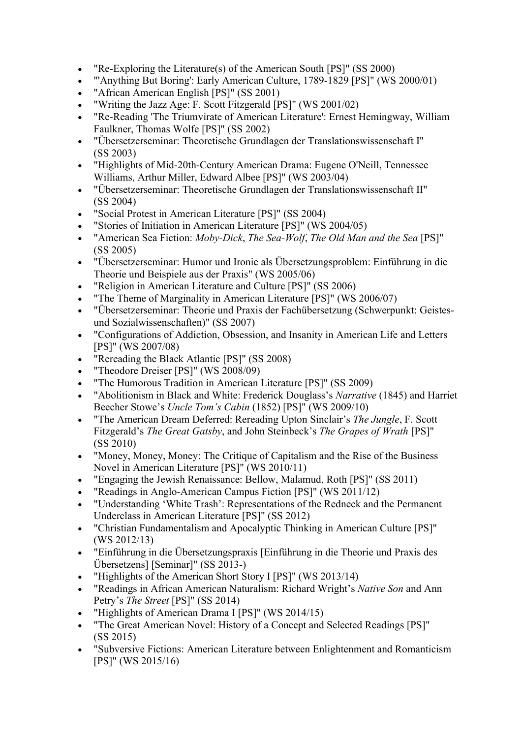- "Re-Exploring the Literature(s) of the American South [PS]" (SS 2000)
- "'Anything But Boring': Early American Culture, 1789-1829 [PS]" (WS 2000/01)
- "African American English [PS]" (SS 2001)
- "Writing the Jazz Age: F. Scott Fitzgerald [PS]" (WS 2001/02)
- "Re-Reading 'The Triumvirate of American Literature': Ernest Hemingway, William Faulkner, Thomas Wolfe [PS]" (SS 2002)
- "Übersetzerseminar: Theoretische Grundlagen der Translationswissenschaft I" (SS 2003)
- "Highlights of Mid-20th-Century American Drama: Eugene O'Neill, Tennessee Williams, Arthur Miller, Edward Albee [PS]" (WS 2003/04)
- "Übersetzerseminar: Theoretische Grundlagen der Translationswissenschaft II" (SS 2004)
- "Social Protest in American Literature [PS]" (SS 2004)
- "Stories of Initiation in American Literature [PS]" (WS 2004/05)
- "American Sea Fiction: *Moby-Dick*, *The Sea-Wolf*, *The Old Man and the Sea* [PS]" (SS 2005)
- "Übersetzerseminar: Humor und Ironie als Übersetzungsproblem: Einführung in die Theorie und Beispiele aus der Praxis" (WS 2005/06)
- "Religion in American Literature and Culture [PS]" (SS 2006)
- "The Theme of Marginality in American Literature [PS]" (WS 2006/07)
- "Übersetzerseminar: Theorie und Praxis der Fachübersetzung (Schwerpunkt: Geistes- und Sozialwissenschaften)" (SS 2007)
- "Configurations of Addiction, Obsession, and Insanity in American Life and Letters [PS]" (WS 2007/08)
- "Rereading the Black Atlantic [PS]" (SS 2008)
- "Theodore Dreiser [PS]" (WS 2008/09)
- "The Humorous Tradition in American Literature [PS]" (SS 2009)
- "Abolitionism in Black and White: Frederick Douglass's *Narrative* (1845) and Harriet Beecher Stowe's *Uncle Tom's Cabin* (1852) [PS]" (WS 2009/10)
- "The American Dream Deferred: Rereading Upton Sinclair's *The Jungle*, F. Scott Fitzgerald's *The Great Gatsby*, and John Steinbeck's *The Grapes of Wrath* [PS]" (SS 2010)
- "Money, Money, Money: The Critique of Capitalism and the Rise of the Business Novel in American Literature [PS]" (WS 2010/11)
- "Engaging the Jewish Renaissance: Bellow, Malamud, Roth [PS]" (SS 2011)
- "Readings in Anglo-American Campus Fiction [PS]" (WS 2011/12)
- "Understanding 'White Trash': Representations of the Redneck and the Permanent Underclass in American Literature [PS]" (SS 2012)
- "Christian Fundamentalism and Apocalyptic Thinking in American Culture [PS]" (WS 2012/13)
- "Einführung in die Übersetzungspraxis [Einführung in die Theorie und Praxis des Übersetzens] [Seminar]" (SS 2013-)
- "Highlights of the American Short Story I [PS]" (WS 2013/14)
- "Readings in African American Naturalism: Richard Wright's *Native Son* and Ann Petry's *The Street* [PS]" (SS 2014)
- "Highlights of American Drama I [PS]" (WS 2014/15)
- "The Great American Novel: History of a Concept and Selected Readings [PS]" (SS 2015)
- "Subversive Fictions: American Literature between Enlightenment and Romanticism [PS]" (WS 2015/16)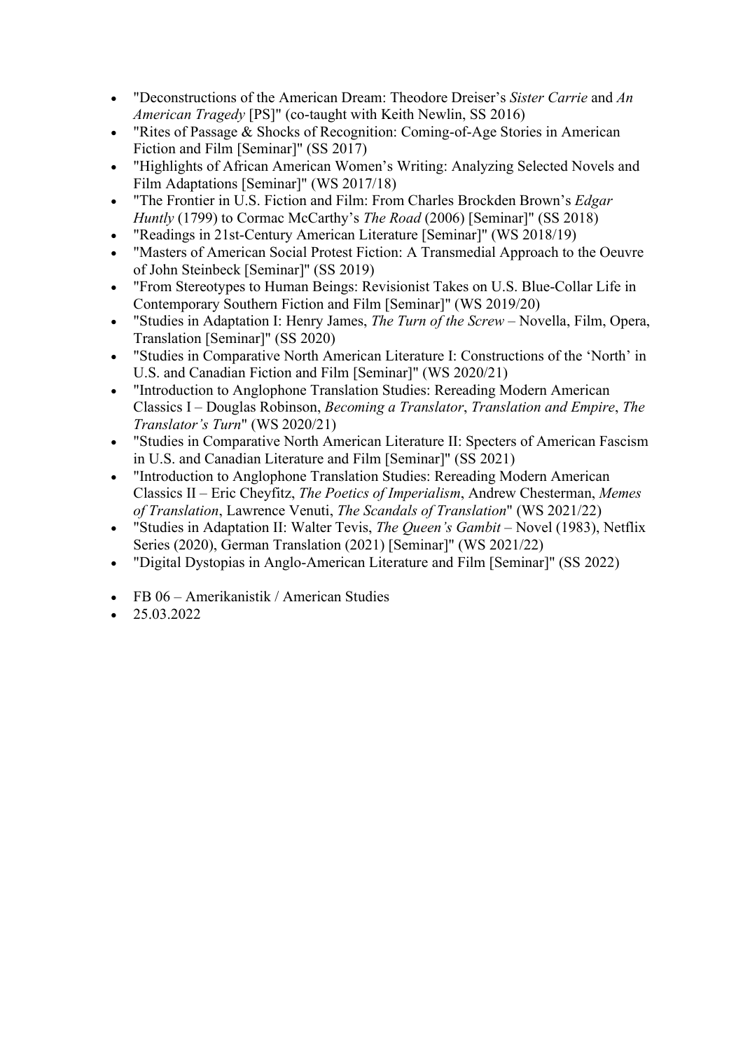- "Deconstructions of the American Dream: Theodore Dreiser's *Sister Carrie* and *An American Tragedy* [PS]" (co-taught with Keith Newlin, SS 2016)
- "Rites of Passage & Shocks of Recognition: Coming-of-Age Stories in American Fiction and Film [Seminar]" (SS 2017)
- "Highlights of African American Women's Writing: Analyzing Selected Novels and Film Adaptations [Seminar]" (WS 2017/18)
- "The Frontier in U.S. Fiction and Film: From Charles Brockden Brown's *Edgar Huntly* (1799) to Cormac McCarthy's *The Road* (2006) [Seminar]" (SS 2018)
- "Readings in 21st-Century American Literature [Seminar]" (WS 2018/19)
- "Masters of American Social Protest Fiction: A Transmedial Approach to the Oeuvre of John Steinbeck [Seminar]" (SS 2019)
- "From Stereotypes to Human Beings: Revisionist Takes on U.S. Blue-Collar Life in Contemporary Southern Fiction and Film [Seminar]" (WS 2019/20)
- "Studies in Adaptation I: Henry James, *The Turn of the Screw* – Novella, Film, Opera, Translation [Seminar]" (SS 2020)
- "Studies in Comparative North American Literature I: Constructions of the 'North' in U.S. and Canadian Fiction and Film [Seminar]" (WS 2020/21)
- "Introduction to Anglophone Translation Studies: Rereading Modern American Classics I – Douglas Robinson, *Becoming a Translator*, *Translation and Empire*, *The Translator's Turn*" (WS 2020/21)
- "Studies in Comparative North American Literature II: Specters of American Fascism in U.S. and Canadian Literature and Film [Seminar]" (SS 2021)
- "Introduction to Anglophone Translation Studies: Rereading Modern American Classics II – Eric Cheyfitz, *The Poetics of Imperialism*, Andrew Chesterman, *Memes of Translation*, Lawrence Venuti, *The Scandals of Translation*" (WS 2021/22)
- "Studies in Adaptation II: Walter Tevis, *The Queen's Gambit* – Novel (1983), Netflix Series (2020), German Translation (2021) [Seminar]" (WS 2021/22)
- "Digital Dystopias in Anglo-American Literature and Film [Seminar]" (SS 2022)

- FB 06 – Amerikanistik / American Studies
- 25.03.2022